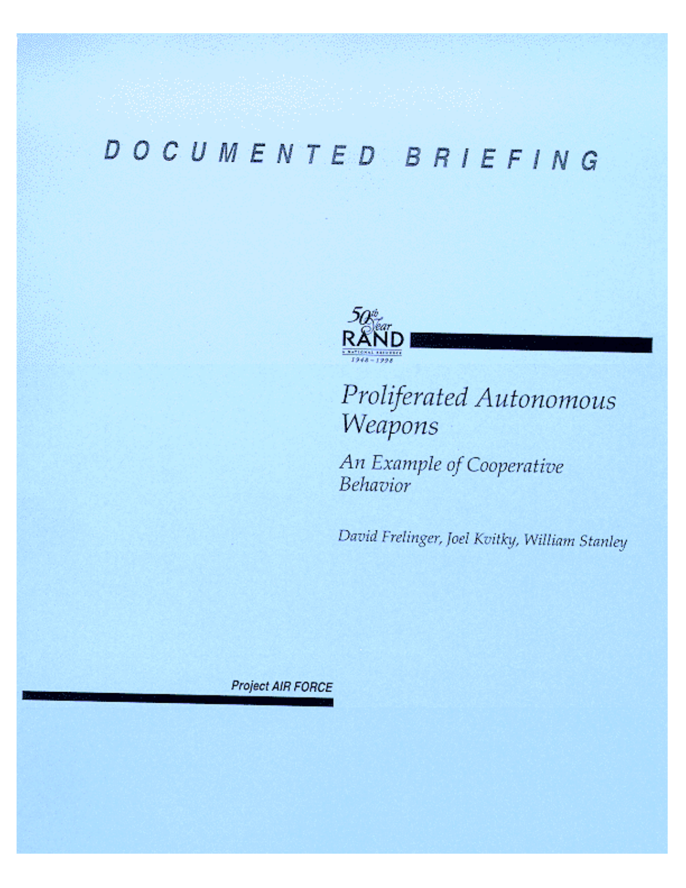DOCUMENTED BRIEFING

50th Year RAND A NATIONAL RESOURCE 1948–1998

# Proliferated Autonomous Weapons

## *An Example of Cooperative Behavior*

*David Frelinger, Joel Kvitky, William Stanley*

**Project AIR FORCE**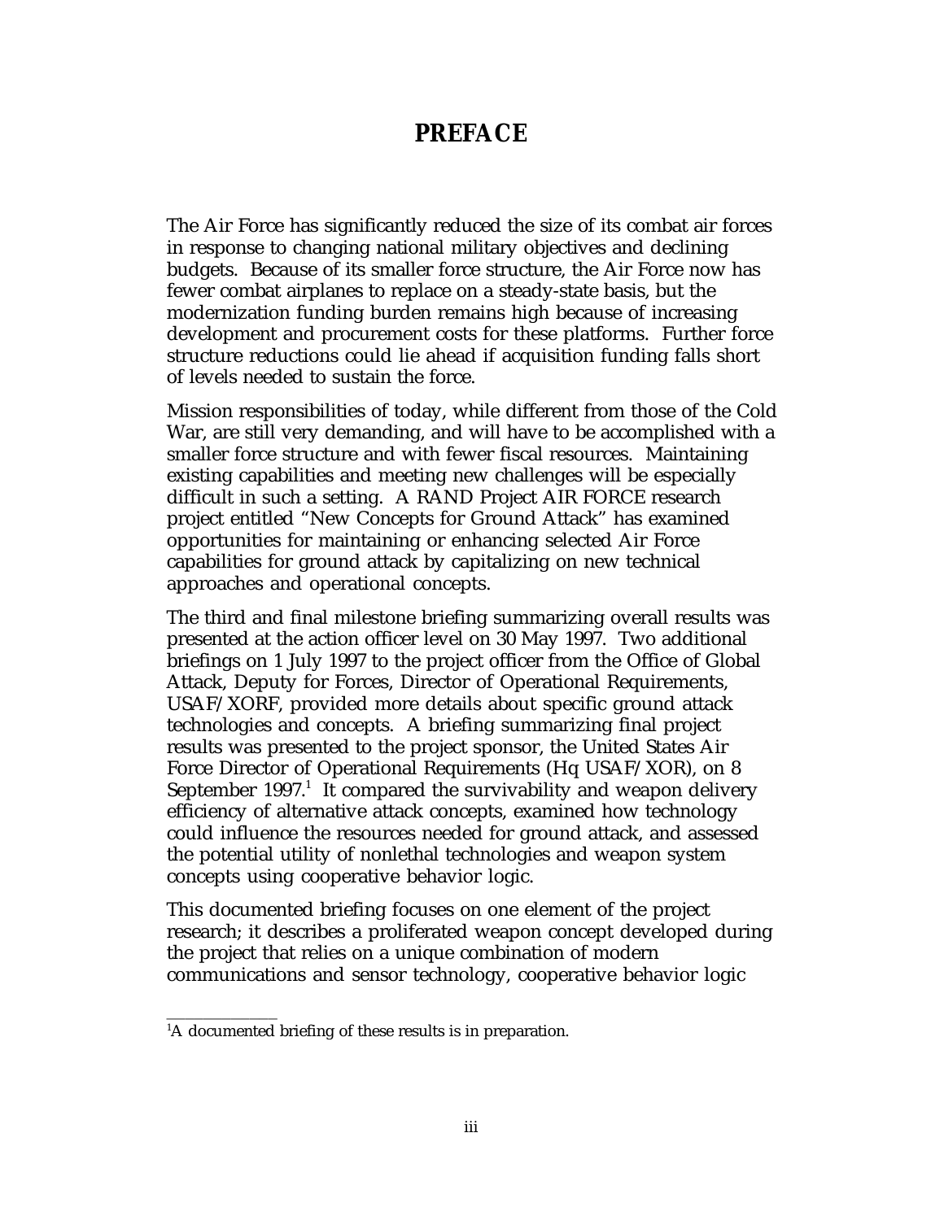# PREFACE

The Air Force has significantly reduced the size of its combat air forces in response to changing national military objectives and declining budgets. Because of its smaller force structure, the Air Force now has fewer combat airplanes to replace on a steady-state basis, but the modernization funding burden remains high because of increasing development and procurement costs for these platforms. Further force structure reductions could lie ahead if acquisition funding falls short of levels needed to sustain the force.

Mission responsibilities of today, while different from those of the Cold War, are still very demanding, and will have to be accomplished with a smaller force structure and with fewer fiscal resources. Maintaining existing capabilities and meeting new challenges will be especially difficult in such a setting. A RAND Project AIR FORCE research project entitled "New Concepts for Ground Attack" has examined opportunities for maintaining or enhancing selected Air Force capabilities for ground attack by capitalizing on new technical approaches and operational concepts.

The third and final milestone briefing summarizing overall results was presented at the action officer level on 30 May 1997. Two additional briefings on 1 July 1997 to the project officer from the Office of Global Attack, Deputy for Forces, Director of Operational Requirements, USAF/XORF, provided more details about specific ground attack technologies and concepts. A briefing summarizing final project results was presented to the project sponsor, the United States Air Force Director of Operational Requirements (Hq USAF/XOR), on 8 September 1997.[1] It compared the survivability and weapon delivery efficiency of alternative attack concepts, examined how technology could influence the resources needed for ground attack, and assessed the potential utility of nonlethal technologies and weapon system concepts using cooperative behavior logic.

This documented briefing focuses on one element of the project research; it describes a proliferated weapon concept developed during the project that relies on a unique combination of modern communications and sensor technology, cooperative behavior logic

[1] A documented briefing of these results is in preparation.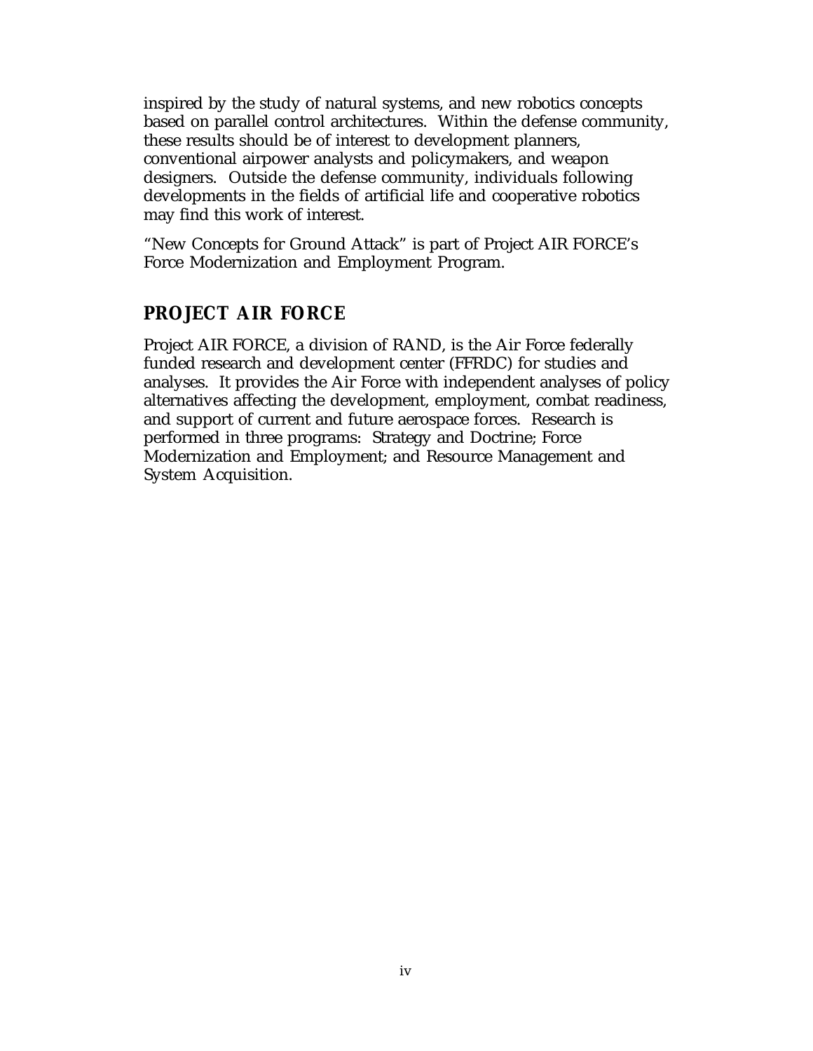inspired by the study of natural systems, and new robotics concepts based on parallel control architectures. Within the defense community, these results should be of interest to development planners, conventional airpower analysts and policymakers, and weapon designers. Outside the defense community, individuals following developments in the fields of artificial life and cooperative robotics may find this work of interest.

"New Concepts for Ground Attack" is part of Project AIR FORCE's Force Modernization and Employment Program.

## PROJECT AIR FORCE

Project AIR FORCE, a division of RAND, is the Air Force federally funded research and development center (FFRDC) for studies and analyses. It provides the Air Force with independent analyses of policy alternatives affecting the development, employment, combat readiness, and support of current and future aerospace forces. Research is performed in three programs: Strategy and Doctrine; Force Modernization and Employment; and Resource Management and System Acquisition.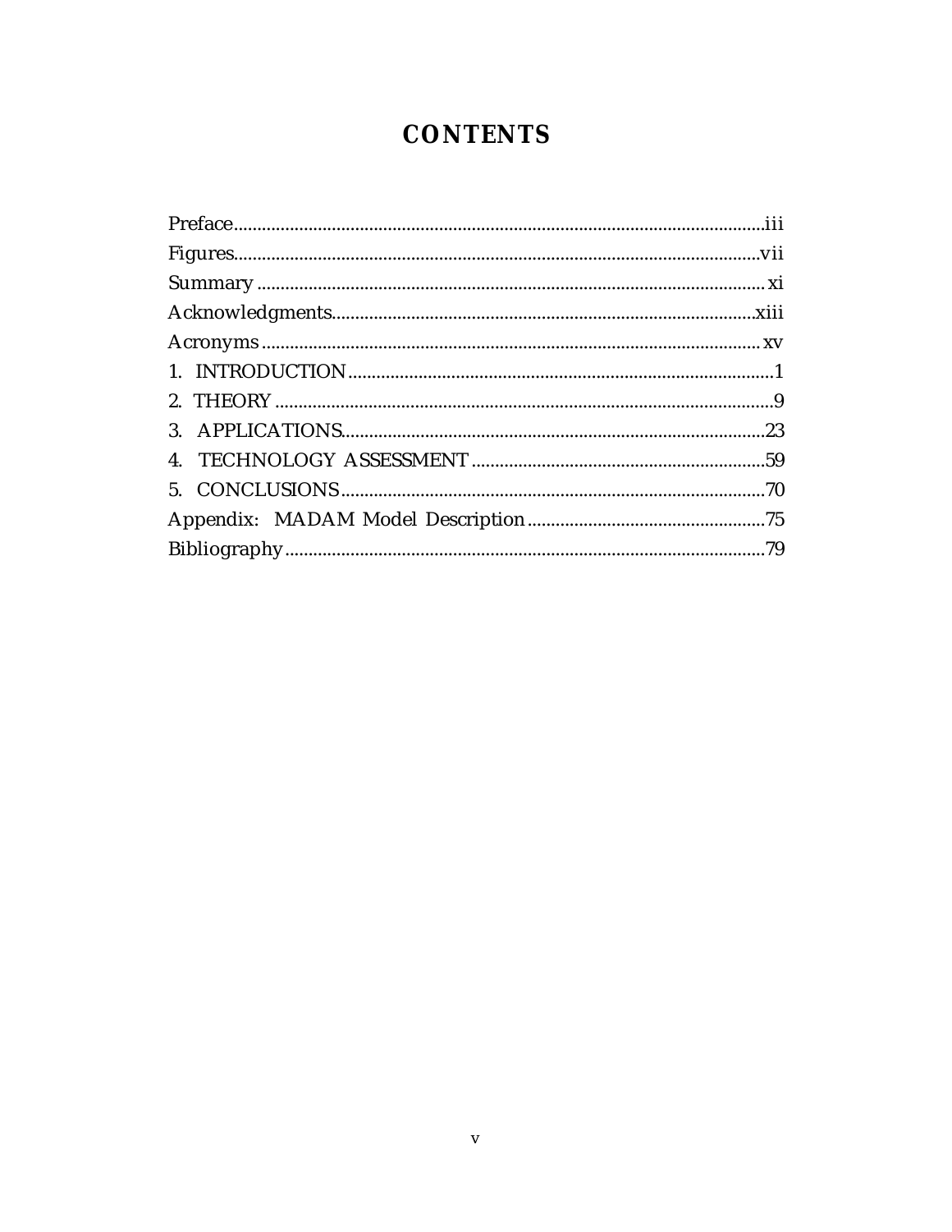# CONTENTS

Preface.......................................................................................................iii

Figures.......................................................................................................vii

Summary ..................................................................................................... xi

Acknowledgments.....................................................................................xiii

Acronyms ................................................................................................... xv

1. INTRODUCTION.....................................................................................1

2. THEORY ..................................................................................................9

3. APPLICATIONS.....................................................................................23

4. TECHNOLOGY ASSESSMENT ..........................................................59

5. CONCLUSIONS......................................................................................70

Appendix: MADAM Model Description...................................................75

Bibliography ...............................................................................................79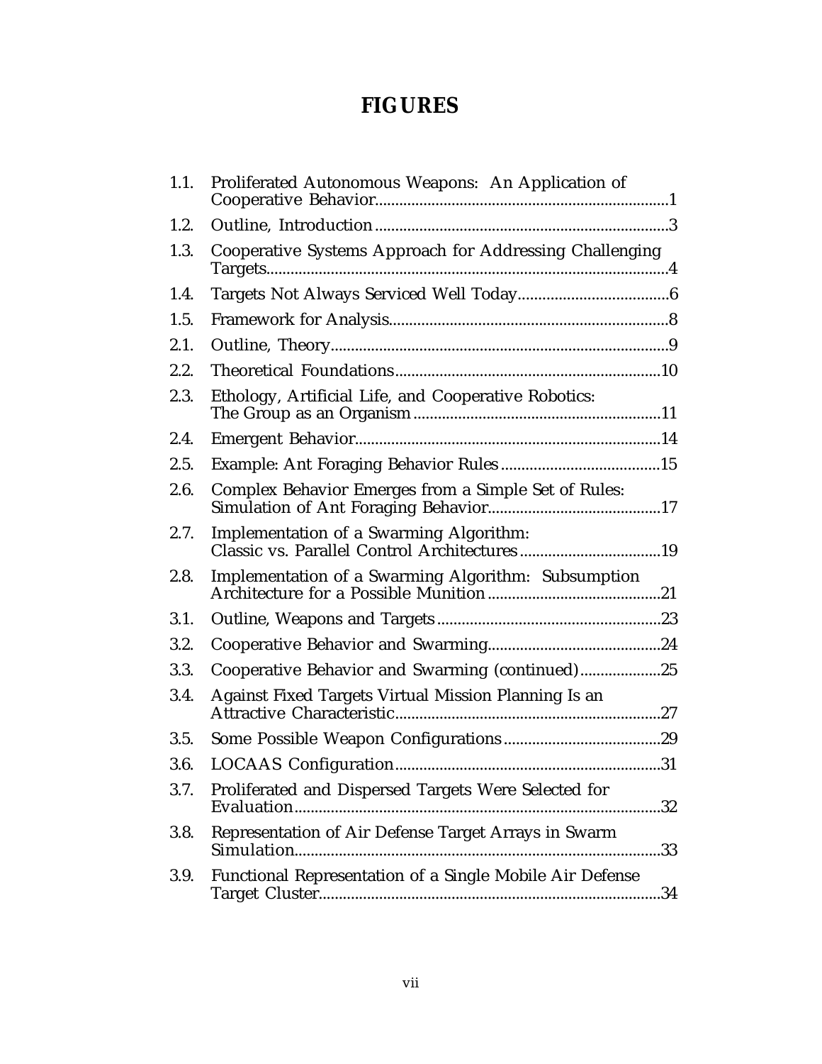# FIGURES

1.1. Proliferated Autonomous Weapons: An Application of Cooperative Behavior....1
1.2. Outline, Introduction....3
1.3. Cooperative Systems Approach for Addressing Challenging Targets....4
1.4. Targets Not Always Serviced Well Today....6
1.5. Framework for Analysis....8
2.1. Outline, Theory....9
2.2. Theoretical Foundations....10
2.3. Ethology, Artificial Life, and Cooperative Robotics: The Group as an Organism....11
2.4. Emergent Behavior....14
2.5. Example: Ant Foraging Behavior Rules....15
2.6. Complex Behavior Emerges from a Simple Set of Rules: Simulation of Ant Foraging Behavior....17
2.7. Implementation of a Swarming Algorithm: Classic vs. Parallel Control Architectures....19
2.8. Implementation of a Swarming Algorithm: Subsumption Architecture for a Possible Munition....21
3.1. Outline, Weapons and Targets....23
3.2. Cooperative Behavior and Swarming....24
3.3. Cooperative Behavior and Swarming (continued)....25
3.4. Against Fixed Targets Virtual Mission Planning Is an Attractive Characteristic....27
3.5. Some Possible Weapon Configurations....29
3.6. LOCAAS Configuration....31
3.7. Proliferated and Dispersed Targets Were Selected for Evaluation....32
3.8. Representation of Air Defense Target Arrays in Swarm Simulation....33
3.9. Functional Representation of a Single Mobile Air Defense Target Cluster....34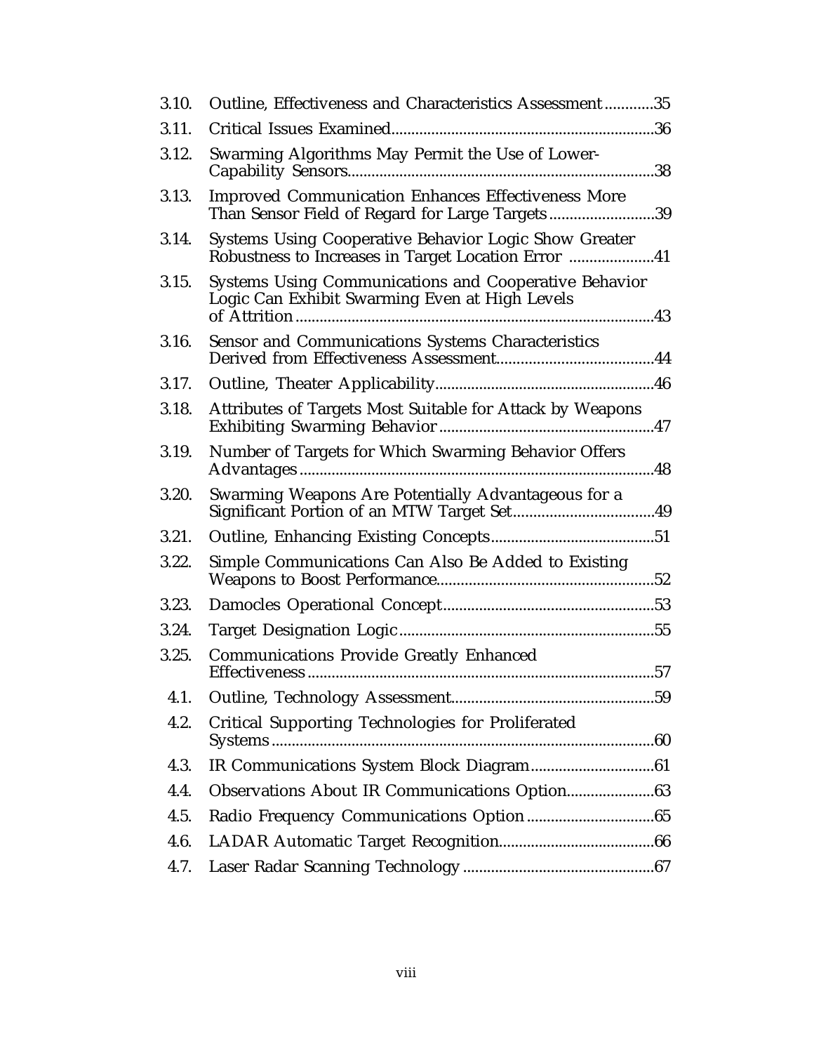| | | |
|---|---|---|
| 3.10. | Outline, Effectiveness and Characteristics Assessment | 35 |
| 3.11. | Critical Issues Examined | 36 |
| 3.12. | Swarming Algorithms May Permit the Use of Lower-Capability Sensors | 38 |
| 3.13. | Improved Communication Enhances Effectiveness More Than Sensor Field of Regard for Large Targets | 39 |
| 3.14. | Systems Using Cooperative Behavior Logic Show Greater Robustness to Increases in Target Location Error | 41 |
| 3.15. | Systems Using Communications and Cooperative Behavior Logic Can Exhibit Swarming Even at High Levels of Attrition | 43 |
| 3.16. | Sensor and Communications Systems Characteristics Derived from Effectiveness Assessment | 44 |
| 3.17. | Outline, Theater Applicability | 46 |
| 3.18. | Attributes of Targets Most Suitable for Attack by Weapons Exhibiting Swarming Behavior | 47 |
| 3.19. | Number of Targets for Which Swarming Behavior Offers Advantages | 48 |
| 3.20. | Swarming Weapons Are Potentially Advantageous for a Significant Portion of an MTW Target Set | 49 |
| 3.21. | Outline, Enhancing Existing Concepts | 51 |
| 3.22. | Simple Communications Can Also Be Added to Existing Weapons to Boost Performance | 52 |
| 3.23. | Damocles Operational Concept | 53 |
| 3.24. | Target Designation Logic | 55 |
| 3.25. | Communications Provide Greatly Enhanced Effectiveness | 57 |
| 4.1. | Outline, Technology Assessment | 59 |
| 4.2. | Critical Supporting Technologies for Proliferated Systems | 60 |
| 4.3. | IR Communications System Block Diagram | 61 |
| 4.4. | Observations About IR Communications Option | 63 |
| 4.5. | Radio Frequency Communications Option | 65 |
| 4.6. | LADAR Automatic Target Recognition | 66 |
| 4.7. | Laser Radar Scanning Technology | 67 |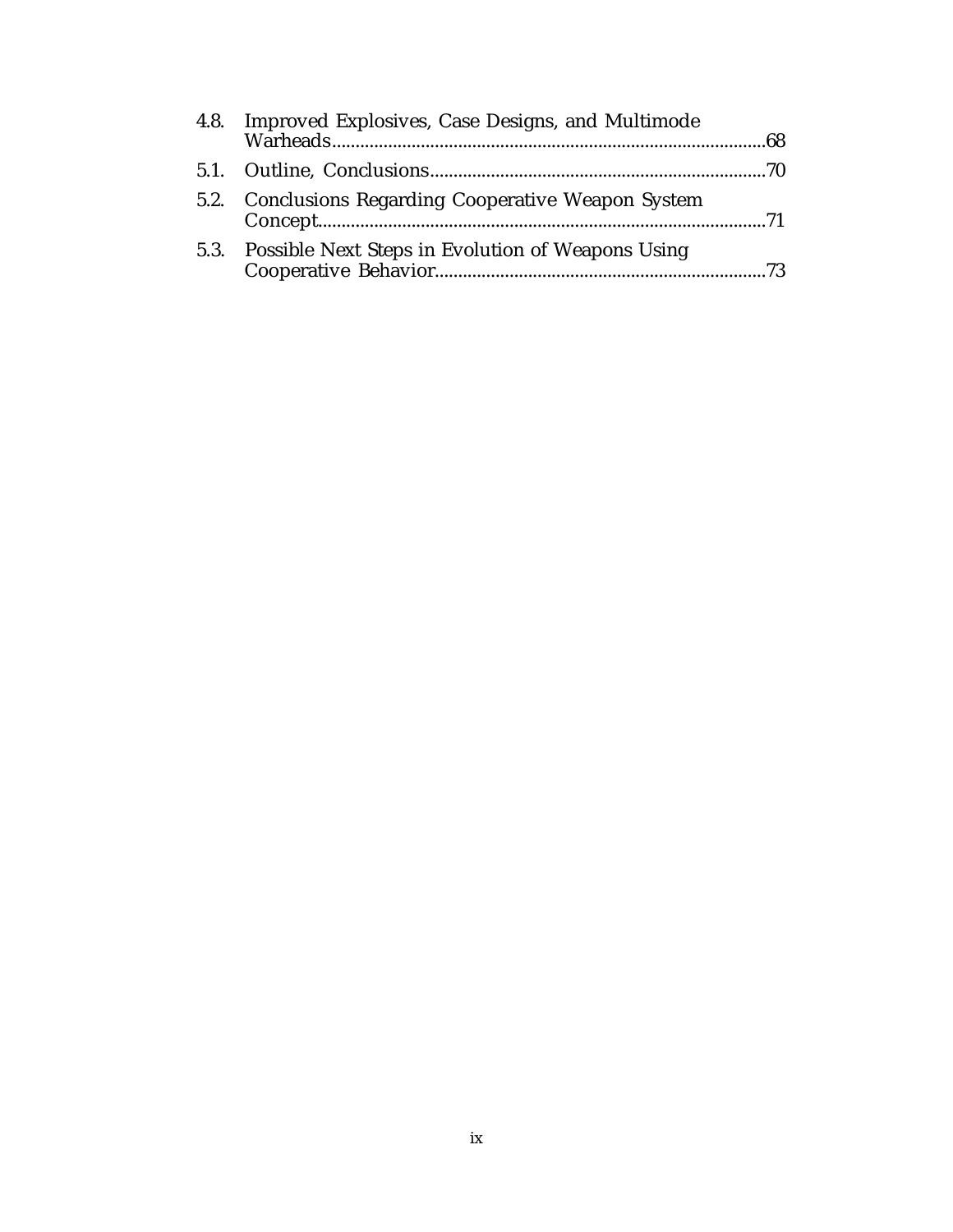4.8. Improved Explosives, Case Designs, and Multimode Warheads....................................................68

5.1. Outline, Conclusions....................................................70

5.2. Conclusions Regarding Cooperative Weapon System Concept....................................................71

5.3. Possible Next Steps in Evolution of Weapons Using Cooperative Behavior....................................................73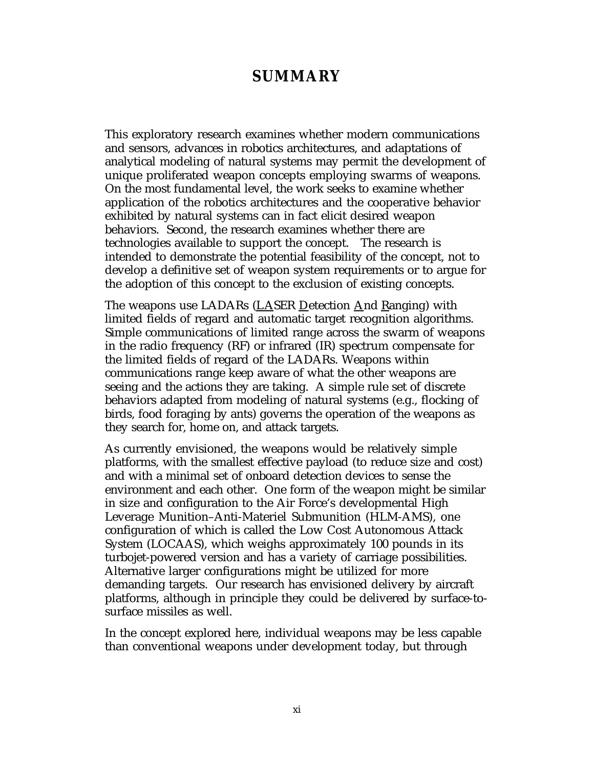# SUMMARY

This exploratory research examines whether modern communications and sensors, advances in robotics architectures, and adaptations of analytical modeling of natural systems may permit the development of unique proliferated weapon concepts employing swarms of weapons. On the most fundamental level, the work seeks to examine whether application of the robotics architectures and the cooperative behavior exhibited by natural systems can in fact elicit desired weapon behaviors. Second, the research examines whether there are technologies available to support the concept. The research is intended to demonstrate the potential feasibility of the concept, not to develop a definitive set of weapon system requirements or to argue for the adoption of this concept to the exclusion of existing concepts.

The weapons use LADARs (LASER Detection And Ranging) with limited fields of regard and automatic target recognition algorithms. Simple communications of limited range across the swarm of weapons in the radio frequency (RF) or infrared (IR) spectrum compensate for the limited fields of regard of the LADARs. Weapons within communications range keep aware of what the other weapons are seeing and the actions they are taking. A simple rule set of discrete behaviors adapted from modeling of natural systems (e.g., flocking of birds, food foraging by ants) governs the operation of the weapons as they search for, home on, and attack targets.

As currently envisioned, the weapons would be relatively simple platforms, with the smallest effective payload (to reduce size and cost) and with a minimal set of onboard detection devices to sense the environment and each other. One form of the weapon might be similar in size and configuration to the Air Force's developmental High Leverage Munition–Anti-Materiel Submunition (HLM-AMS), one configuration of which is called the Low Cost Autonomous Attack System (LOCAAS), which weighs approximately 100 pounds in its turbojet-powered version and has a variety of carriage possibilities. Alternative larger configurations might be utilized for more demanding targets. Our research has envisioned delivery by aircraft platforms, although in principle they could be delivered by surface-to-surface missiles as well.

In the concept explored here, individual weapons may be less capable than conventional weapons under development today, but through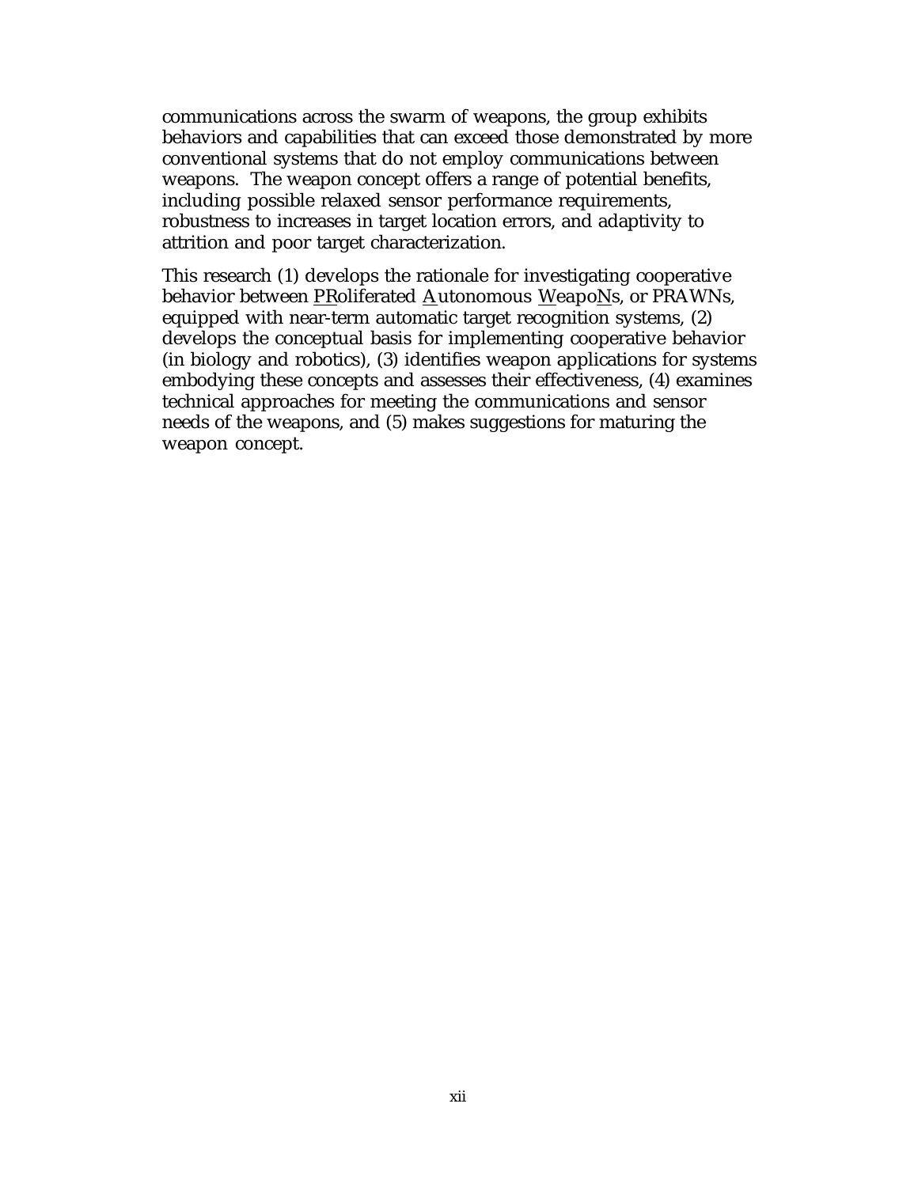communications across the swarm of weapons, the group exhibits behaviors and capabilities that can exceed those demonstrated by more conventional systems that do not employ communications between weapons. The weapon concept offers a range of potential benefits, including possible relaxed sensor performance requirements, robustness to increases in target location errors, and adaptivity to attrition and poor target characterization.

This research (1) develops the rationale for investigating cooperative behavior between PRoliferated Autonomous WeapoNs, or PRAWNs, equipped with near-term automatic target recognition systems, (2) develops the conceptual basis for implementing cooperative behavior (in biology and robotics), (3) identifies weapon applications for systems embodying these concepts and assesses their effectiveness, (4) examines technical approaches for meeting the communications and sensor needs of the weapons, and (5) makes suggestions for maturing the weapon concept.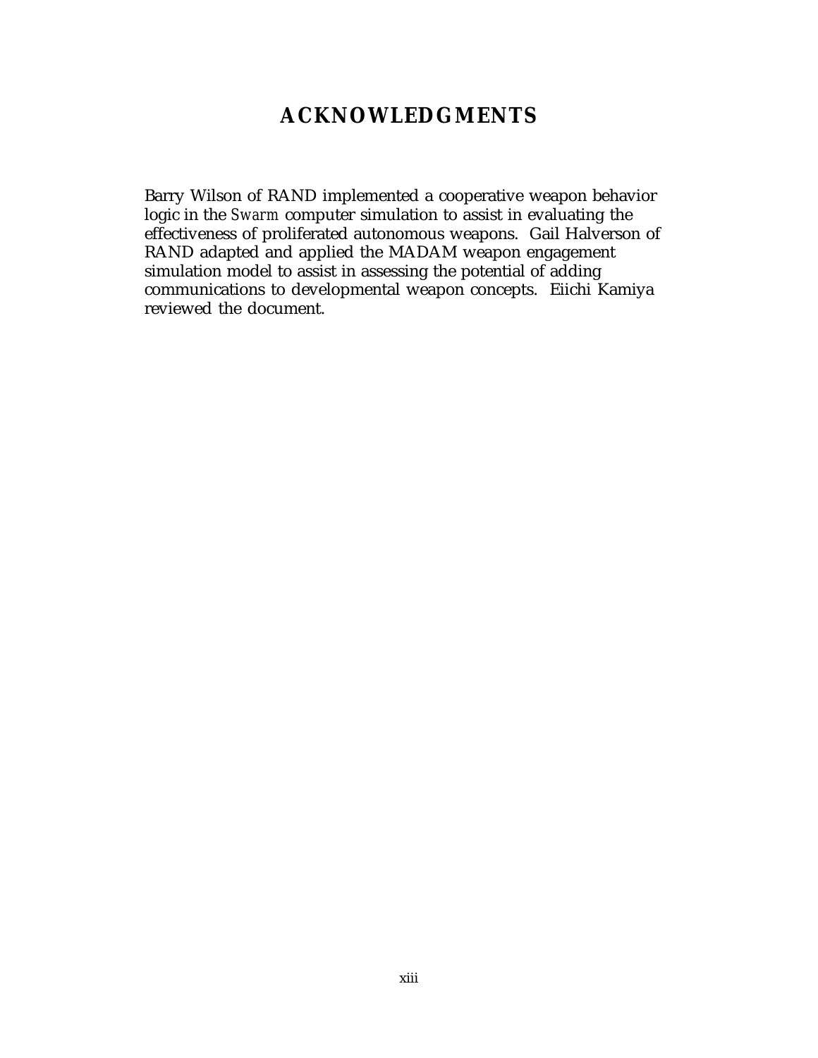# ACKNOWLEDGMENTS

Barry Wilson of RAND implemented a cooperative weapon behavior logic in the *Swarm* computer simulation to assist in evaluating the effectiveness of proliferated autonomous weapons. Gail Halverson of RAND adapted and applied the MADAM weapon engagement simulation model to assist in assessing the potential of adding communications to developmental weapon concepts. Eiichi Kamiya reviewed the document.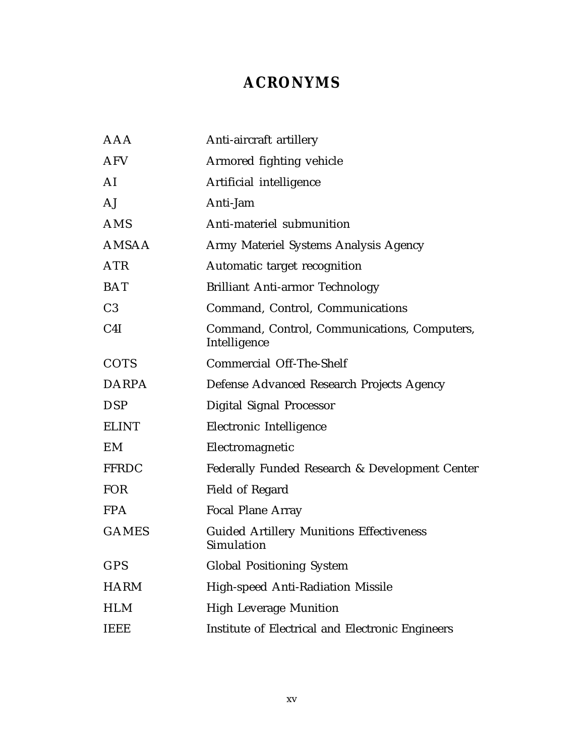# ACRONYMS

| | |
|---|---|
| AAA | Anti-aircraft artillery |
| AFV | Armored fighting vehicle |
| AI | Artificial intelligence |
| AJ | Anti-Jam |
| AMS | Anti-materiel submunition |
| AMSAA | Army Materiel Systems Analysis Agency |
| ATR | Automatic target recognition |
| BAT | Brilliant Anti-armor Technology |
| C3 | Command, Control, Communications |
| C4I | Command, Control, Communications, Computers, Intelligence |
| COTS | Commercial Off-The-Shelf |
| DARPA | Defense Advanced Research Projects Agency |
| DSP | Digital Signal Processor |
| ELINT | Electronic Intelligence |
| EM | Electromagnetic |
| FFRDC | Federally Funded Research & Development Center |
| FOR | Field of Regard |
| FPA | Focal Plane Array |
| GAMES | Guided Artillery Munitions Effectiveness Simulation |
| GPS | Global Positioning System |
| HARM | High-speed Anti-Radiation Missile |
| HLM | High Leverage Munition |
| IEEE | Institute of Electrical and Electronic Engineers |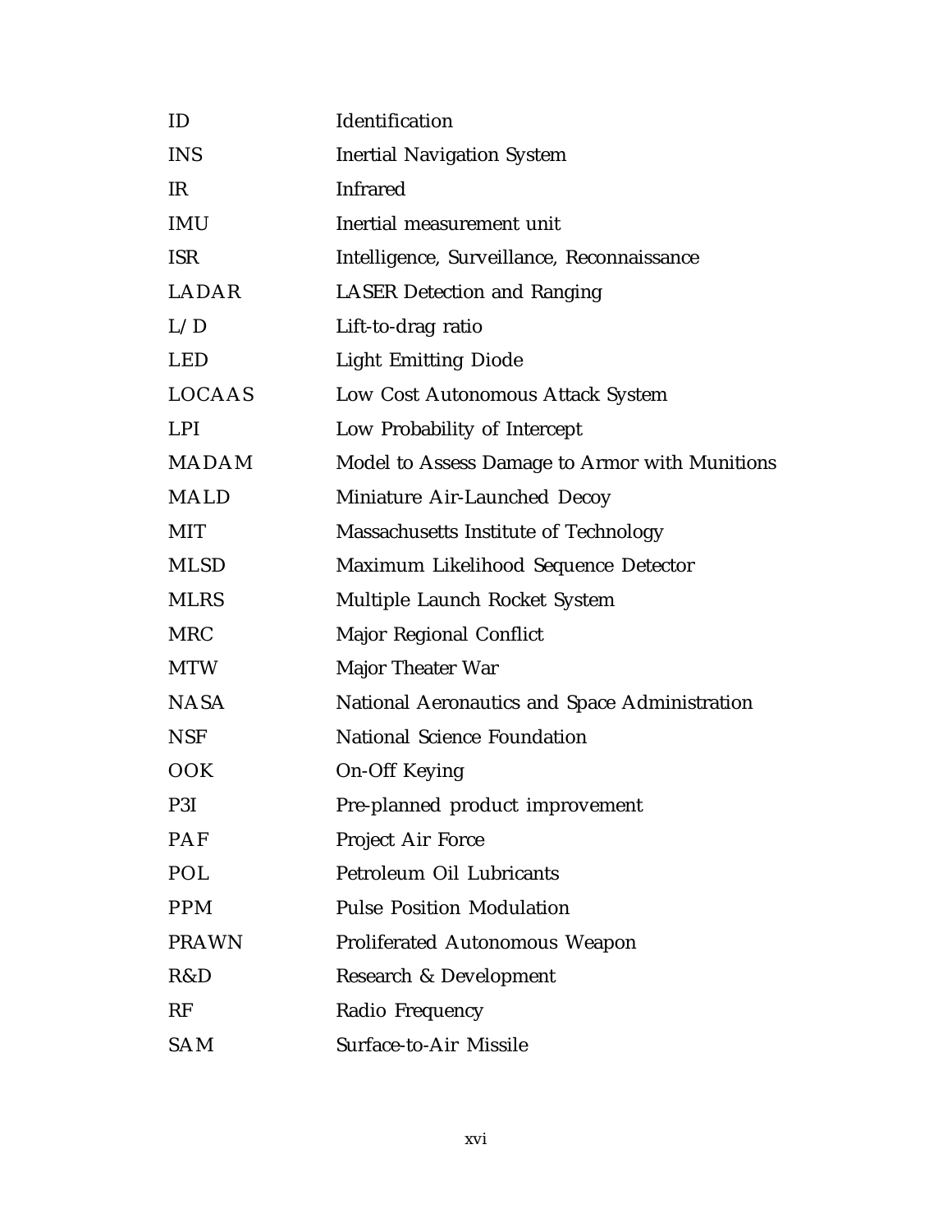| | |
|---|---|
| ID | Identification |
| INS | Inertial Navigation System |
| IR | Infrared |
| IMU | Inertial measurement unit |
| ISR | Intelligence, Surveillance, Reconnaissance |
| LADAR | LASER Detection and Ranging |
| L/D | Lift-to-drag ratio |
| LED | Light Emitting Diode |
| LOCAAS | Low Cost Autonomous Attack System |
| LPI | Low Probability of Intercept |
| MADAM | Model to Assess Damage to Armor with Munitions |
| MALD | Miniature Air-Launched Decoy |
| MIT | Massachusetts Institute of Technology |
| MLSD | Maximum Likelihood Sequence Detector |
| MLRS | Multiple Launch Rocket System |
| MRC | Major Regional Conflict |
| MTW | Major Theater War |
| NASA | National Aeronautics and Space Administration |
| NSF | National Science Foundation |
| OOK | On-Off Keying |
| P3I | Pre-planned product improvement |
| PAF | Project Air Force |
| POL | Petroleum Oil Lubricants |
| PPM | Pulse Position Modulation |
| PRAWN | Proliferated Autonomous Weapon |
| R&D | Research & Development |
| RF | Radio Frequency |
| SAM | Surface-to-Air Missile |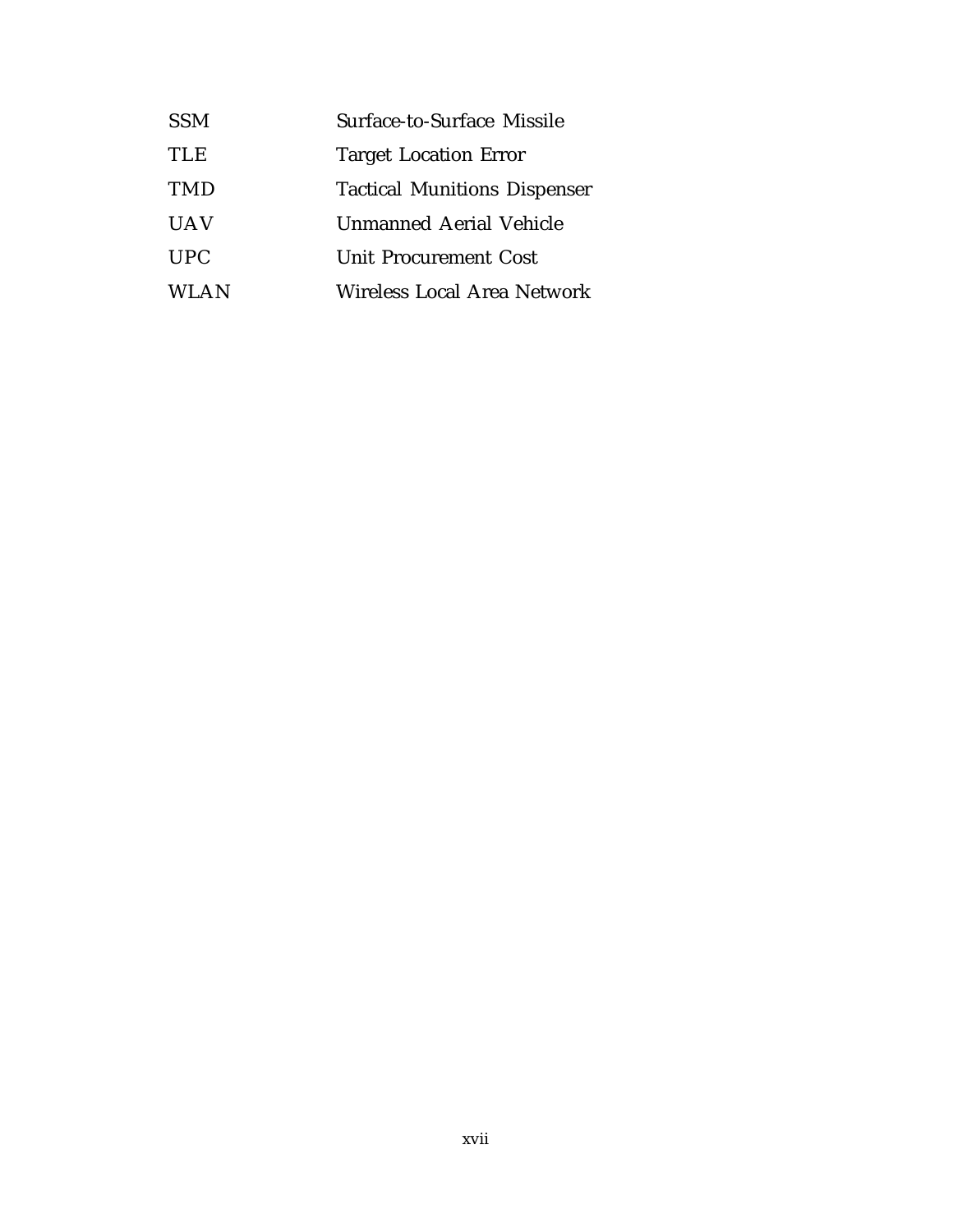| | |
|---|---|
| SSM | Surface-to-Surface Missile |
| TLE | Target Location Error |
| TMD | Tactical Munitions Dispenser |
| UAV | Unmanned Aerial Vehicle |
| UPC | Unit Procurement Cost |
| WLAN | Wireless Local Area Network |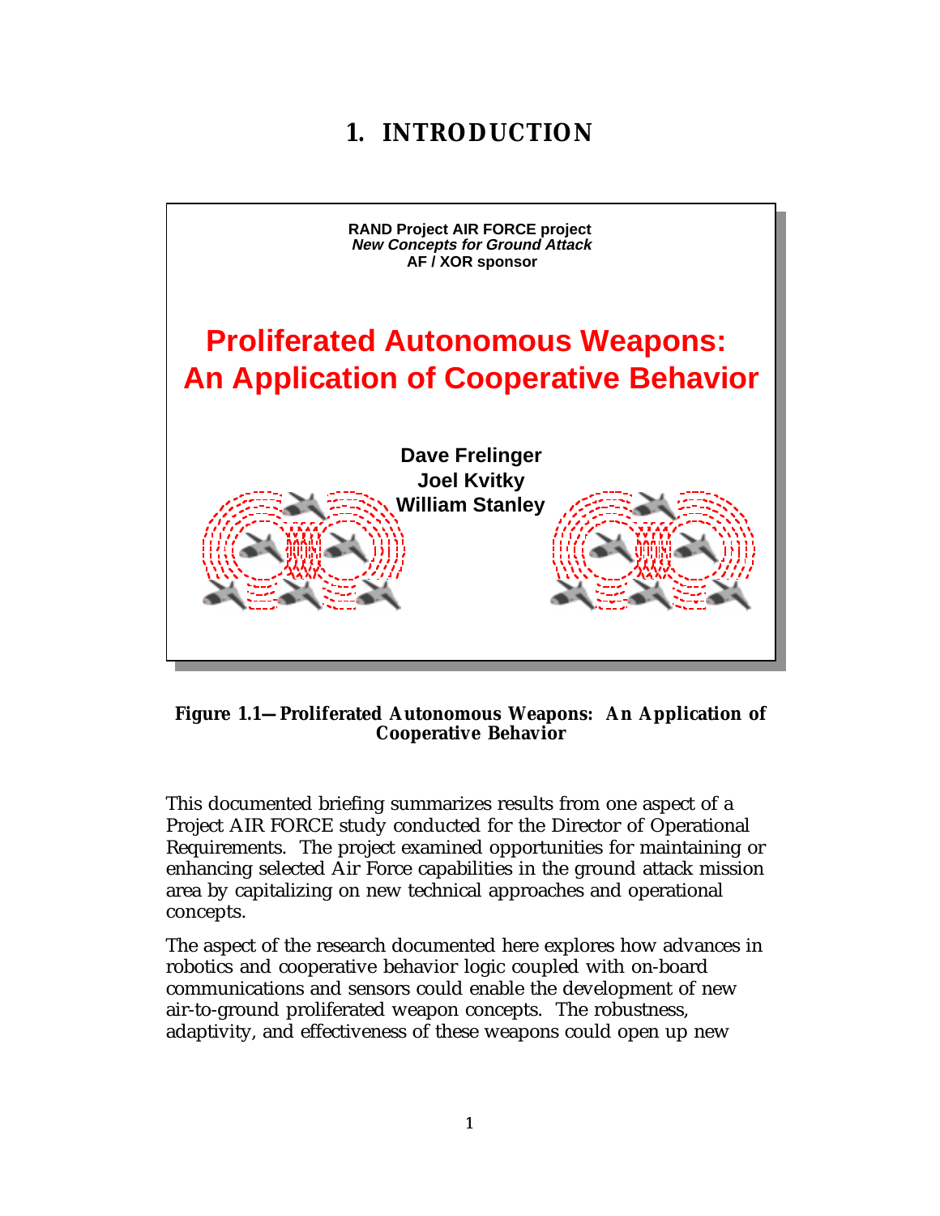# 1. INTRODUCTION

RAND Project AIR FORCE project
*New Concepts for Ground Attack*
AF / XOR sponsor

**Proliferated Autonomous Weapons: An Application of Cooperative Behavior**

**Dave Frelinger**
**Joel Kvitky**
**William Stanley**

**Figure 1.1—Proliferated Autonomous Weapons: An Application of Cooperative Behavior**

This documented briefing summarizes results from one aspect of a Project AIR FORCE study conducted for the Director of Operational Requirements. The project examined opportunities for maintaining or enhancing selected Air Force capabilities in the ground attack mission area by capitalizing on new technical approaches and operational concepts.

The aspect of the research documented here explores how advances in robotics and cooperative behavior logic coupled with on-board communications and sensors could enable the development of new air-to-ground proliferated weapon concepts. The robustness, adaptivity, and effectiveness of these weapons could open up new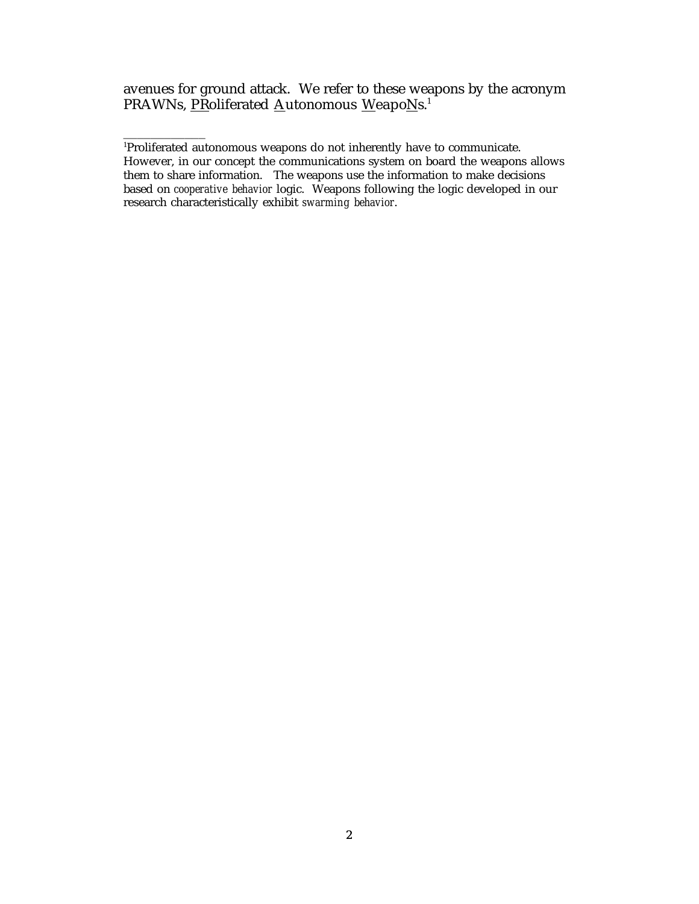avenues for ground attack. We refer to these weapons by the acronym PRAWNs, PRoliferated Autonomous WeapoNs.[1]

---

[1]Proliferated autonomous weapons do not inherently have to communicate. However, in our concept the communications system on board the weapons allows them to share information. The weapons use the information to make decisions based on *cooperative behavior* logic. Weapons following the logic developed in our research characteristically exhibit *swarming behavior*.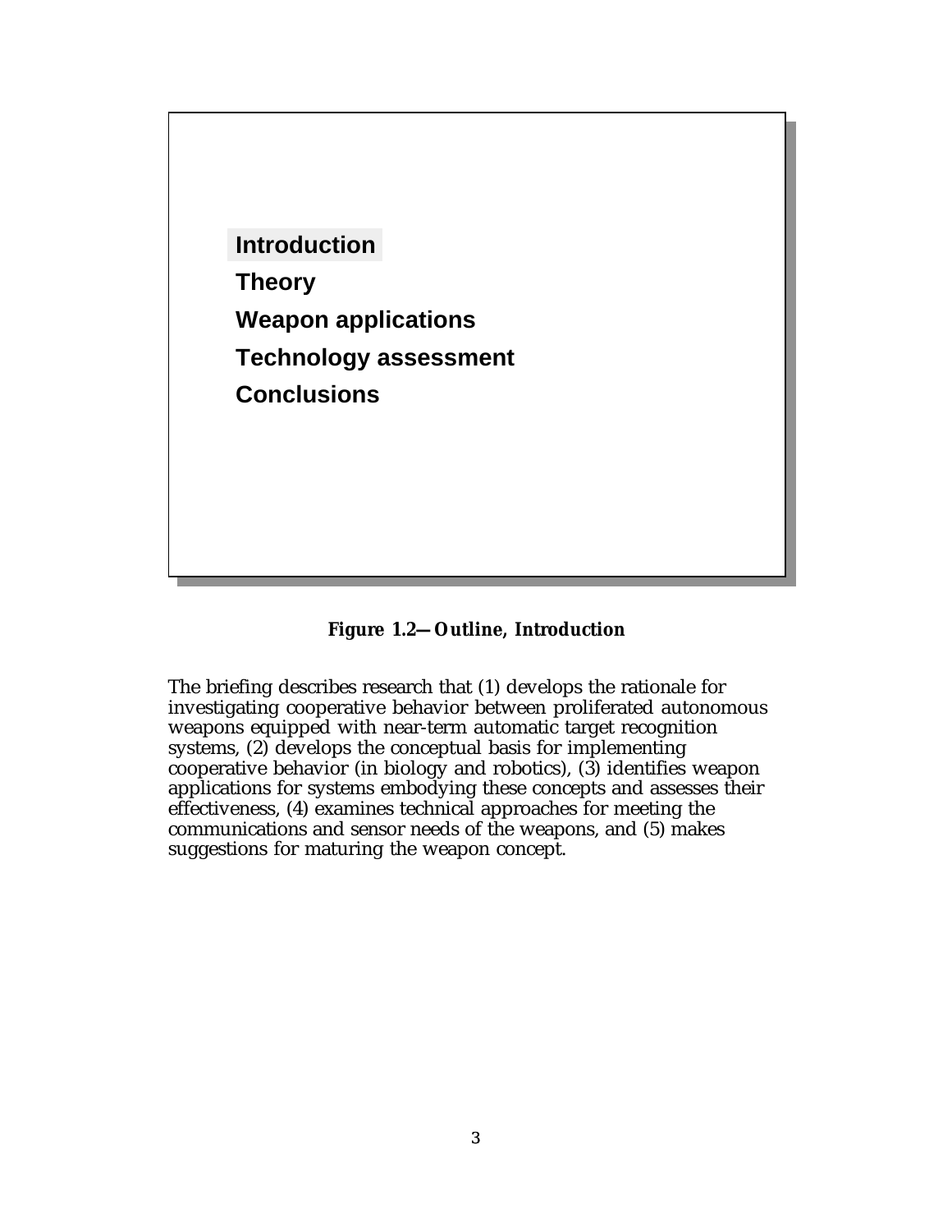Introduction

Theory

Weapon applications

Technology assessment

Conclusions

**Figure 1.2—Outline, Introduction**

The briefing describes research that (1) develops the rationale for investigating cooperative behavior between proliferated autonomous weapons equipped with near-term automatic target recognition systems, (2) develops the conceptual basis for implementing cooperative behavior (in biology and robotics), (3) identifies weapon applications for systems embodying these concepts and assesses their effectiveness, (4) examines technical approaches for meeting the communications and sensor needs of the weapons, and (5) makes suggestions for maturing the weapon concept.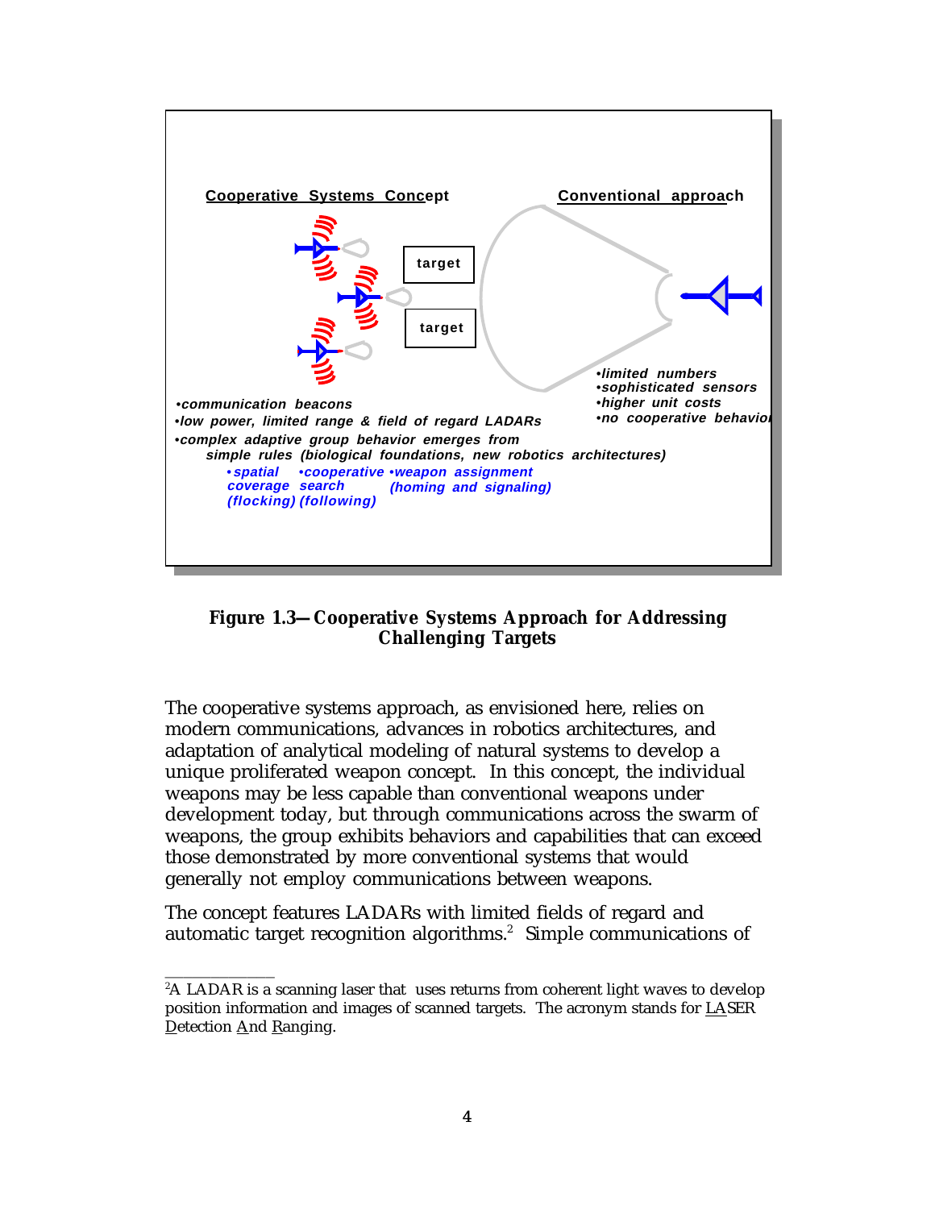**Cooperative Systems Concept**

target

target

- communication beacons
- low power, limited range & field of regard LADARs
- complex adaptive group behavior emerges from simple rules (biological foundations, new robotics architectures)
  - spatial coverage (flocking)
  - cooperative search (following)
  - weapon assignment (homing and signaling)

**Conventional approach**

- limited numbers
- sophisticated sensors
- higher unit costs
- no cooperative behavior

**Figure 1.3—Cooperative Systems Approach for Addressing Challenging Targets**

The cooperative systems approach, as envisioned here, relies on modern communications, advances in robotics architectures, and adaptation of analytical modeling of natural systems to develop a unique proliferated weapon concept. In this concept, the individual weapons may be less capable than conventional weapons under development today, but through communications across the swarm of weapons, the group exhibits behaviors and capabilities that can exceed those demonstrated by more conventional systems that would generally not employ communications between weapons.

The concept features LADARs with limited fields of regard and automatic target recognition algorithms.[2] Simple communications of

---

[2] A LADAR is a scanning laser that uses returns from coherent light waves to develop position information and images of scanned targets. The acronym stands for LASER Detection And Ranging.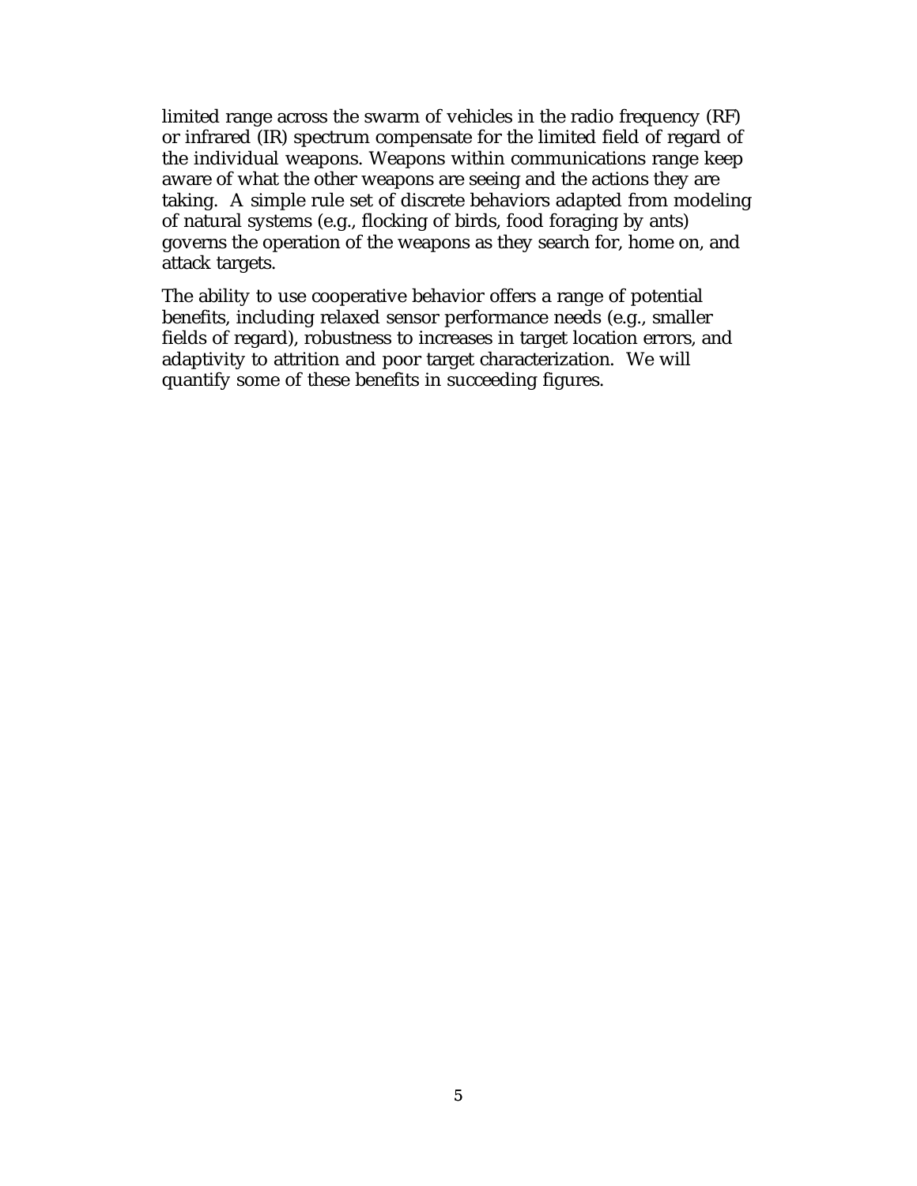limited range across the swarm of vehicles in the radio frequency (RF) or infrared (IR) spectrum compensate for the limited field of regard of the individual weapons. Weapons within communications range keep aware of what the other weapons are seeing and the actions they are taking. A simple rule set of discrete behaviors adapted from modeling of natural systems (e.g., flocking of birds, food foraging by ants) governs the operation of the weapons as they search for, home on, and attack targets.

The ability to use cooperative behavior offers a range of potential benefits, including relaxed sensor performance needs (e.g., smaller fields of regard), robustness to increases in target location errors, and adaptivity to attrition and poor target characterization. We will quantify some of these benefits in succeeding figures.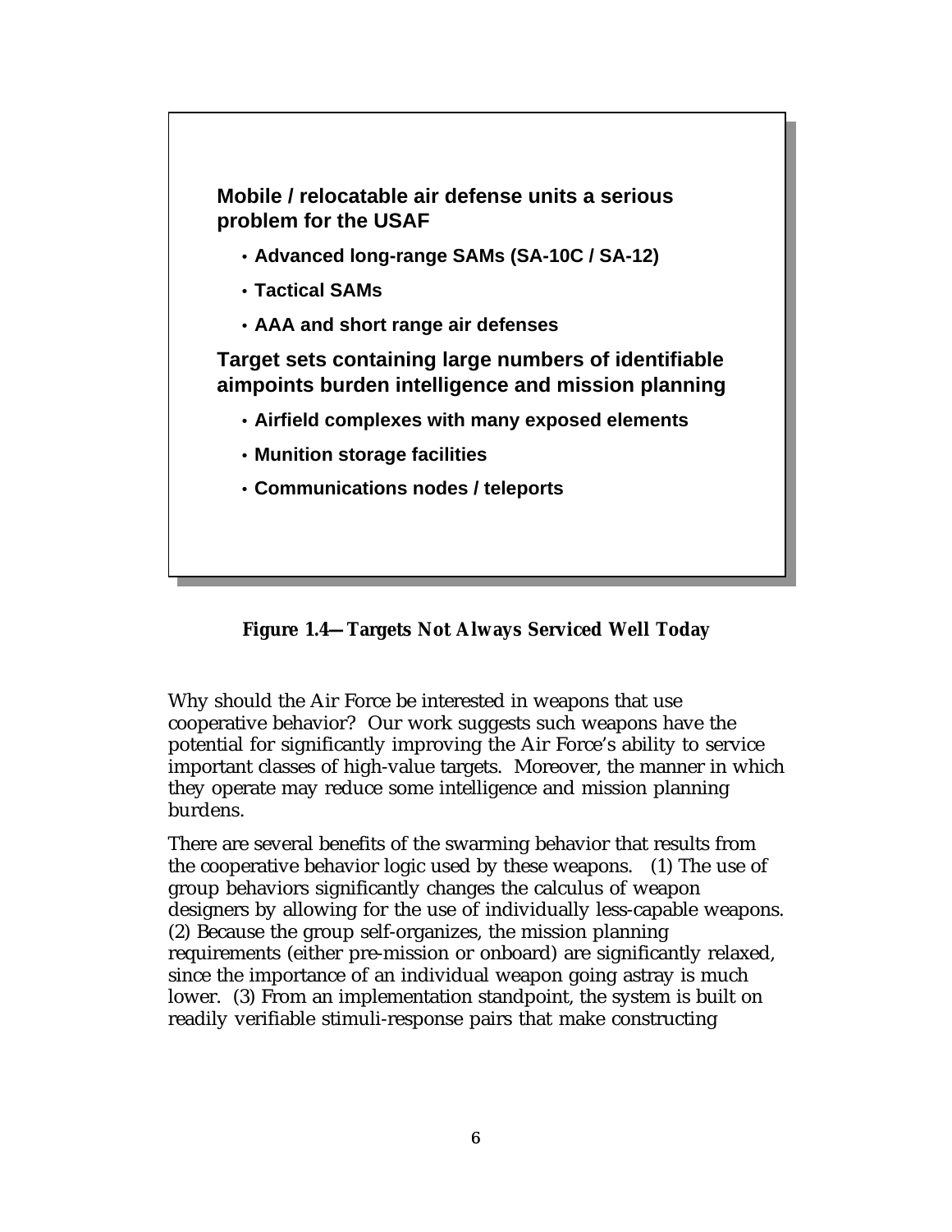**Mobile / relocatable air defense units a serious problem for the USAF**

- **Advanced long-range SAMs (SA-10C / SA-12)**
- **Tactical SAMs**
- **AAA and short range air defenses**

**Target sets containing large numbers of identifiable aimpoints burden intelligence and mission planning**

- **Airfield complexes with many exposed elements**
- **Munition storage facilities**
- **Communications nodes / teleports**

**Figure 1.4—Targets Not Always Serviced Well Today**

Why should the Air Force be interested in weapons that use cooperative behavior? Our work suggests such weapons have the potential for significantly improving the Air Force's ability to service important classes of high-value targets. Moreover, the manner in which they operate may reduce some intelligence and mission planning burdens.

There are several benefits of the swarming behavior that results from the cooperative behavior logic used by these weapons. (1) The use of group behaviors significantly changes the calculus of weapon designers by allowing for the use of individually less-capable weapons. (2) Because the group self-organizes, the mission planning requirements (either pre-mission or onboard) are significantly relaxed, since the importance of an individual weapon going astray is much lower. (3) From an implementation standpoint, the system is built on readily verifiable stimuli-response pairs that make constructing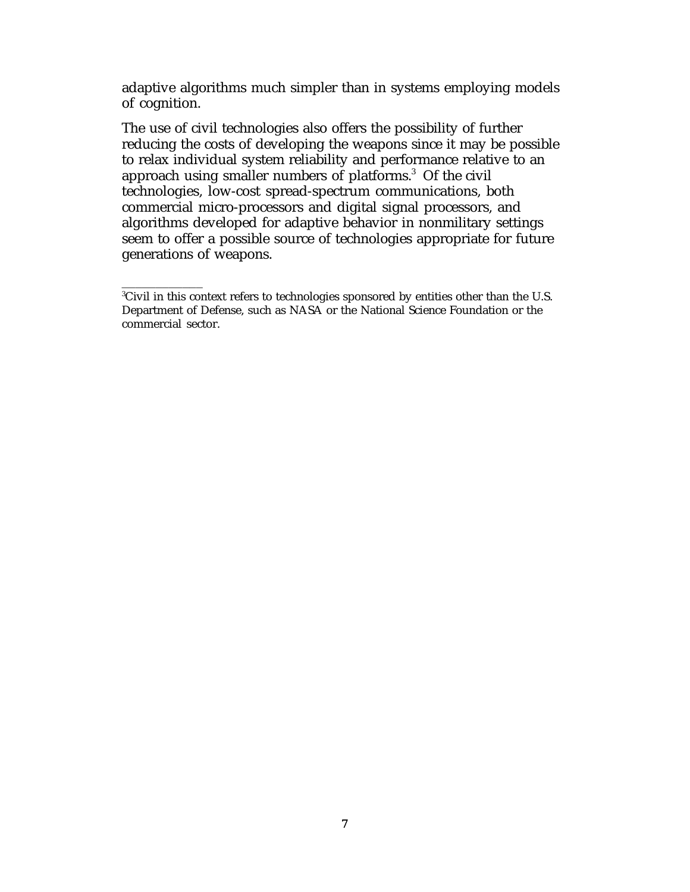adaptive algorithms much simpler than in systems employing models of cognition.

The use of civil technologies also offers the possibility of further reducing the costs of developing the weapons since it may be possible to relax individual system reliability and performance relative to an approach using smaller numbers of platforms.[3] Of the civil technologies, low-cost spread-spectrum communications, both commercial micro-processors and digital signal processors, and algorithms developed for adaptive behavior in nonmilitary settings seem to offer a possible source of technologies appropriate for future generations of weapons.

---

[3]Civil in this context refers to technologies sponsored by entities other than the U.S. Department of Defense, such as NASA or the National Science Foundation or the commercial sector.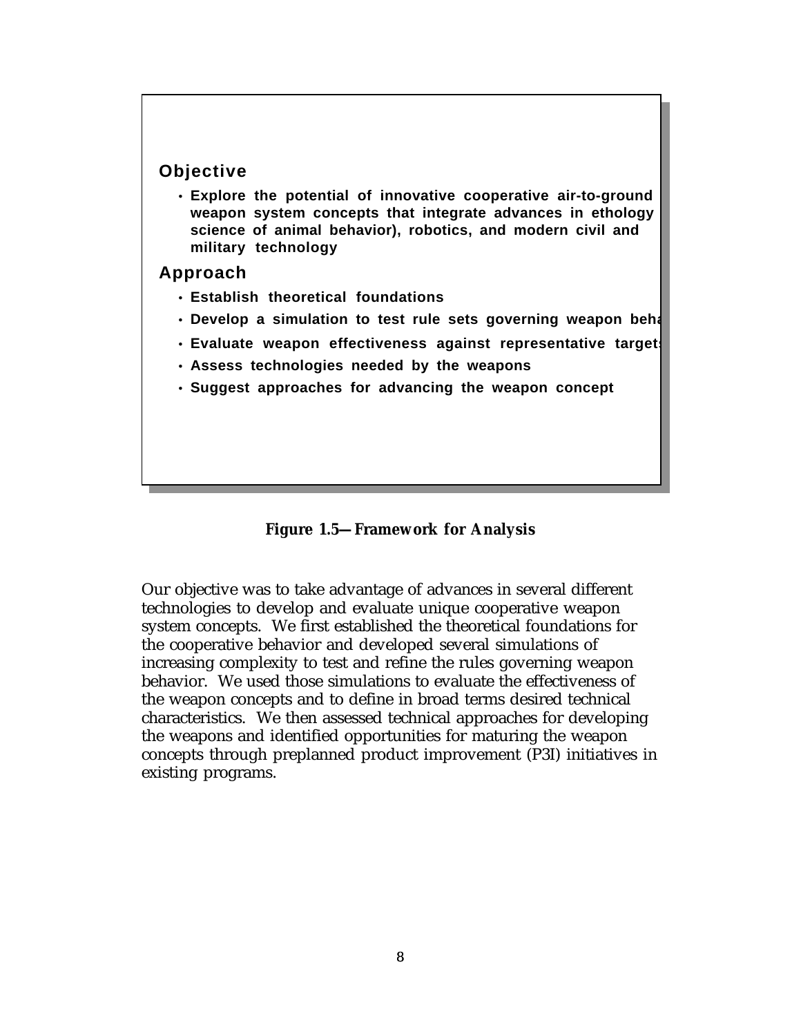**Objective**

- Explore the potential of innovative cooperative air-to-ground weapon system concepts that integrate advances in ethology science of animal behavior), robotics, and modern civil and military technology

**Approach**

- Establish theoretical foundations
- Develop a simulation to test rule sets governing weapon beha
- Evaluate weapon effectiveness against representative target
- Assess technologies needed by the weapons
- Suggest approaches for advancing the weapon concept

**Figure 1.5—Framework for Analysis**

Our objective was to take advantage of advances in several different technologies to develop and evaluate unique cooperative weapon system concepts. We first established the theoretical foundations for the cooperative behavior and developed several simulations of increasing complexity to test and refine the rules governing weapon behavior. We used those simulations to evaluate the effectiveness of the weapon concepts and to define in broad terms desired technical characteristics. We then assessed technical approaches for developing the weapons and identified opportunities for maturing the weapon concepts through preplanned product improvement (P3I) initiatives in existing programs.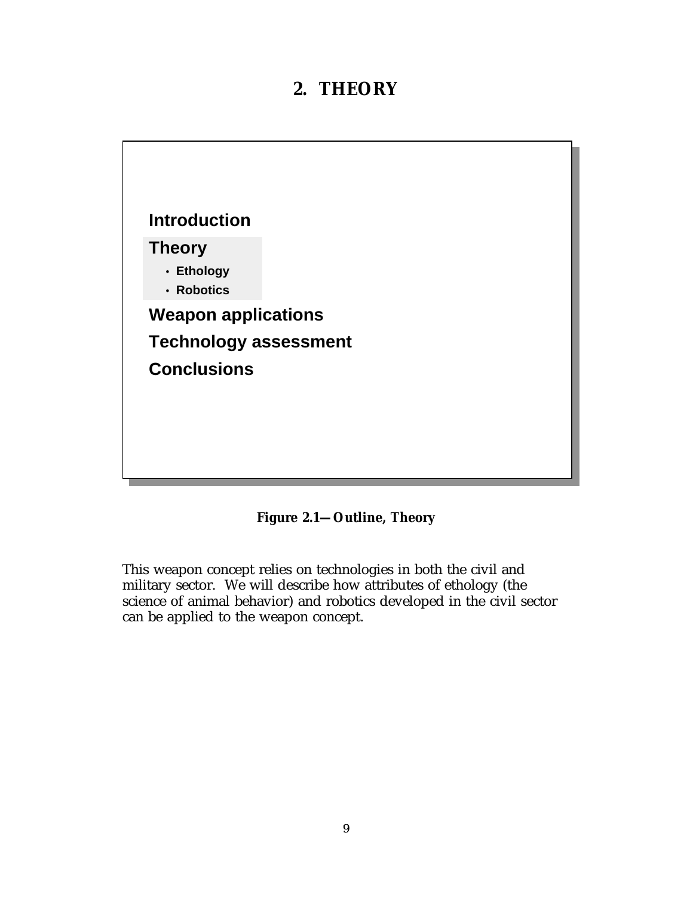# 2. THEORY

**Introduction**

**Theory**

- **Ethology**
- **Robotics**

**Weapon applications**

**Technology assessment**

**Conclusions**

**Figure 2.1—Outline, Theory**

This weapon concept relies on technologies in both the civil and military sector. We will describe how attributes of ethology (the science of animal behavior) and robotics developed in the civil sector can be applied to the weapon concept.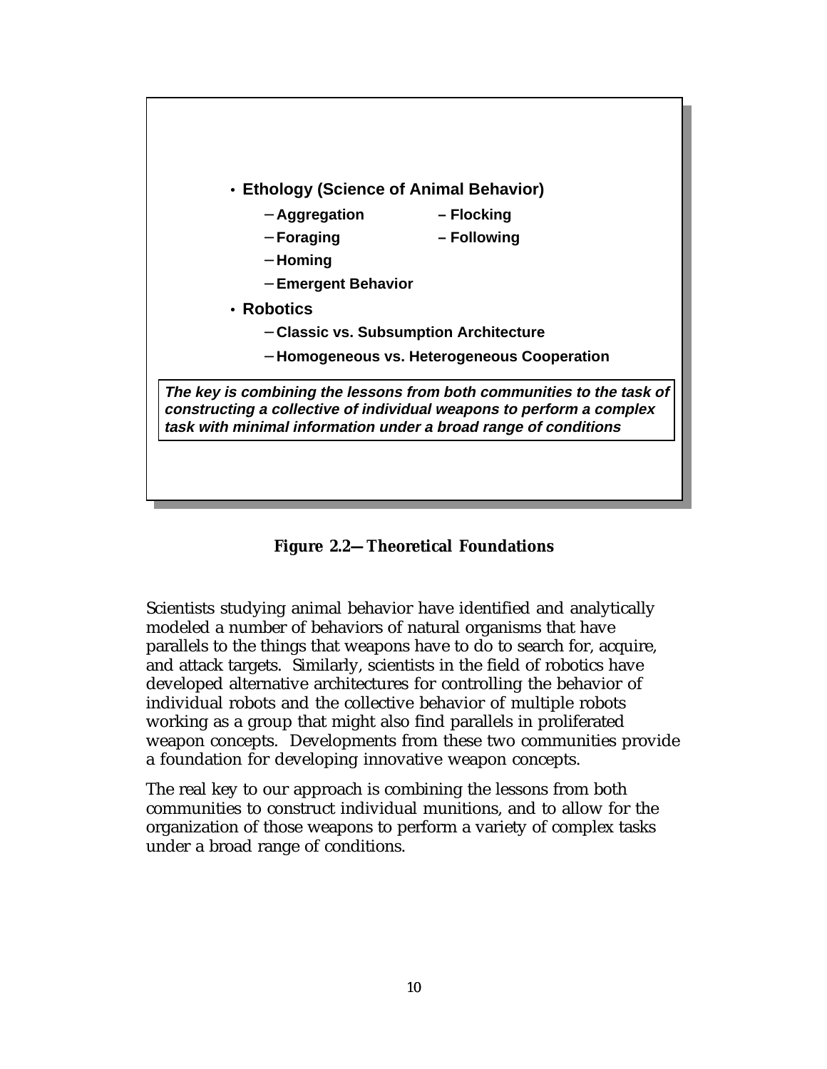- **Ethology (Science of Animal Behavior)**
  - **Aggregation**
  - **Flocking**
  - **Foraging**
  - **Following**
  - **Homing**
  - **Emergent Behavior**
- **Robotics**
  - **Classic vs. Subsumption Architecture**
  - **Homogeneous vs. Heterogeneous Cooperation**

***The key is combining the lessons from both communities to the task of constructing a collective of individual weapons to perform a complex task with minimal information under a broad range of conditions***

**Figure 2.2—Theoretical Foundations**

Scientists studying animal behavior have identified and analytically modeled a number of behaviors of natural organisms that have parallels to the things that weapons have to do to search for, acquire, and attack targets. Similarly, scientists in the field of robotics have developed alternative architectures for controlling the behavior of individual robots and the collective behavior of multiple robots working as a group that might also find parallels in proliferated weapon concepts. Developments from these two communities provide a foundation for developing innovative weapon concepts.

The real key to our approach is combining the lessons from both communities to construct individual munitions, and to allow for the organization of those weapons to perform a variety of complex tasks under a broad range of conditions.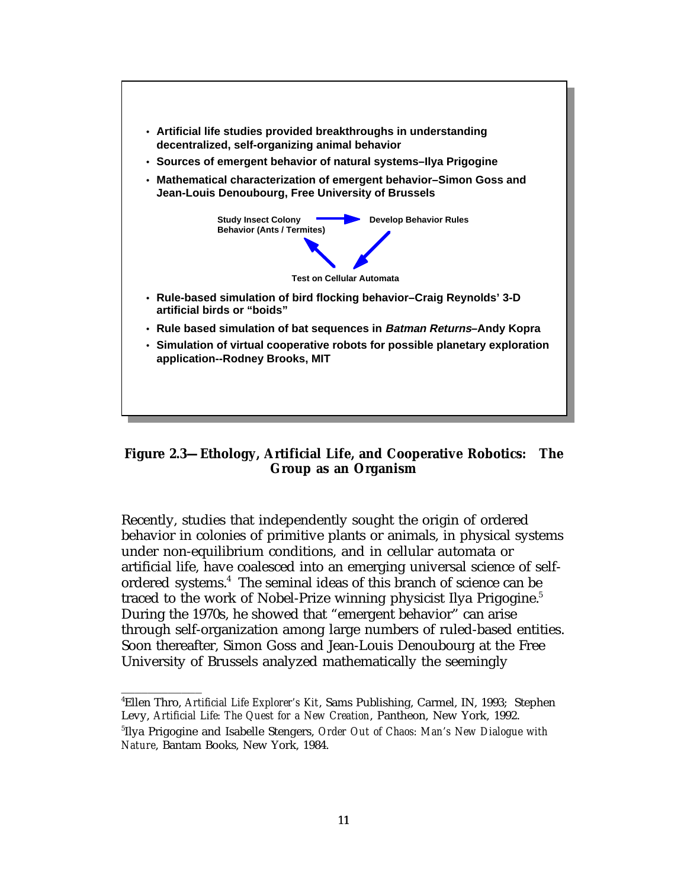- **Artificial life studies provided breakthroughs in understanding decentralized, self-organizing animal behavior**
- **Sources of emergent behavior of natural systems–Ilya Prigogine**
- **Mathematical characterization of emergent behavior–Simon Goss and Jean-Louis Denoubourg, Free University of Brussels**

**Study Insect Colony Behavior (Ants / Termites)** → **Develop Behavior Rules** → **Test on Cellular Automata** → **Study Insect Colony Behavior (Ants / Termites)**

- **Rule-based simulation of bird flocking behavior–Craig Reynolds' 3-D artificial birds or "boids"**
- **Rule based simulation of bat sequences in *Batman Returns*–Andy Kopra**
- **Simulation of virtual cooperative robots for possible planetary exploration application--Rodney Brooks, MIT**

**Figure 2.3—Ethology, Artificial Life, and Cooperative Robotics: The Group as an Organism**

Recently, studies that independently sought the origin of ordered behavior in colonies of primitive plants or animals, in physical systems under non-equilibrium conditions, and in cellular automata or artificial life, have coalesced into an emerging universal science of self-ordered systems.[4] The seminal ideas of this branch of science can be traced to the work of Nobel-Prize winning physicist Ilya Prigogine.[5] During the 1970s, he showed that "emergent behavior" can arise through self-organization among large numbers of ruled-based entities. Soon thereafter, Simon Goss and Jean-Louis Denoubourg at the Free University of Brussels analyzed mathematically the seemingly

---

[4]Ellen Thro, *Artificial Life Explorer's Kit*, Sams Publishing, Carmel, IN, 1993; Stephen Levy, *Artificial Life: The Quest for a New Creation*, Pantheon, New York, 1992.

[5]Ilya Prigogine and Isabelle Stengers, *Order Out of Chaos: Man's New Dialogue with Nature*, Bantam Books, New York, 1984.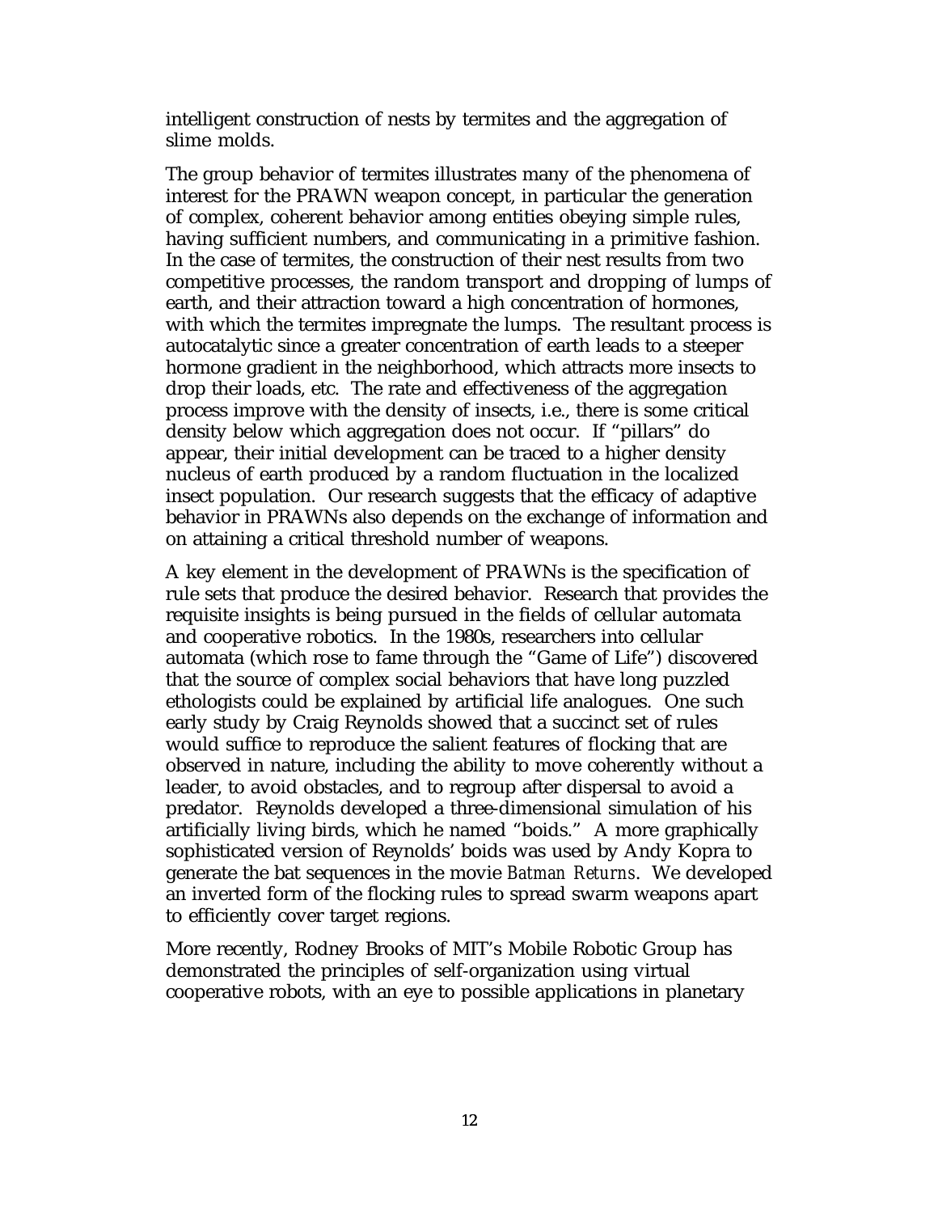intelligent construction of nests by termites and the aggregation of slime molds.

The group behavior of termites illustrates many of the phenomena of interest for the PRAWN weapon concept, in particular the generation of complex, coherent behavior among entities obeying simple rules, having sufficient numbers, and communicating in a primitive fashion. In the case of termites, the construction of their nest results from two competitive processes, the random transport and dropping of lumps of earth, and their attraction toward a high concentration of hormones, with which the termites impregnate the lumps. The resultant process is autocatalytic since a greater concentration of earth leads to a steeper hormone gradient in the neighborhood, which attracts more insects to drop their loads, etc. The rate and effectiveness of the aggregation process improve with the density of insects, i.e., there is some critical density below which aggregation does not occur. If "pillars" do appear, their initial development can be traced to a higher density nucleus of earth produced by a random fluctuation in the localized insect population. Our research suggests that the efficacy of adaptive behavior in PRAWNs also depends on the exchange of information and on attaining a critical threshold number of weapons.

A key element in the development of PRAWNs is the specification of rule sets that produce the desired behavior. Research that provides the requisite insights is being pursued in the fields of cellular automata and cooperative robotics. In the 1980s, researchers into cellular automata (which rose to fame through the "Game of Life") discovered that the source of complex social behaviors that have long puzzled ethologists could be explained by artificial life analogues. One such early study by Craig Reynolds showed that a succinct set of rules would suffice to reproduce the salient features of flocking that are observed in nature, including the ability to move coherently without a leader, to avoid obstacles, and to regroup after dispersal to avoid a predator. Reynolds developed a three-dimensional simulation of his artificially living birds, which he named "boids." A more graphically sophisticated version of Reynolds' boids was used by Andy Kopra to generate the bat sequences in the movie *Batman Returns*. We developed an inverted form of the flocking rules to spread swarm weapons apart to efficiently cover target regions.

More recently, Rodney Brooks of MIT's Mobile Robotic Group has demonstrated the principles of self-organization using virtual cooperative robots, with an eye to possible applications in planetary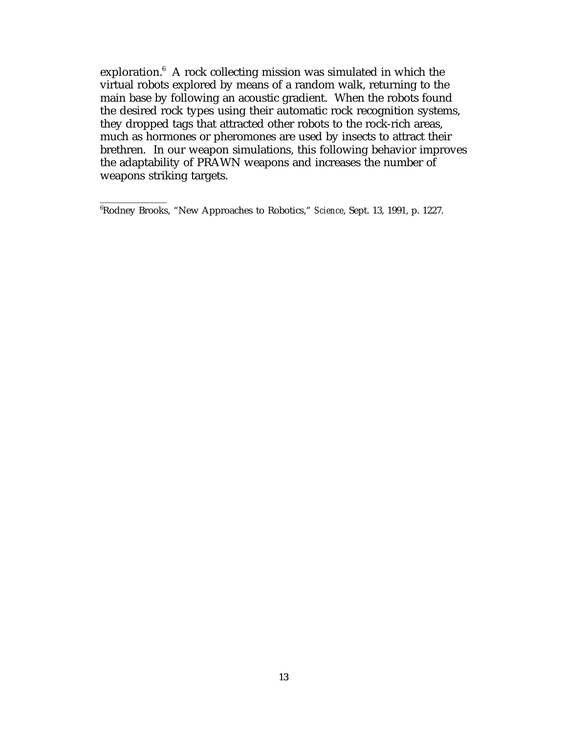exploration.[6] A rock collecting mission was simulated in which the virtual robots explored by means of a random walk, returning to the main base by following an acoustic gradient. When the robots found the desired rock types using their automatic rock recognition systems, they dropped tags that attracted other robots to the rock-rich areas, much as hormones or pheromones are used by insects to attract their brethren. In our weapon simulations, this following behavior improves the adaptability of PRAWN weapons and increases the number of weapons striking targets.

---

[6]Rodney Brooks, "New Approaches to Robotics," *Science*, Sept. 13, 1991, p. 1227.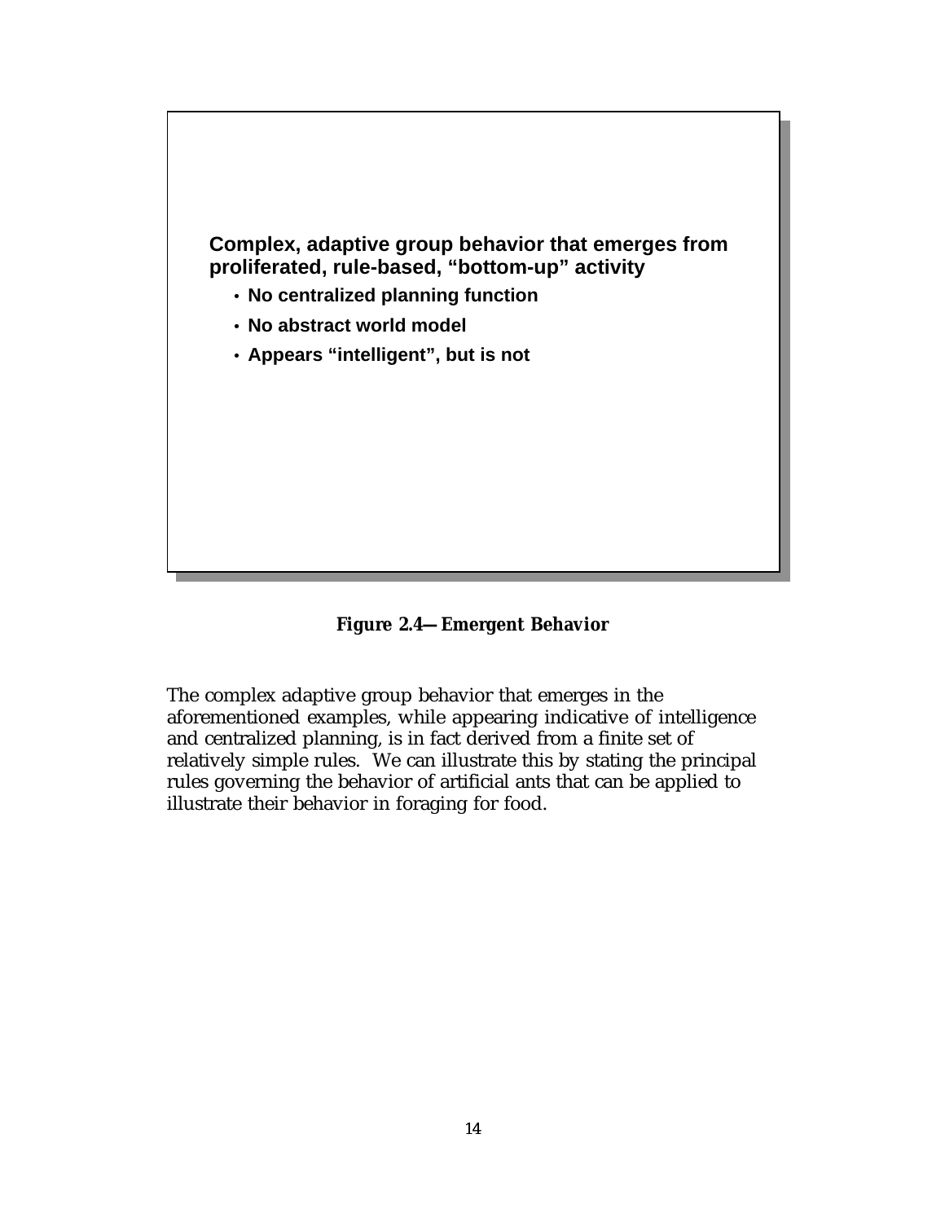**Complex, adaptive group behavior that emerges from proliferated, rule-based, "bottom-up" activity**

- **No centralized planning function**
- **No abstract world model**
- **Appears "intelligent", but is not**

**Figure 2.4—Emergent Behavior**

The complex adaptive group behavior that emerges in the aforementioned examples, while appearing indicative of intelligence and centralized planning, is in fact derived from a finite set of relatively simple rules. We can illustrate this by stating the principal rules governing the behavior of artificial ants that can be applied to illustrate their behavior in foraging for food.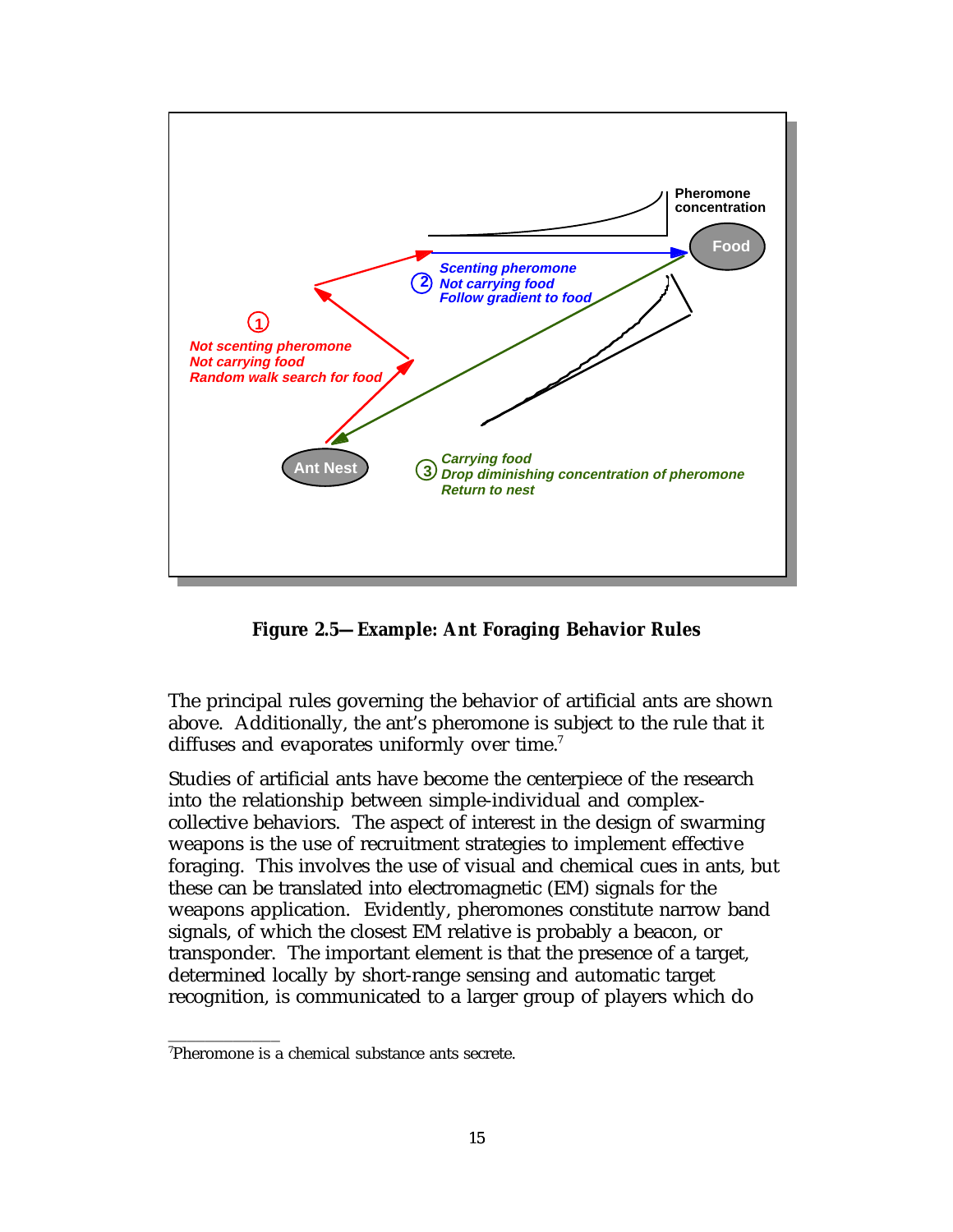**Figure 2.5—Example: Ant Foraging Behavior Rules**

The principal rules governing the behavior of artificial ants are shown above. Additionally, the ant's pheromone is subject to the rule that it diffuses and evaporates uniformly over time.[7]

Studies of artificial ants have become the centerpiece of the research into the relationship between simple-individual and complex-collective behaviors. The aspect of interest in the design of swarming weapons is the use of recruitment strategies to implement effective foraging. This involves the use of visual and chemical cues in ants, but these can be translated into electromagnetic (EM) signals for the weapons application. Evidently, pheromones constitute narrow band signals, of which the closest EM relative is probably a beacon, or transponder. The important element is that the presence of a target, determined locally by short-range sensing and automatic target recognition, is communicated to a larger group of players which do

---

[7] Pheromone is a chemical substance ants secrete.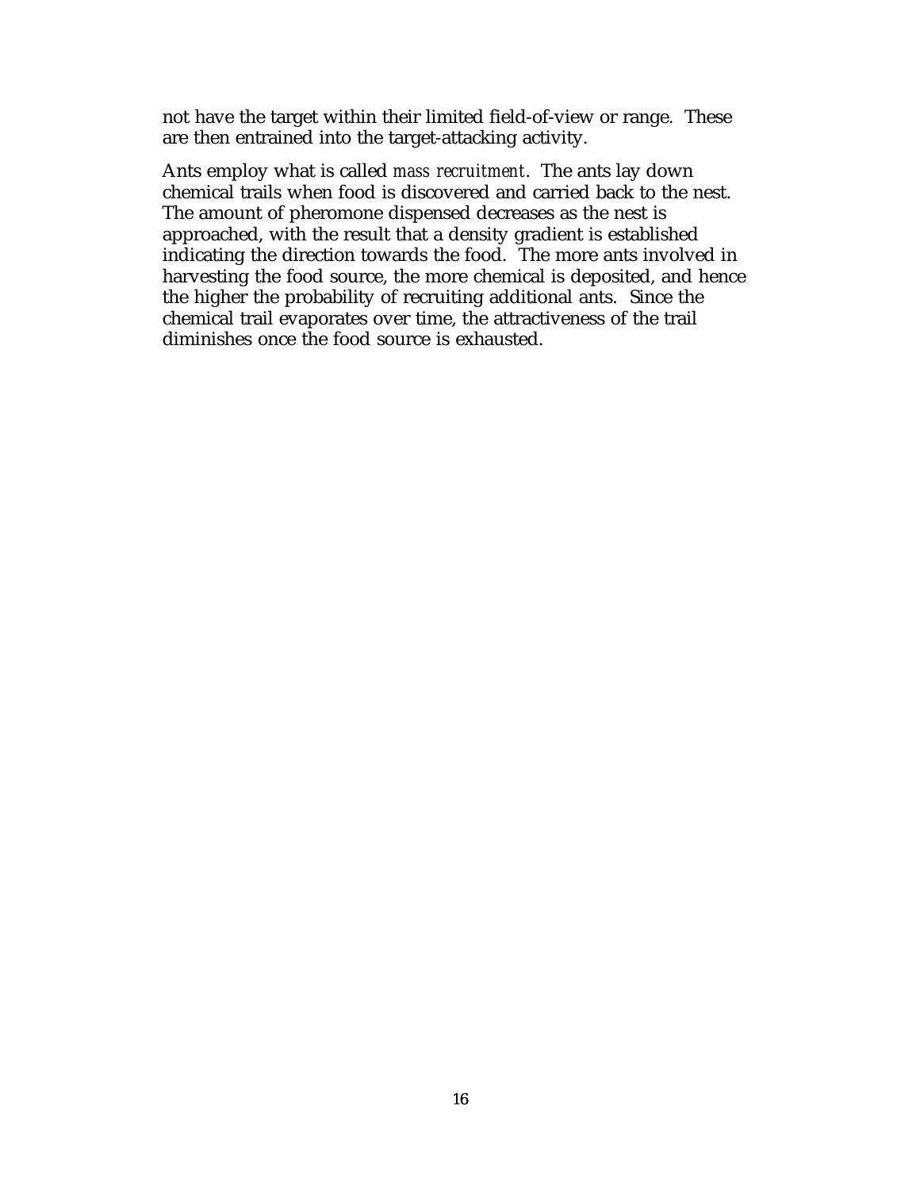not have the target within their limited field-of-view or range. These are then entrained into the target-attacking activity.

Ants employ what is called *mass recruitment*. The ants lay down chemical trails when food is discovered and carried back to the nest. The amount of pheromone dispensed decreases as the nest is approached, with the result that a density gradient is established indicating the direction towards the food. The more ants involved in harvesting the food source, the more chemical is deposited, and hence the higher the probability of recruiting additional ants. Since the chemical trail evaporates over time, the attractiveness of the trail diminishes once the food source is exhausted.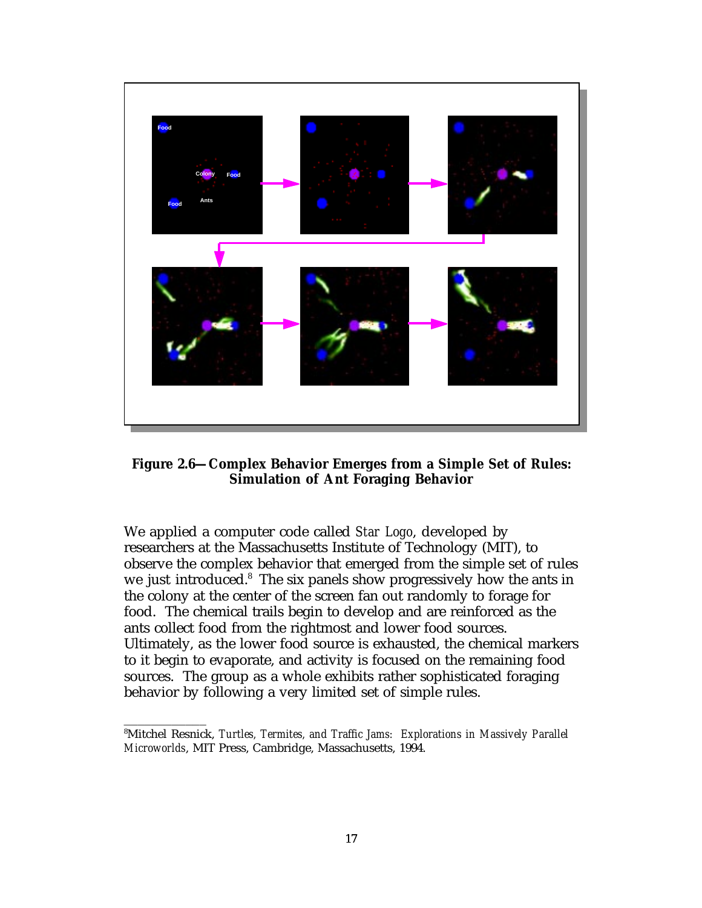**Figure 2.6—Complex Behavior Emerges from a Simple Set of Rules: Simulation of Ant Foraging Behavior**

We applied a computer code called *Star Logo*, developed by researchers at the Massachusetts Institute of Technology (MIT), to observe the complex behavior that emerged from the simple set of rules we just introduced.[8] The six panels show progressively how the ants in the colony at the center of the screen fan out randomly to forage for food. The chemical trails begin to develop and are reinforced as the ants collect food from the rightmost and lower food sources. Ultimately, as the lower food source is exhausted, the chemical markers to it begin to evaporate, and activity is focused on the remaining food sources. The group as a whole exhibits rather sophisticated foraging behavior by following a very limited set of simple rules.

---

[8]Mitchel Resnick, *Turtles, Termites, and Traffic Jams: Explorations in Massively Parallel Microworlds*, MIT Press, Cambridge, Massachusetts, 1994.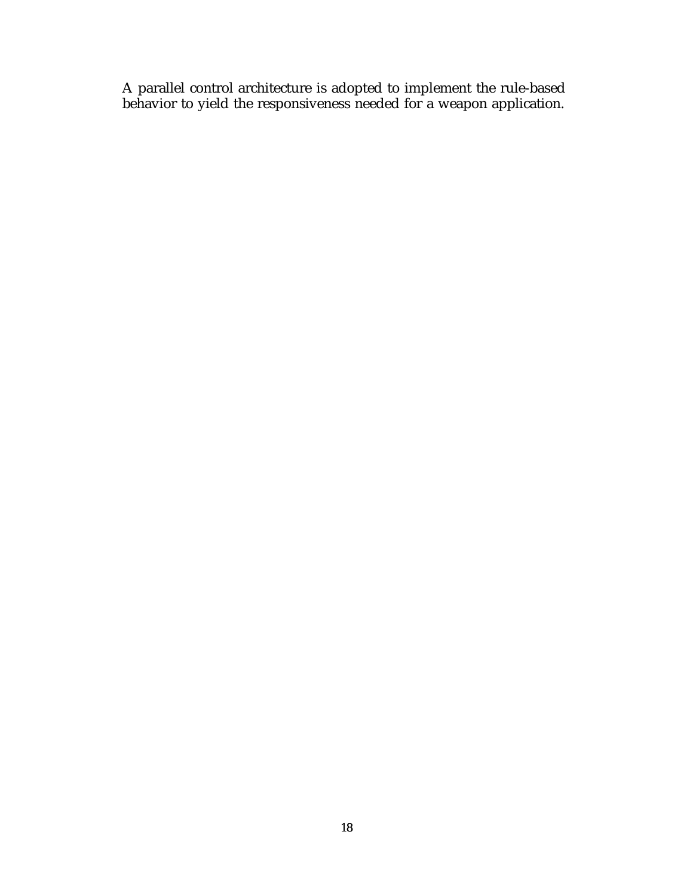A parallel control architecture is adopted to implement the rule-based behavior to yield the responsiveness needed for a weapon application.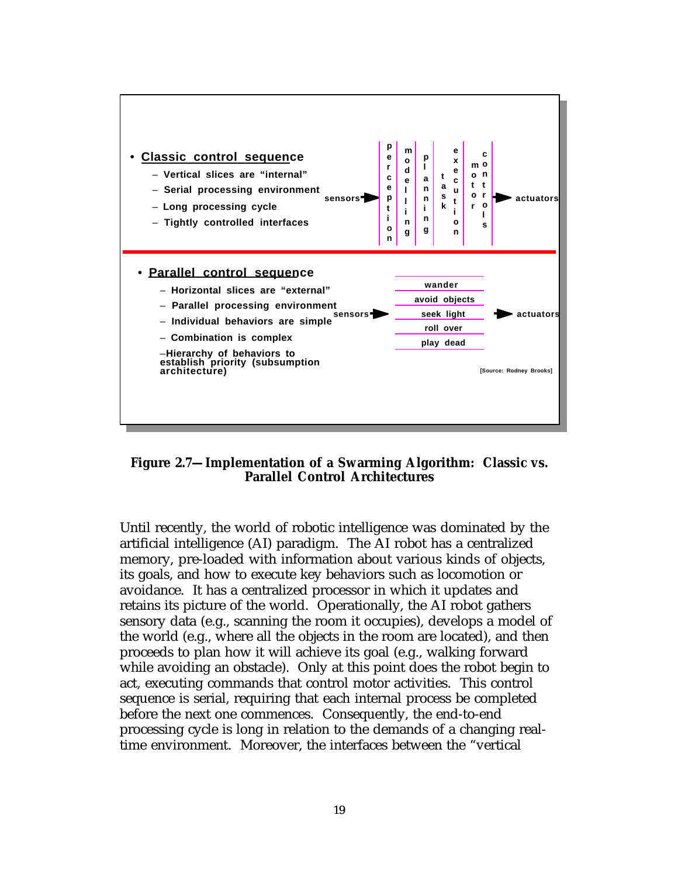- **Classic control sequence**
  - Vertical slices are "internal"
  - Serial processing environment
  - Long processing cycle
  - Tightly controlled interfaces

sensors → perception | modelling | planning | task | execution | motor | controls → actuators

- **Parallel control sequence**
  - Horizontal slices are "external"
  - Parallel processing environment
  - Individual behaviors are simple
  - Combination is complex
  - Hierarchy of behaviors to establish priority (subsumption architecture)

sensors → wander / avoid objects / seek light / roll over / play dead → actuators

[Source: Rodney Brooks]

**Figure 2.7—Implementation of a Swarming Algorithm: Classic vs. Parallel Control Architectures**

Until recently, the world of robotic intelligence was dominated by the artificial intelligence (AI) paradigm. The AI robot has a centralized memory, pre-loaded with information about various kinds of objects, its goals, and how to execute key behaviors such as locomotion or avoidance. It has a centralized processor in which it updates and retains its picture of the world. Operationally, the AI robot gathers sensory data (e.g., scanning the room it occupies), develops a model of the world (e.g., where all the objects in the room are located), and then proceeds to plan how it will achieve its goal (e.g., walking forward while avoiding an obstacle). Only at this point does the robot begin to act, executing commands that control motor activities. This control sequence is serial, requiring that each internal process be completed before the next one commences. Consequently, the end-to-end processing cycle is long in relation to the demands of a changing real-time environment. Moreover, the interfaces between the "vertical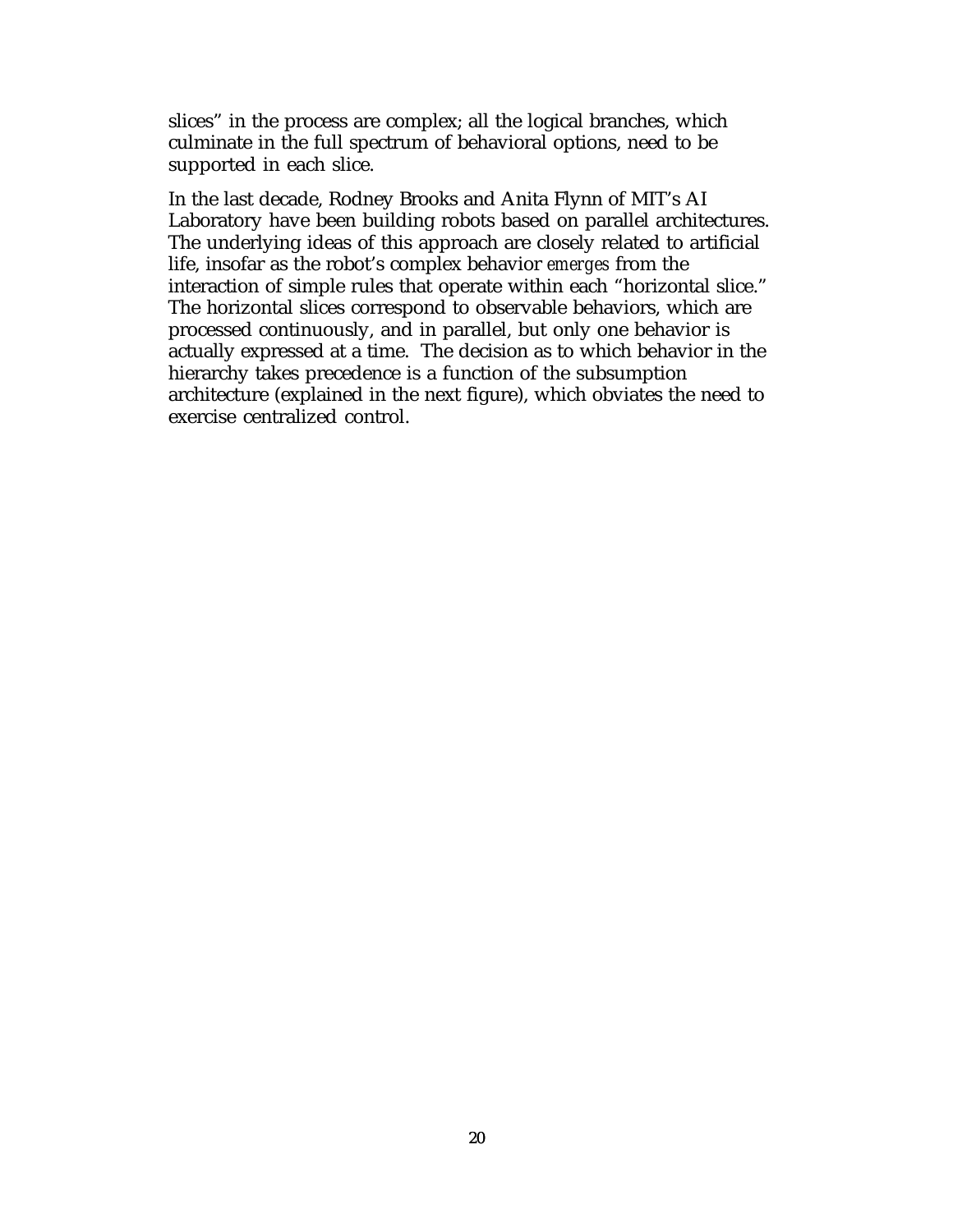slices" in the process are complex; all the logical branches, which culminate in the full spectrum of behavioral options, need to be supported in each slice.

In the last decade, Rodney Brooks and Anita Flynn of MIT's AI Laboratory have been building robots based on parallel architectures. The underlying ideas of this approach are closely related to artificial life, insofar as the robot's complex behavior *emerges* from the interaction of simple rules that operate within each "horizontal slice." The horizontal slices correspond to observable behaviors, which are processed continuously, and in parallel, but only one behavior is actually expressed at a time. The decision as to which behavior in the hierarchy takes precedence is a function of the subsumption architecture (explained in the next figure), which obviates the need to exercise centralized control.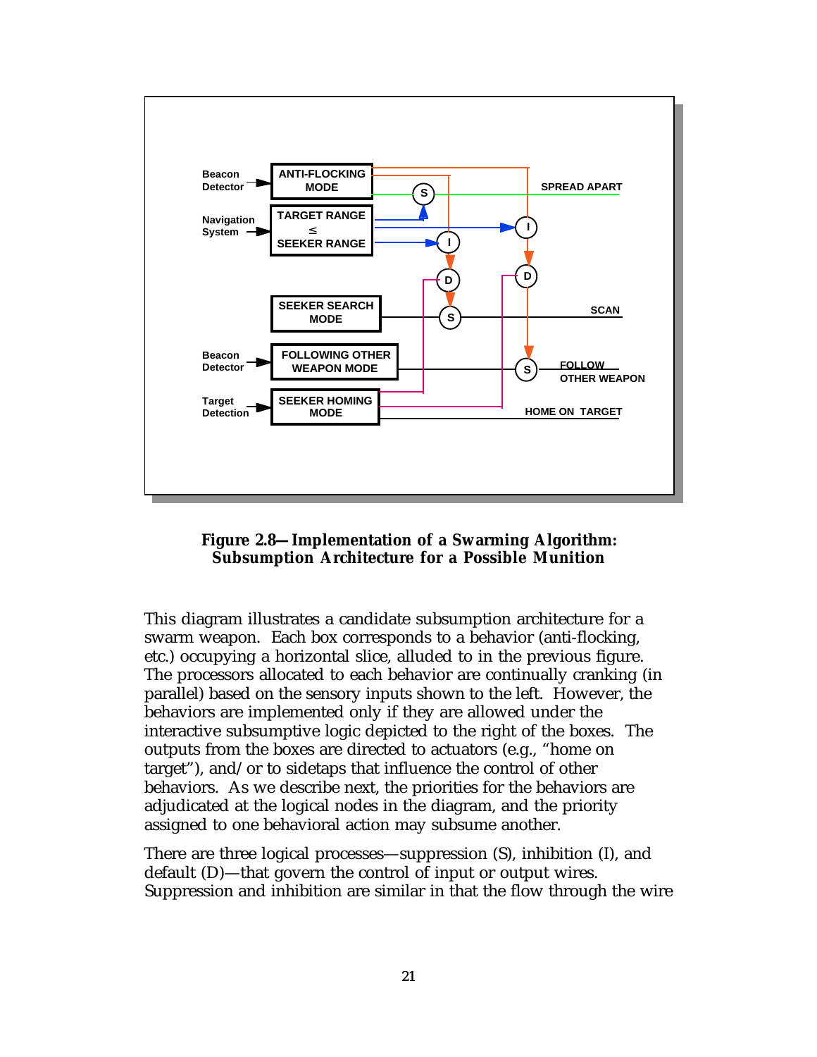**Figure 2.8—Implementation of a Swarming Algorithm: Subsumption Architecture for a Possible Munition**

This diagram illustrates a candidate subsumption architecture for a swarm weapon. Each box corresponds to a behavior (anti-flocking, etc.) occupying a horizontal slice, alluded to in the previous figure. The processors allocated to each behavior are continually cranking (in parallel) based on the sensory inputs shown to the left. However, the behaviors are implemented only if they are allowed under the interactive subsumptive logic depicted to the right of the boxes. The outputs from the boxes are directed to actuators (e.g., "home on target"), and/or to sidetaps that influence the control of other behaviors. As we describe next, the priorities for the behaviors are adjudicated at the logical nodes in the diagram, and the priority assigned to one behavioral action may subsume another.

There are three logical processes—suppression (S), inhibition (I), and default (D)—that govern the control of input or output wires. Suppression and inhibition are similar in that the flow through the wire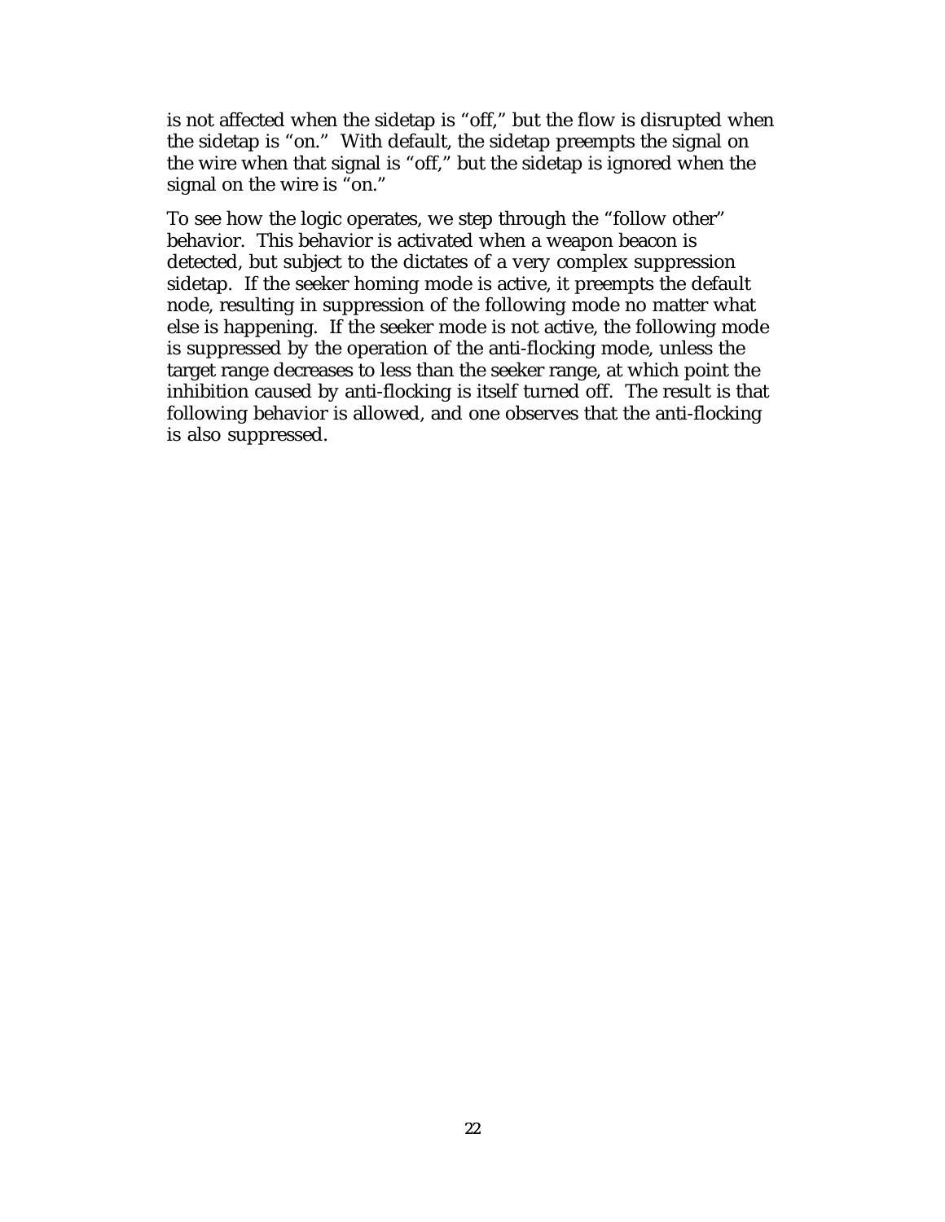is not affected when the sidetap is "off," but the flow is disrupted when the sidetap is "on." With default, the sidetap preempts the signal on the wire when that signal is "off," but the sidetap is ignored when the signal on the wire is "on."

To see how the logic operates, we step through the "follow other" behavior. This behavior is activated when a weapon beacon is detected, but subject to the dictates of a very complex suppression sidetap. If the seeker homing mode is active, it preempts the default node, resulting in suppression of the following mode no matter what else is happening. If the seeker mode is not active, the following mode is suppressed by the operation of the anti-flocking mode, unless the target range decreases to less than the seeker range, at which point the inhibition caused by anti-flocking is itself turned off. The result is that following behavior is allowed, and one observes that the anti-flocking is also suppressed.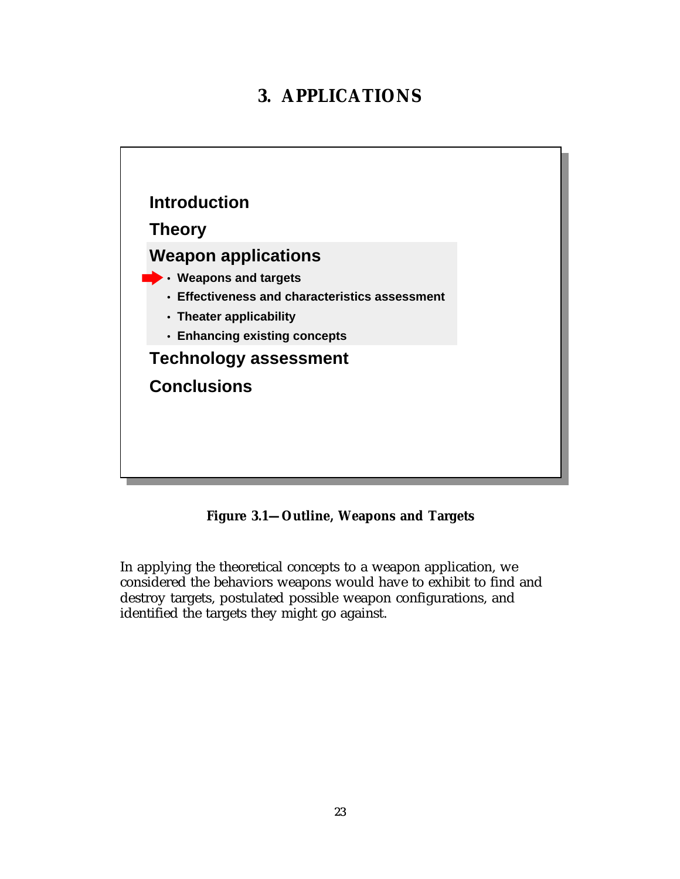# 3. APPLICATIONS

**Introduction**

**Theory**

**Weapon applications**

- **Weapons and targets**
- **Effectiveness and characteristics assessment**
- **Theater applicability**
- **Enhancing existing concepts**

**Technology assessment**

**Conclusions**

**Figure 3.1—Outline, Weapons and Targets**

In applying the theoretical concepts to a weapon application, we considered the behaviors weapons would have to exhibit to find and destroy targets, postulated possible weapon configurations, and identified the targets they might go against.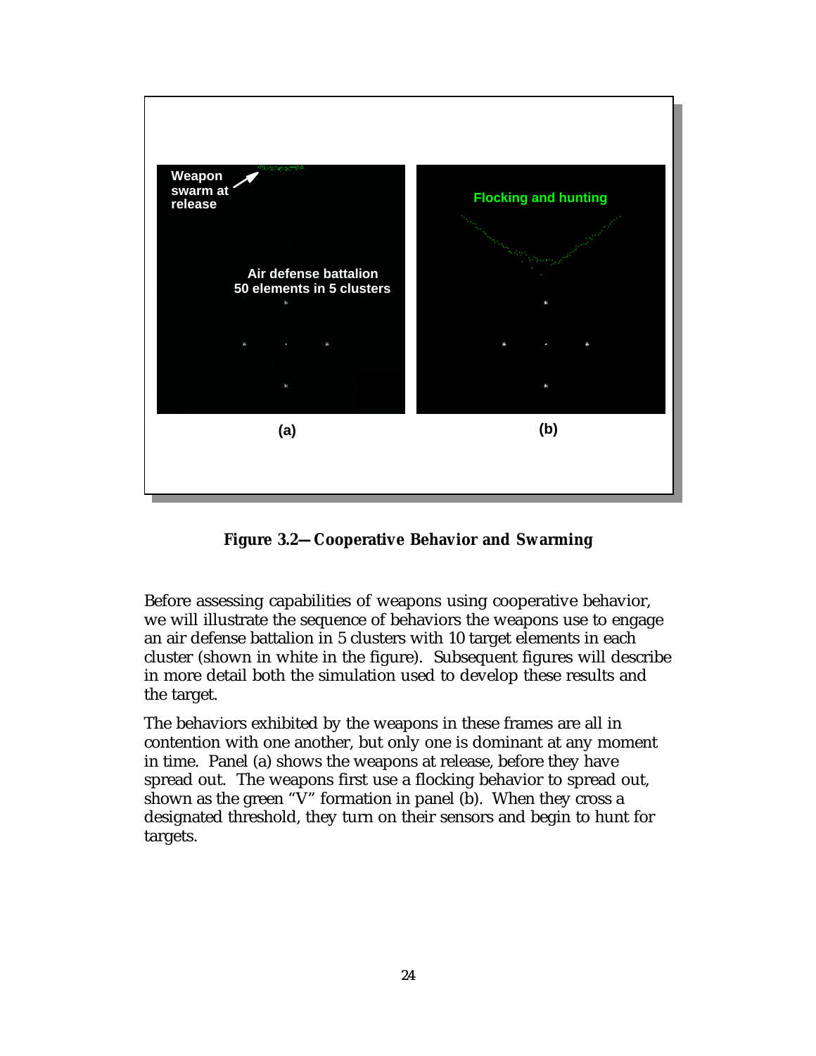**Figure 3.2—Cooperative Behavior and Swarming**

Before assessing capabilities of weapons using cooperative behavior, we will illustrate the sequence of behaviors the weapons use to engage an air defense battalion in 5 clusters with 10 target elements in each cluster (shown in white in the figure). Subsequent figures will describe in more detail both the simulation used to develop these results and the target.

The behaviors exhibited by the weapons in these frames are all in contention with one another, but only one is dominant at any moment in time. Panel (a) shows the weapons at release, before they have spread out. The weapons first use a flocking behavior to spread out, shown as the green "V" formation in panel (b). When they cross a designated threshold, they turn on their sensors and begin to hunt for targets.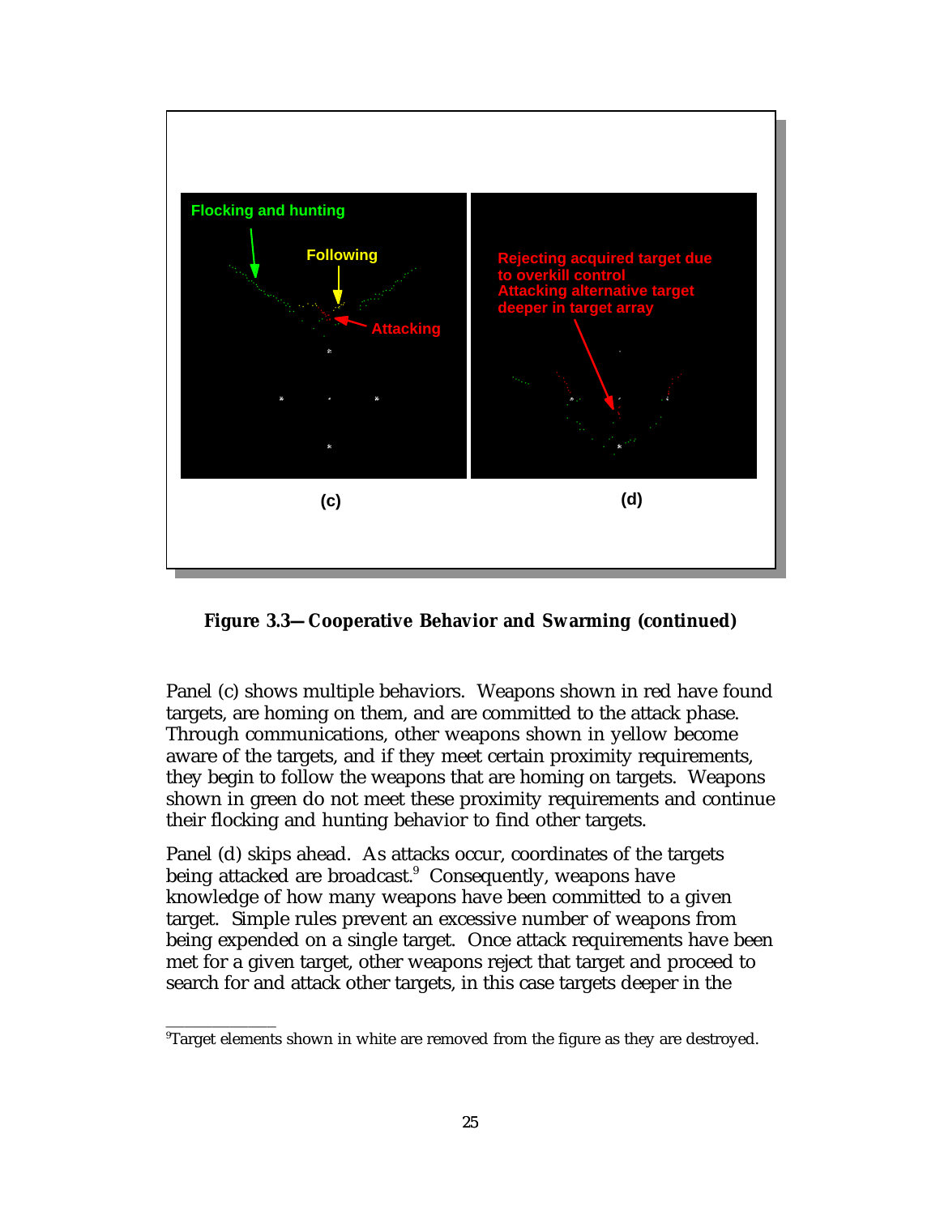**Figure 3.3—Cooperative Behavior and Swarming (continued)**

Panel (c) shows multiple behaviors. Weapons shown in red have found targets, are homing on them, and are committed to the attack phase. Through communications, other weapons shown in yellow become aware of the targets, and if they meet certain proximity requirements, they begin to follow the weapons that are homing on targets. Weapons shown in green do not meet these proximity requirements and continue their flocking and hunting behavior to find other targets.

Panel (d) skips ahead. As attacks occur, coordinates of the targets being attacked are broadcast.[9] Consequently, weapons have knowledge of how many weapons have been committed to a given target. Simple rules prevent an excessive number of weapons from being expended on a single target. Once attack requirements have been met for a given target, other weapons reject that target and proceed to search for and attack other targets, in this case targets deeper in the

---

[9]Target elements shown in white are removed from the figure as they are destroyed.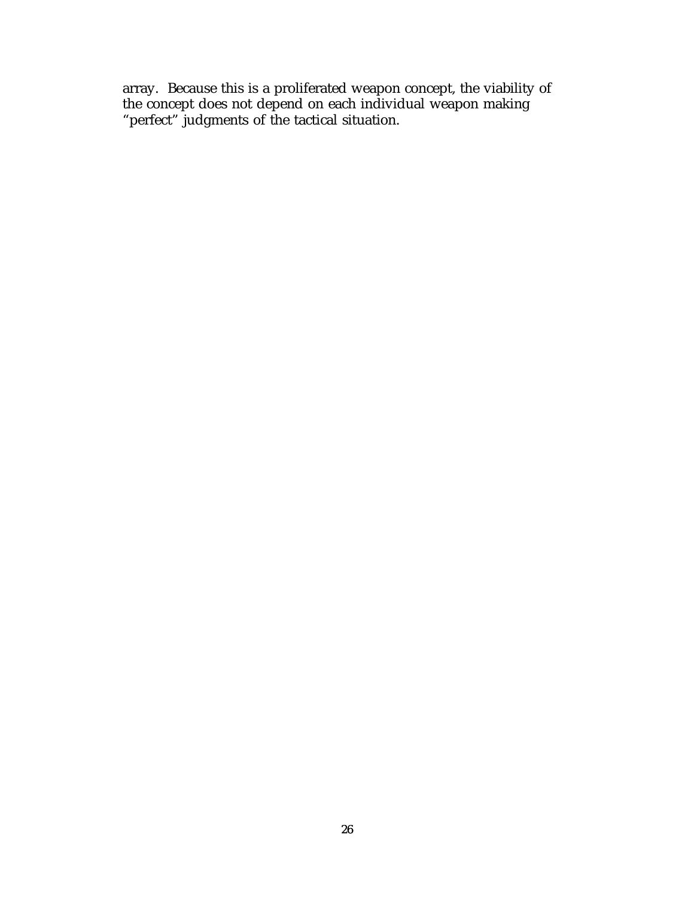array. Because this is a proliferated weapon concept, the viability of the concept does not depend on each individual weapon making "perfect" judgments of the tactical situation.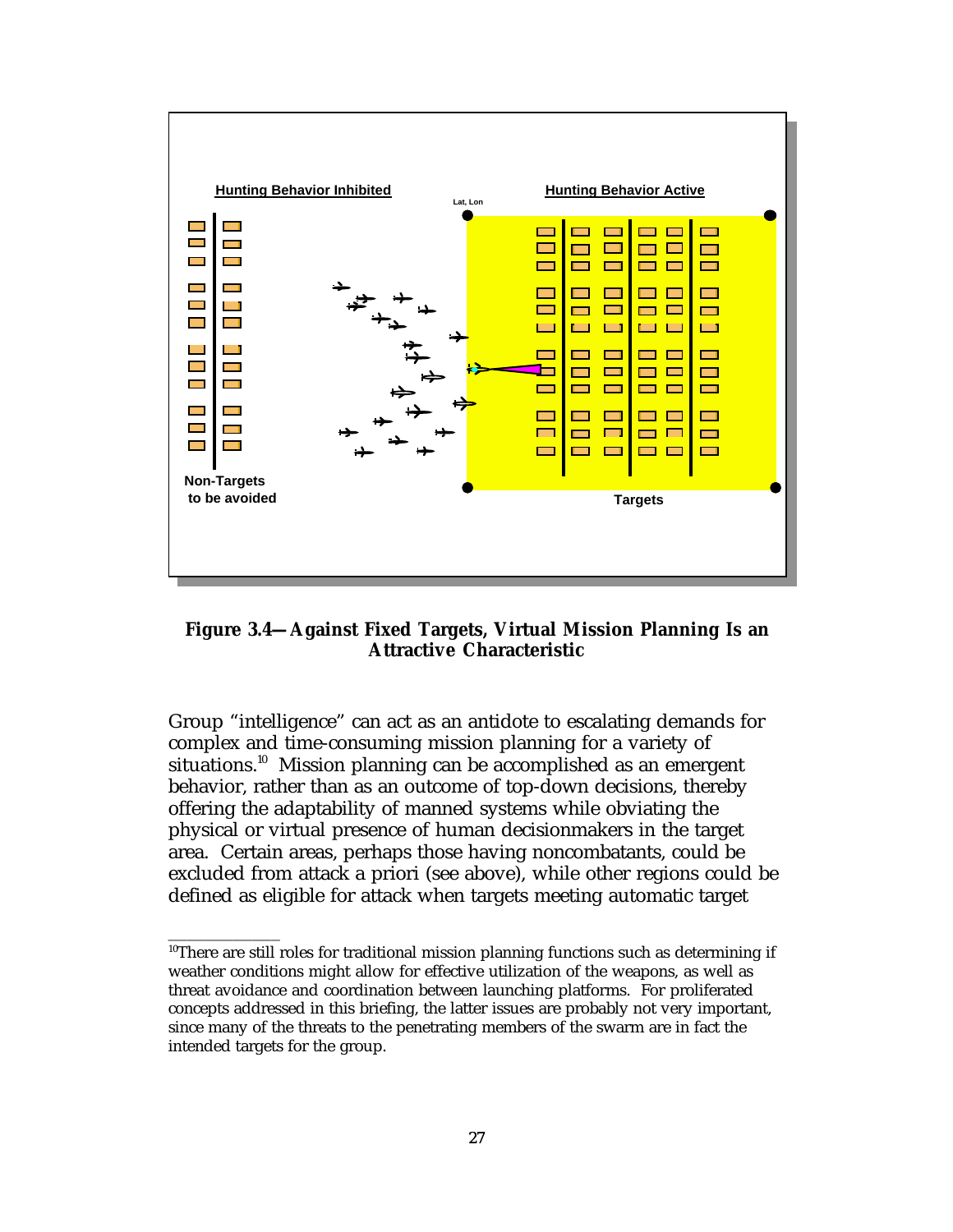Hunting Behavior Inhibited

Lat, Lon

Hunting Behavior Active

Non-Targets to be avoided

Targets

**Figure 3.4—Against Fixed Targets, Virtual Mission Planning Is an Attractive Characteristic**

Group "intelligence" can act as an antidote to escalating demands for complex and time-consuming mission planning for a variety of situations.[10] Mission planning can be accomplished as an emergent behavior, rather than as an outcome of top-down decisions, thereby offering the adaptability of manned systems while obviating the physical or virtual presence of human decisionmakers in the target area. Certain areas, perhaps those having noncombatants, could be excluded from attack a priori (see above), while other regions could be defined as eligible for attack when targets meeting automatic target

---

[10]There are still roles for traditional mission planning functions such as determining if weather conditions might allow for effective utilization of the weapons, as well as threat avoidance and coordination between launching platforms. For proliferated concepts addressed in this briefing, the latter issues are probably not very important, since many of the threats to the penetrating members of the swarm are in fact the intended targets for the group.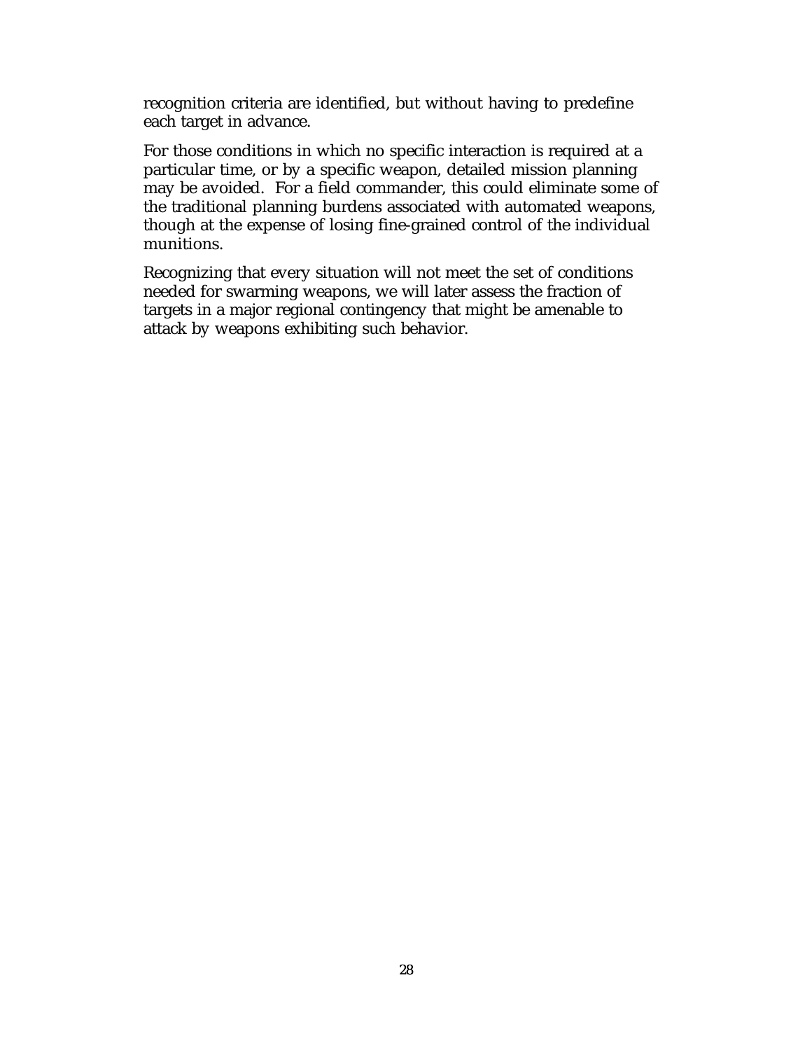recognition criteria are identified, but without having to predefine each target in advance.

For those conditions in which no specific interaction is required at a particular time, or by a specific weapon, detailed mission planning may be avoided. For a field commander, this could eliminate some of the traditional planning burdens associated with automated weapons, though at the expense of losing fine-grained control of the individual munitions.

Recognizing that every situation will not meet the set of conditions needed for swarming weapons, we will later assess the fraction of targets in a major regional contingency that might be amenable to attack by weapons exhibiting such behavior.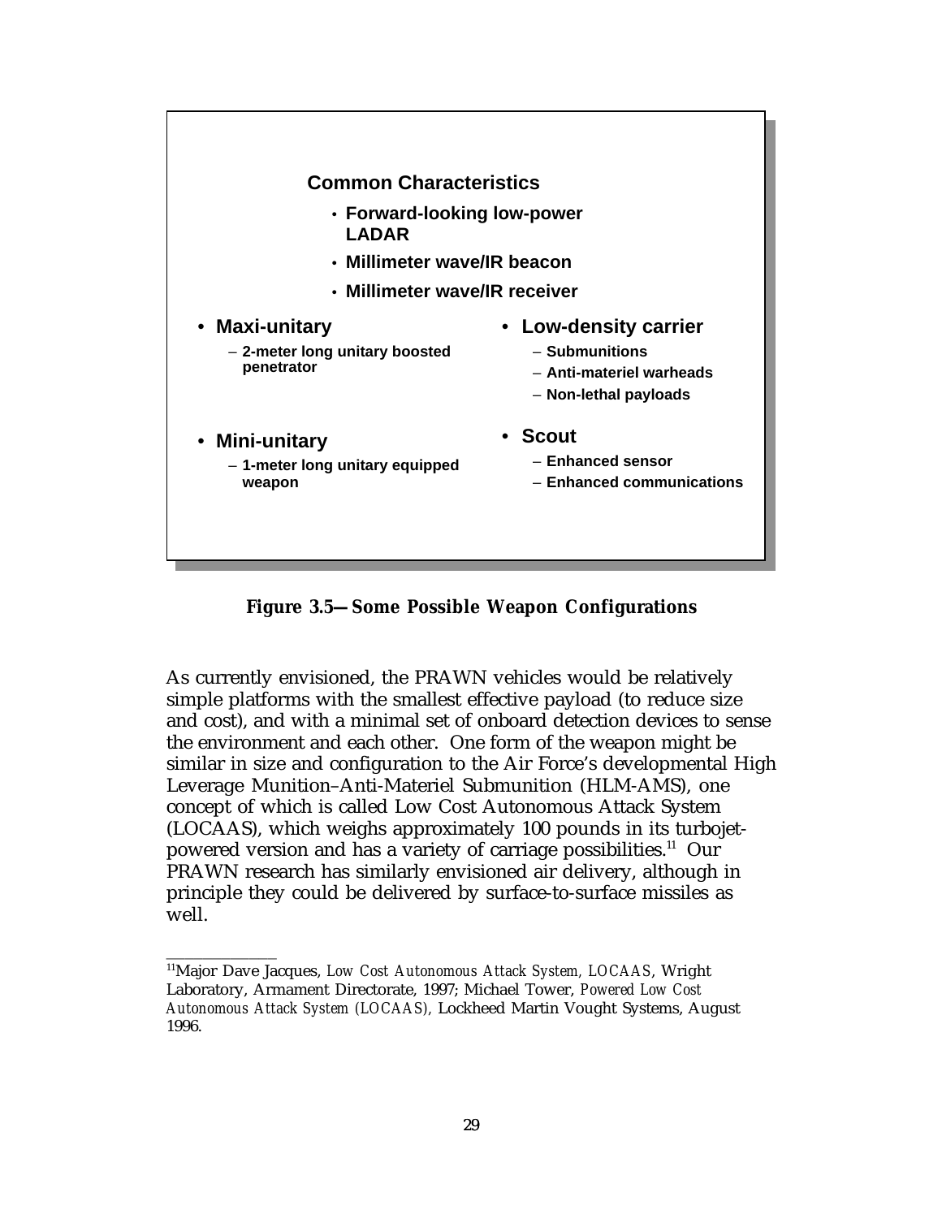**Common Characteristics**

- Forward-looking low-power LADAR
- Millimeter wave/IR beacon
- Millimeter wave/IR receiver

- **Maxi-unitary**
  - 2-meter long unitary boosted penetrator
- **Mini-unitary**
  - 1-meter long unitary equipped weapon
- **Low-density carrier**
  - Submunitions
  - Anti-materiel warheads
  - Non-lethal payloads
- **Scout**
  - Enhanced sensor
  - Enhanced communications

**Figure 3.5—Some Possible Weapon Configurations**

As currently envisioned, the PRAWN vehicles would be relatively simple platforms with the smallest effective payload (to reduce size and cost), and with a minimal set of onboard detection devices to sense the environment and each other. One form of the weapon might be similar in size and configuration to the Air Force's developmental High Leverage Munition–Anti-Materiel Submunition (HLM-AMS), one concept of which is called Low Cost Autonomous Attack System (LOCAAS), which weighs approximately 100 pounds in its turbojet-powered version and has a variety of carriage possibilities.[11] Our PRAWN research has similarly envisioned air delivery, although in principle they could be delivered by surface-to-surface missiles as well.

---

[11] Major Dave Jacques, *Low Cost Autonomous Attack System, LOCAAS*, Wright Laboratory, Armament Directorate, 1997; Michael Tower, *Powered Low Cost Autonomous Attack System (LOCAAS),* Lockheed Martin Vought Systems, August 1996.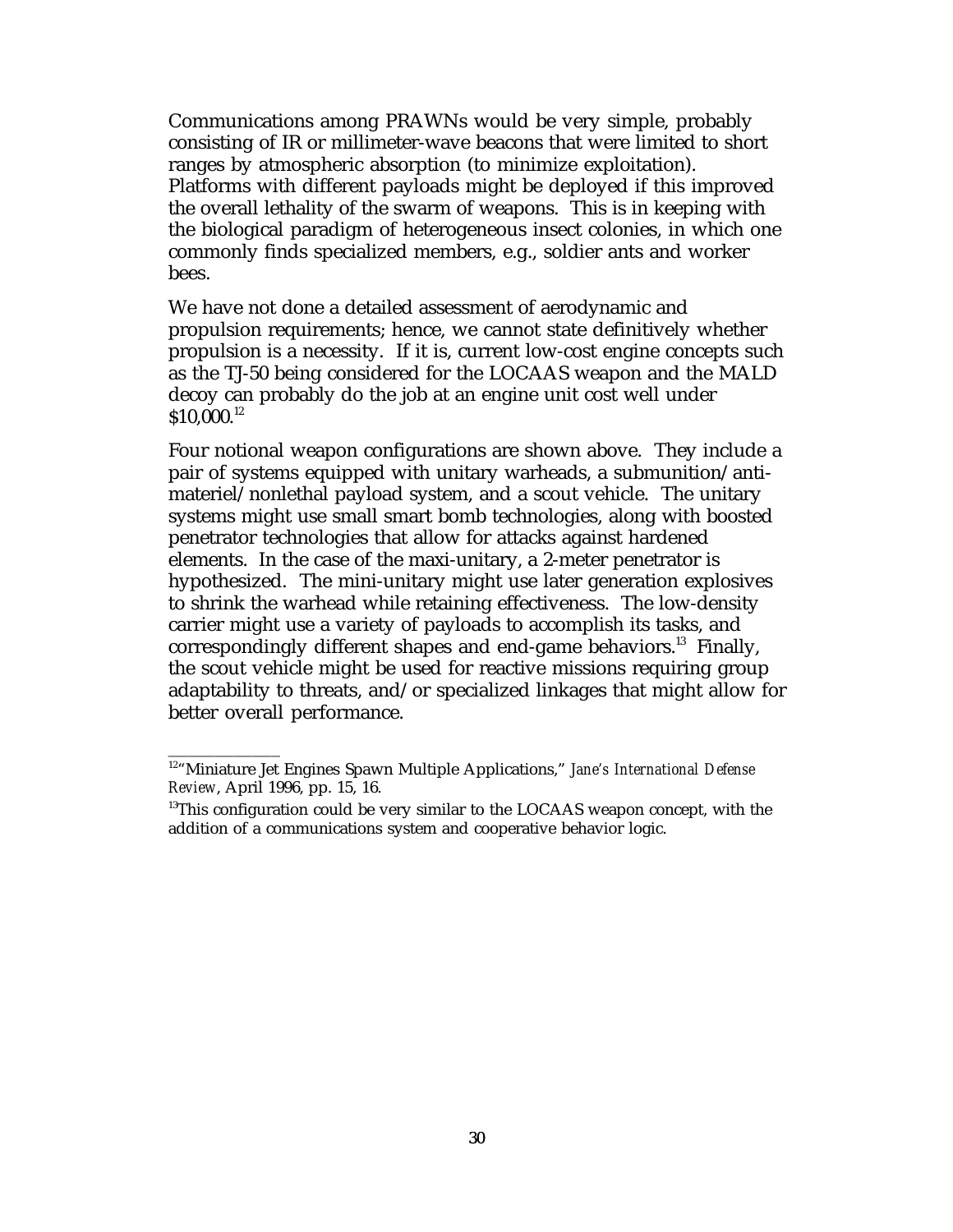Communications among PRAWNs would be very simple, probably consisting of IR or millimeter-wave beacons that were limited to short ranges by atmospheric absorption (to minimize exploitation). Platforms with different payloads might be deployed if this improved the overall lethality of the swarm of weapons. This is in keeping with the biological paradigm of heterogeneous insect colonies, in which one commonly finds specialized members, e.g., soldier ants and worker bees.

We have not done a detailed assessment of aerodynamic and propulsion requirements; hence, we cannot state definitively whether propulsion is a necessity. If it is, current low-cost engine concepts such as the TJ-50 being considered for the LOCAAS weapon and the MALD decoy can probably do the job at an engine unit cost well under $10,000.[12]

Four notional weapon configurations are shown above. They include a pair of systems equipped with unitary warheads, a submunition/anti-materiel/nonlethal payload system, and a scout vehicle. The unitary systems might use small smart bomb technologies, along with boosted penetrator technologies that allow for attacks against hardened elements. In the case of the maxi-unitary, a 2-meter penetrator is hypothesized. The mini-unitary might use later generation explosives to shrink the warhead while retaining effectiveness. The low-density carrier might use a variety of payloads to accomplish its tasks, and correspondingly different shapes and end-game behaviors.[13] Finally, the scout vehicle might be used for reactive missions requiring group adaptability to threats, and/or specialized linkages that might allow for better overall performance.

---

[12] "Miniature Jet Engines Spawn Multiple Applications," *Jane's International Defense Review*, April 1996, pp. 15, 16.

[13] This configuration could be very similar to the LOCAAS weapon concept, with the addition of a communications system and cooperative behavior logic.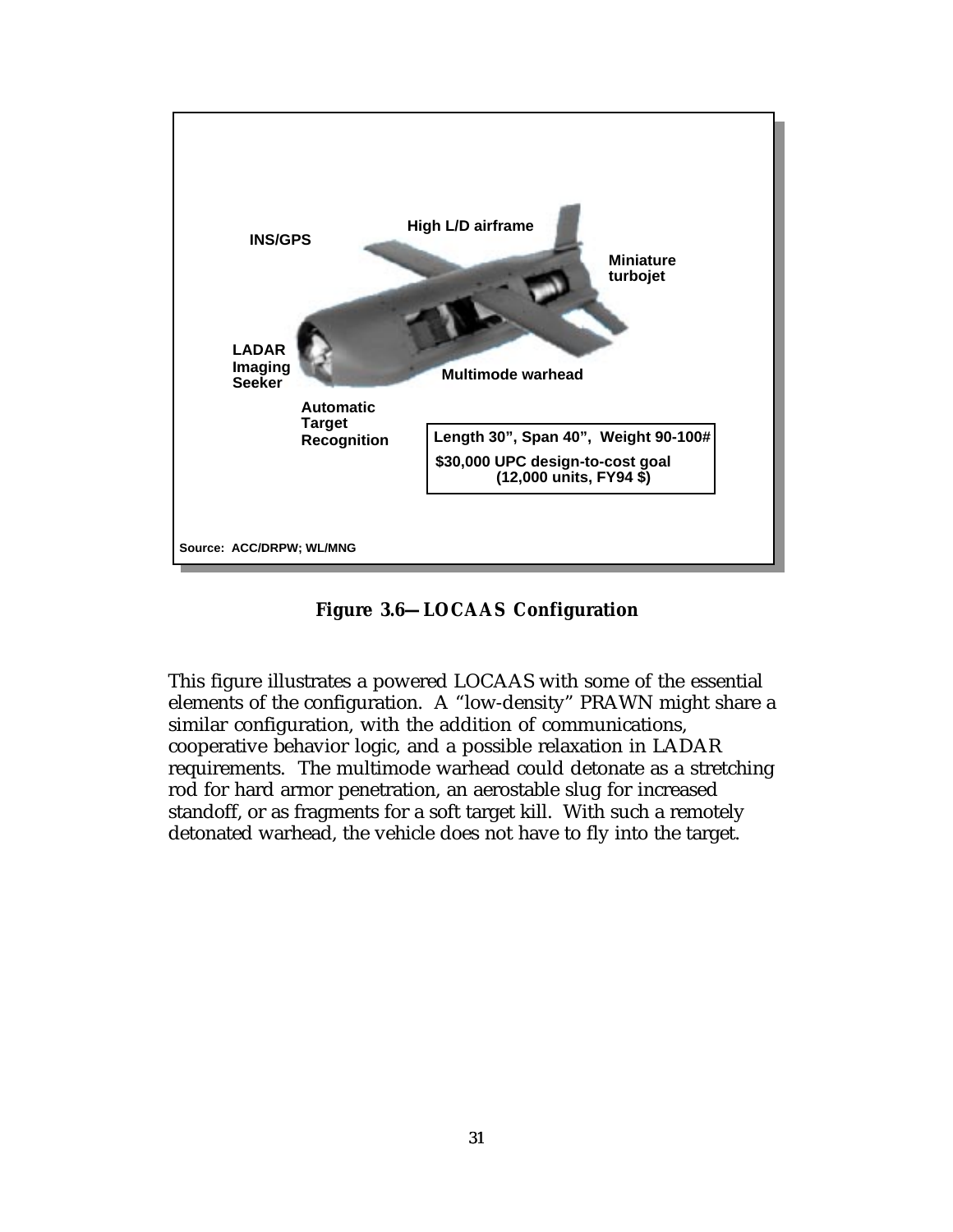INS/GPS

High L/D airframe

Miniature turbojet

LADAR Imaging Seeker

Multimode warhead

Automatic Target Recognition

Length 30”, Span 40”, Weight 90-100#

$30,000 UPC design-to-cost goal (12,000 units, FY94 $)

Source: ACC/DRPW; WL/MNG

**Figure 3.6—LOCAAS Configuration**

This figure illustrates a powered LOCAAS with some of the essential elements of the configuration. A “low-density” PRAWN might share a similar configuration, with the addition of communications, cooperative behavior logic, and a possible relaxation in LADAR requirements. The multimode warhead could detonate as a stretching rod for hard armor penetration, an aerostable slug for increased standoff, or as fragments for a soft target kill. With such a remotely detonated warhead, the vehicle does not have to fly into the target.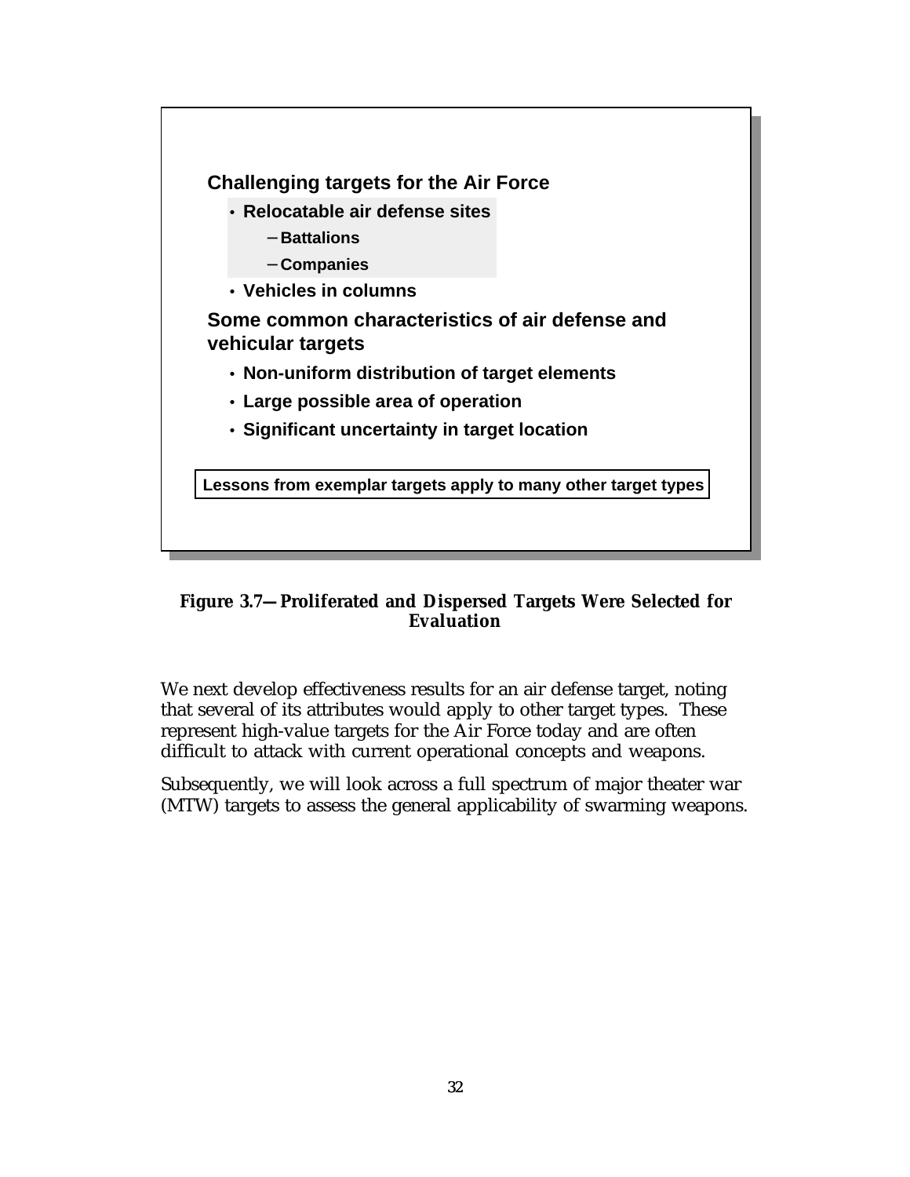**Challenging targets for the Air Force**

- **Relocatable air defense sites**
  - **Battalions**
  - **Companies**
- **Vehicles in columns**

**Some common characteristics of air defense and vehicular targets**

- **Non-uniform distribution of target elements**
- **Large possible area of operation**
- **Significant uncertainty in target location**

**Lessons from exemplar targets apply to many other target types**

**Figure 3.7—Proliferated and Dispersed Targets Were Selected for Evaluation**

We next develop effectiveness results for an air defense target, noting that several of its attributes would apply to other target types. These represent high-value targets for the Air Force today and are often difficult to attack with current operational concepts and weapons.

Subsequently, we will look across a full spectrum of major theater war (MTW) targets to assess the general applicability of swarming weapons.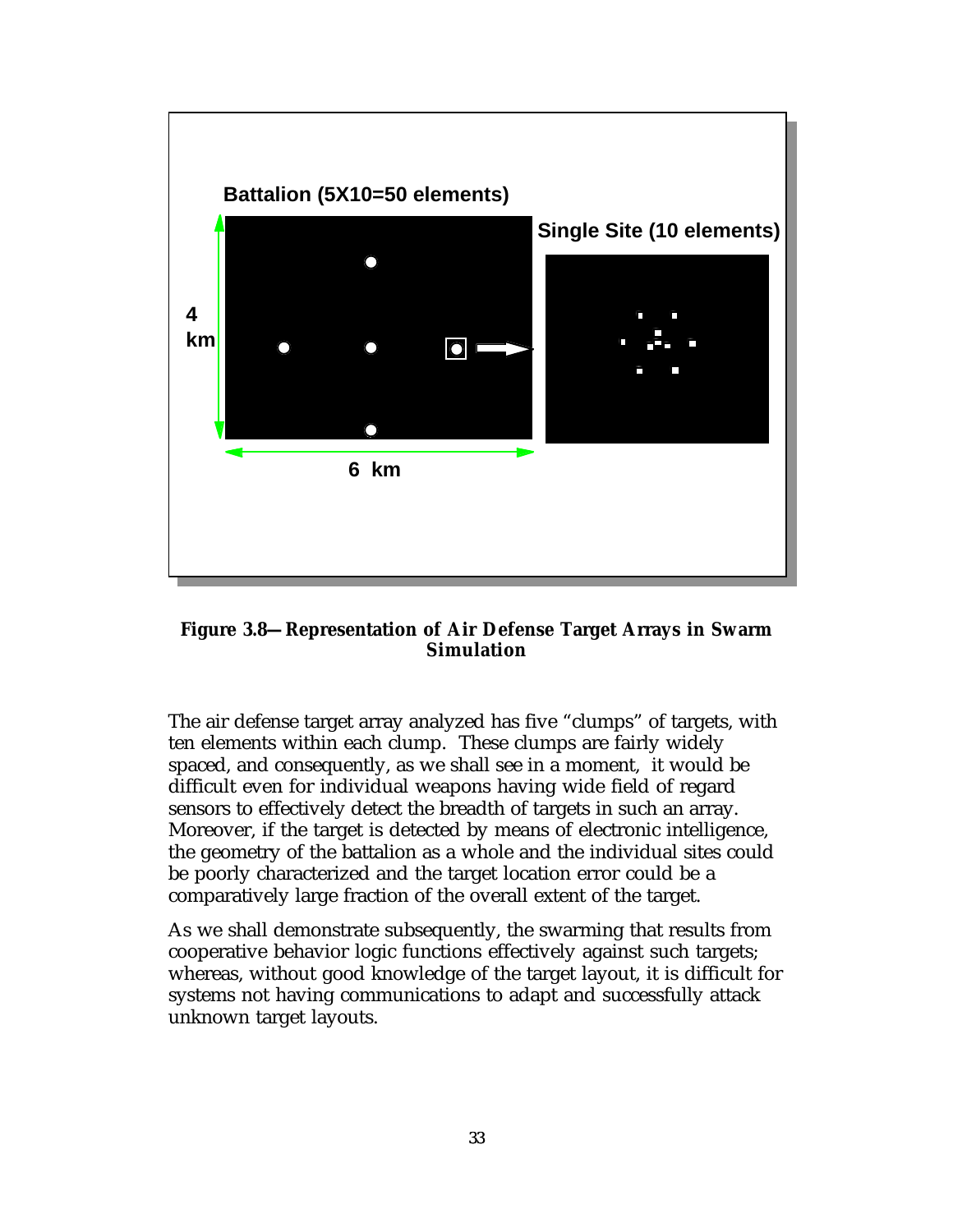Battalion (5X10=50 elements)

Single Site (10 elements)

4 km

6 km

**Figure 3.8—Representation of Air Defense Target Arrays in Swarm Simulation**

The air defense target array analyzed has five "clumps" of targets, with ten elements within each clump. These clumps are fairly widely spaced, and consequently, as we shall see in a moment, it would be difficult even for individual weapons having wide field of regard sensors to effectively detect the breadth of targets in such an array. Moreover, if the target is detected by means of electronic intelligence, the geometry of the battalion as a whole and the individual sites could be poorly characterized and the target location error could be a comparatively large fraction of the overall extent of the target.

As we shall demonstrate subsequently, the swarming that results from cooperative behavior logic functions effectively against such targets; whereas, without good knowledge of the target layout, it is difficult for systems not having communications to adapt and successfully attack unknown target layouts.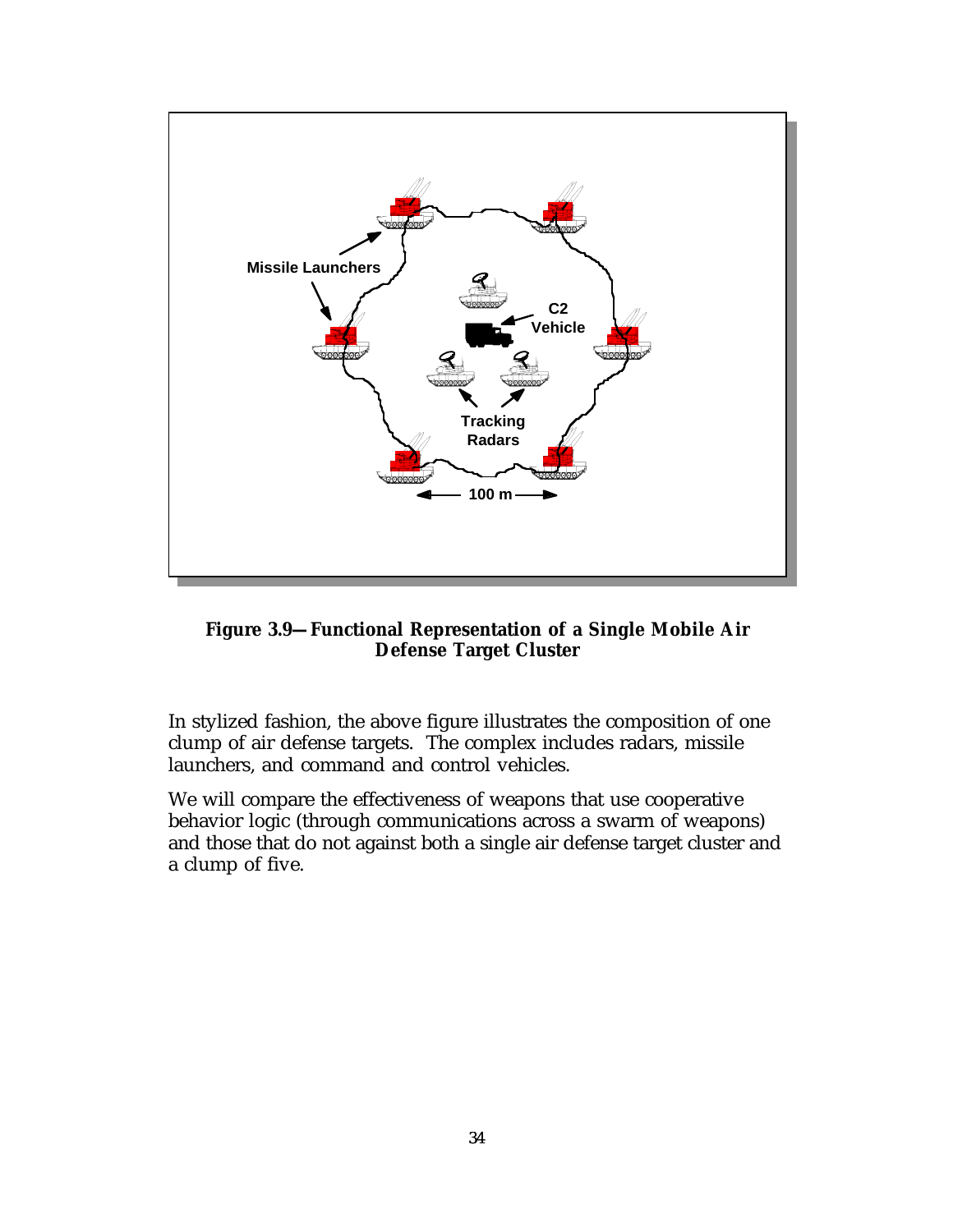**Figure 3.9—Functional Representation of a Single Mobile Air Defense Target Cluster**

In stylized fashion, the above figure illustrates the composition of one clump of air defense targets. The complex includes radars, missile launchers, and command and control vehicles.

We will compare the effectiveness of weapons that use cooperative behavior logic (through communications across a swarm of weapons) and those that do not against both a single air defense target cluster and a clump of five.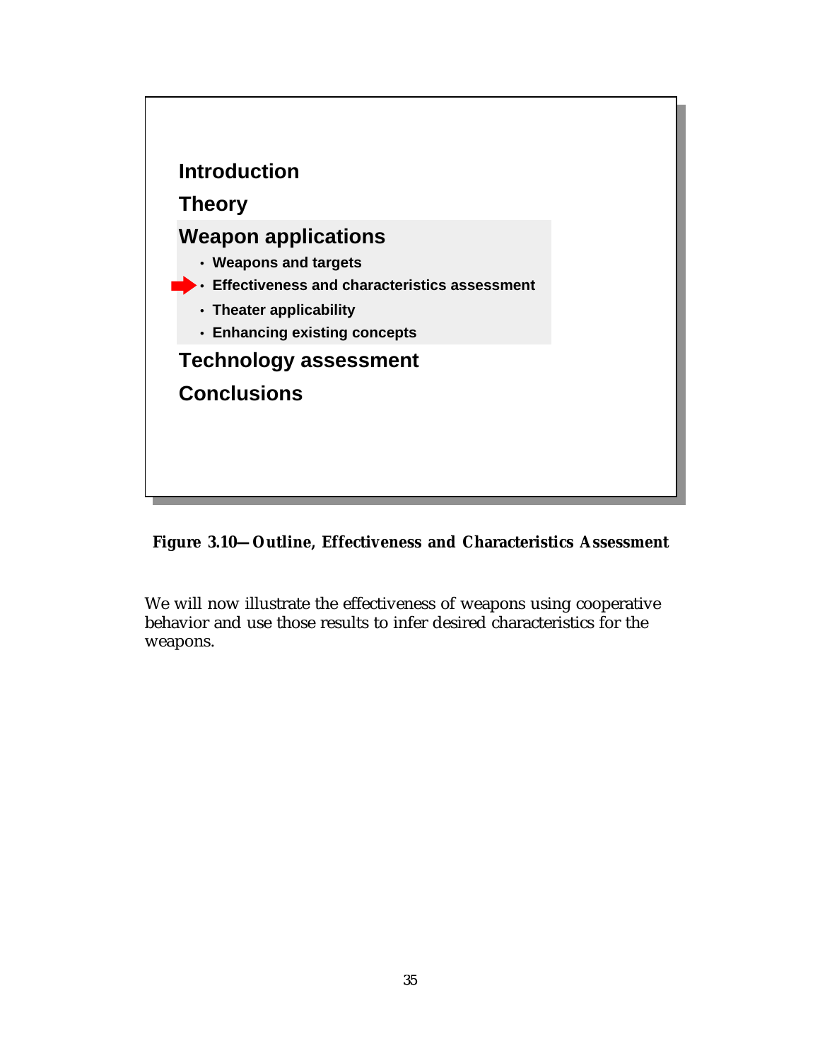**Introduction**

**Theory**

**Weapon applications**

- **Weapons and targets**
- **Effectiveness and characteristics assessment**
- **Theater applicability**
- **Enhancing existing concepts**

**Technology assessment**

**Conclusions**

**Figure 3.10—Outline, Effectiveness and Characteristics Assessment**

We will now illustrate the effectiveness of weapons using cooperative behavior and use those results to infer desired characteristics for the weapons.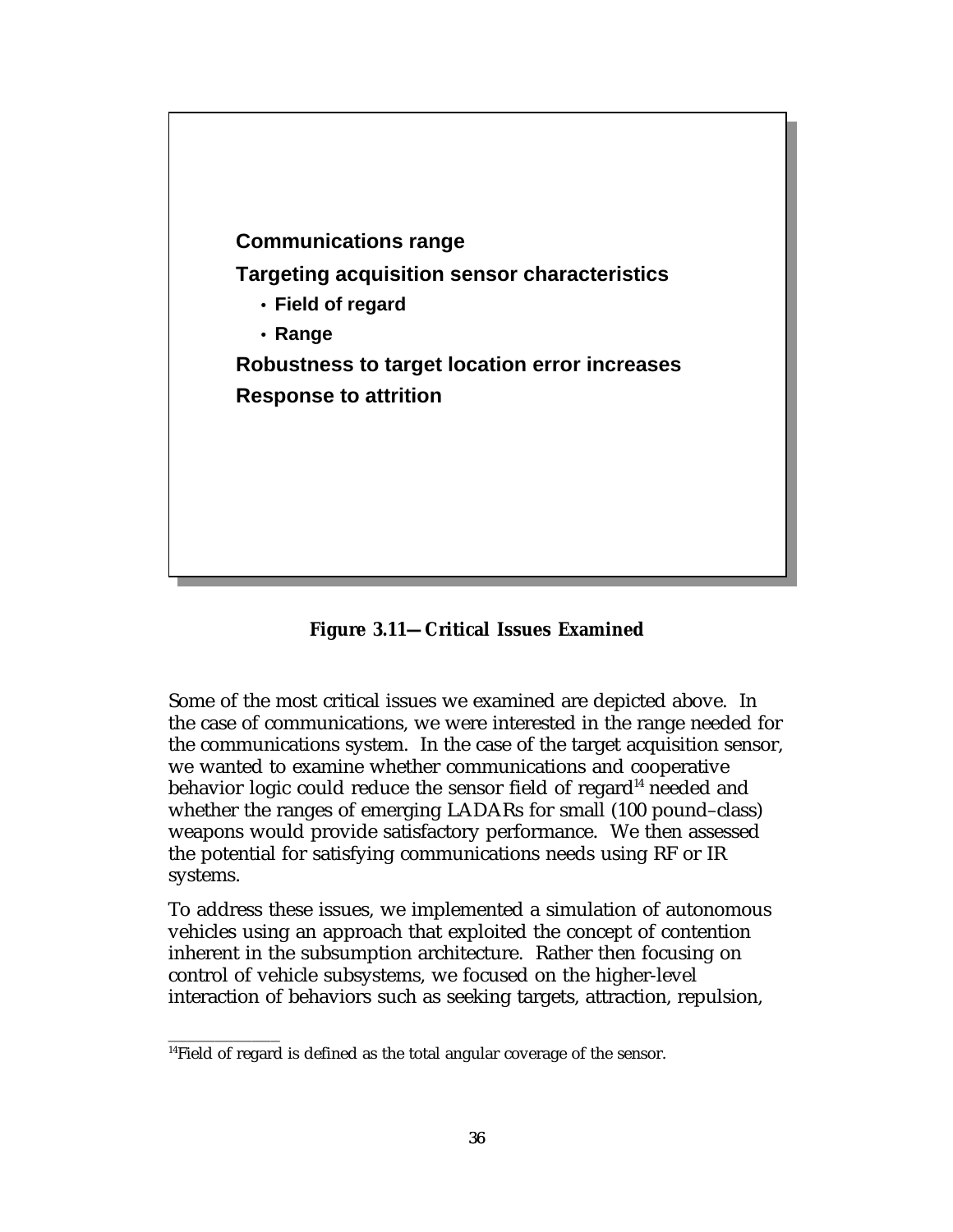**Communications range**

**Targeting acquisition sensor characteristics**

- **Field of regard**
- **Range**

**Robustness to target location error increases**

**Response to attrition**

**Figure 3.11—Critical Issues Examined**

Some of the most critical issues we examined are depicted above. In the case of communications, we were interested in the range needed for the communications system. In the case of the target acquisition sensor, we wanted to examine whether communications and cooperative behavior logic could reduce the sensor field of regard[14] needed and whether the ranges of emerging LADARs for small (100 pound–class) weapons would provide satisfactory performance. We then assessed the potential for satisfying communications needs using RF or IR systems.

To address these issues, we implemented a simulation of autonomous vehicles using an approach that exploited the concept of contention inherent in the subsumption architecture. Rather then focusing on control of vehicle subsystems, we focused on the higher-level interaction of behaviors such as seeking targets, attraction, repulsion,

[14]Field of regard is defined as the total angular coverage of the sensor.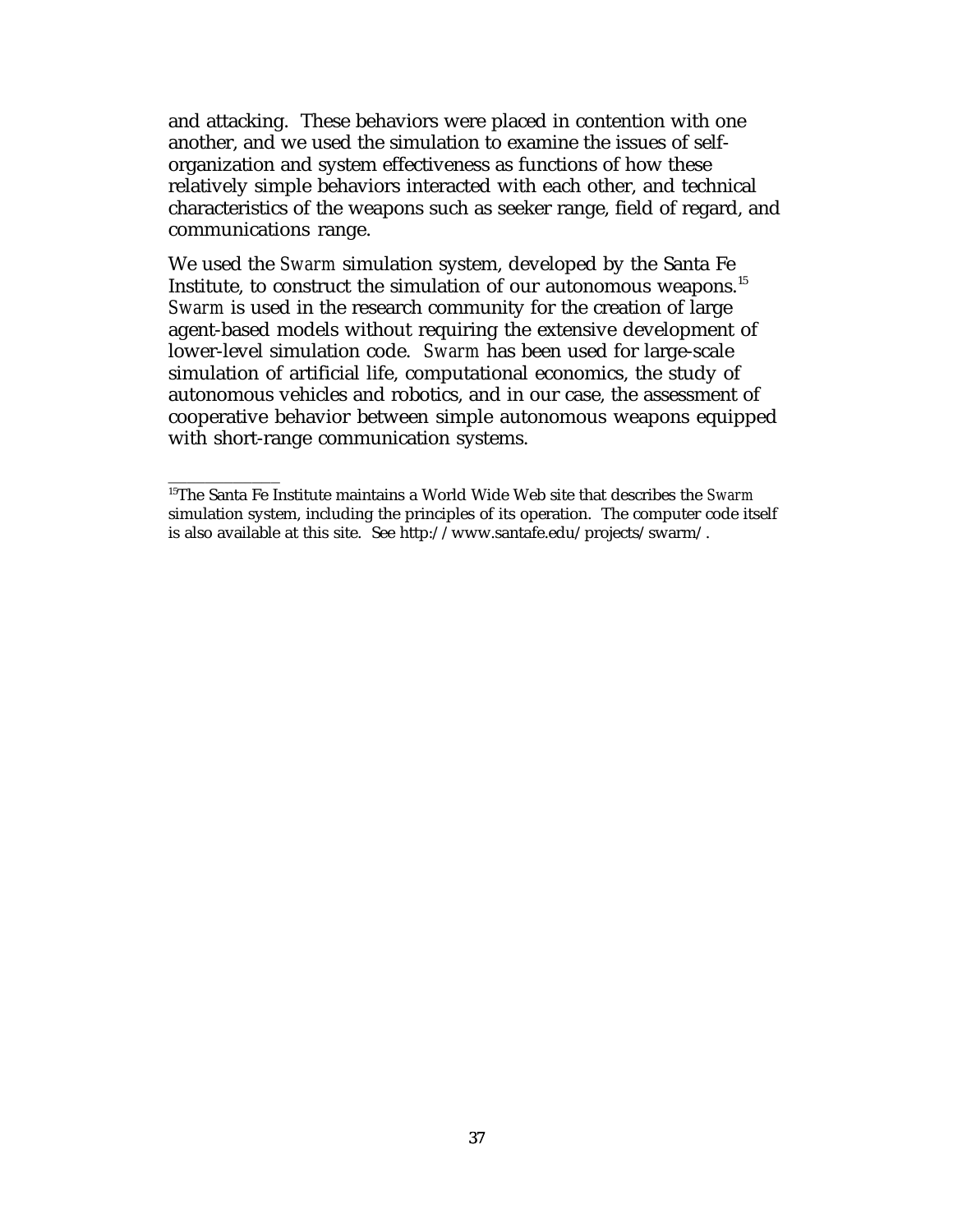and attacking. These behaviors were placed in contention with one another, and we used the simulation to examine the issues of self-organization and system effectiveness as functions of how these relatively simple behaviors interacted with each other, and technical characteristics of the weapons such as seeker range, field of regard, and communications range.

We used the *Swarm* simulation system, developed by the Santa Fe Institute, to construct the simulation of our autonomous weapons.[15] *Swarm* is used in the research community for the creation of large agent-based models without requiring the extensive development of lower-level simulation code. *Swarm* has been used for large-scale simulation of artificial life, computational economics, the study of autonomous vehicles and robotics, and in our case, the assessment of cooperative behavior between simple autonomous weapons equipped with short-range communication systems.

---

[15]The Santa Fe Institute maintains a World Wide Web site that describes the *Swarm* simulation system, including the principles of its operation. The computer code itself is also available at this site. See http://www.santafe.edu/projects/swarm/.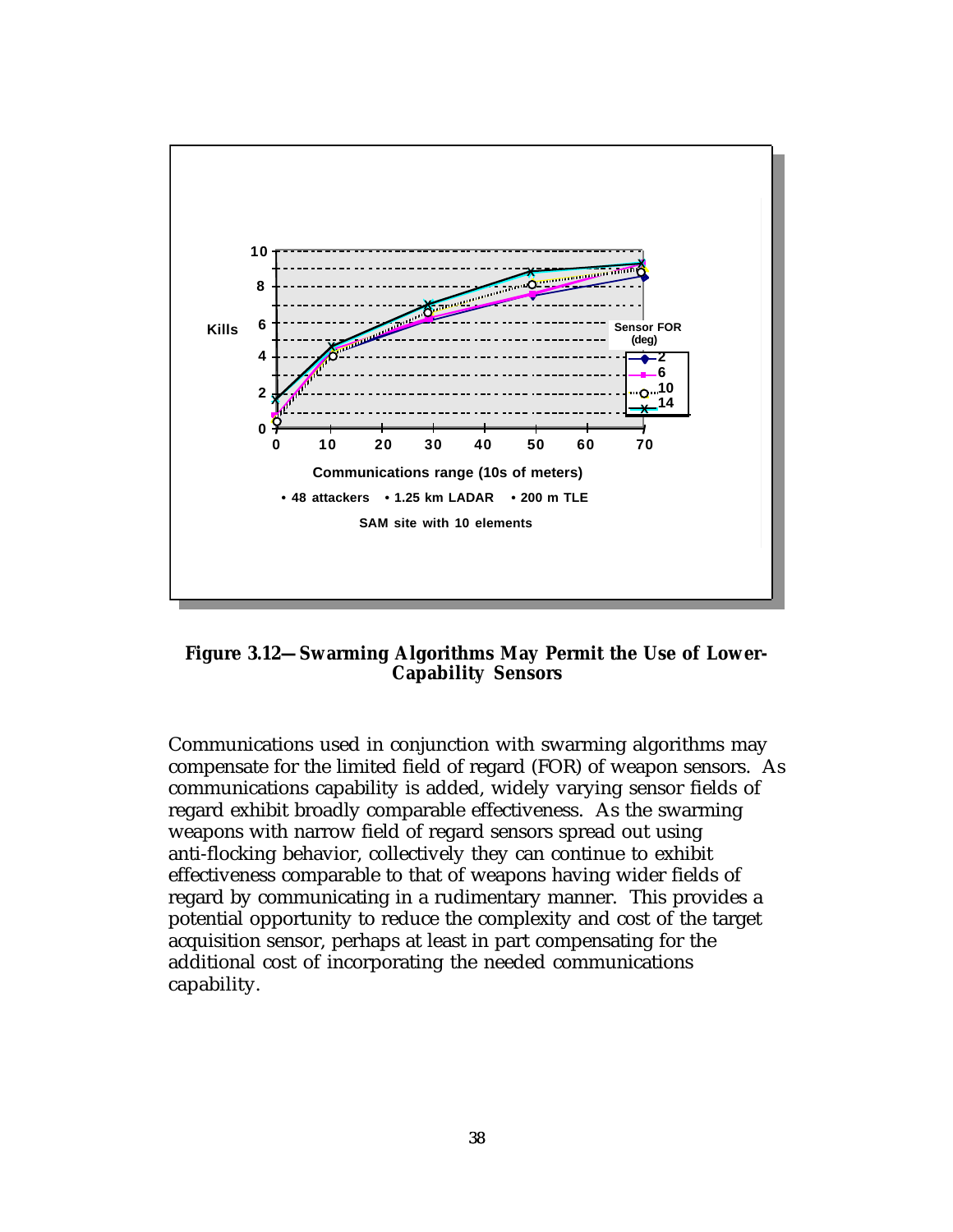**Figure 3.12—Swarming Algorithms May Permit the Use of Lower-Capability Sensors**

Communications used in conjunction with swarming algorithms may compensate for the limited field of regard (FOR) of weapon sensors. As communications capability is added, widely varying sensor fields of regard exhibit broadly comparable effectiveness. As the swarming weapons with narrow field of regard sensors spread out using anti-flocking behavior, collectively they can continue to exhibit effectiveness comparable to that of weapons having wider fields of regard by communicating in a rudimentary manner. This provides a potential opportunity to reduce the complexity and cost of the target acquisition sensor, perhaps at least in part compensating for the additional cost of incorporating the needed communications capability.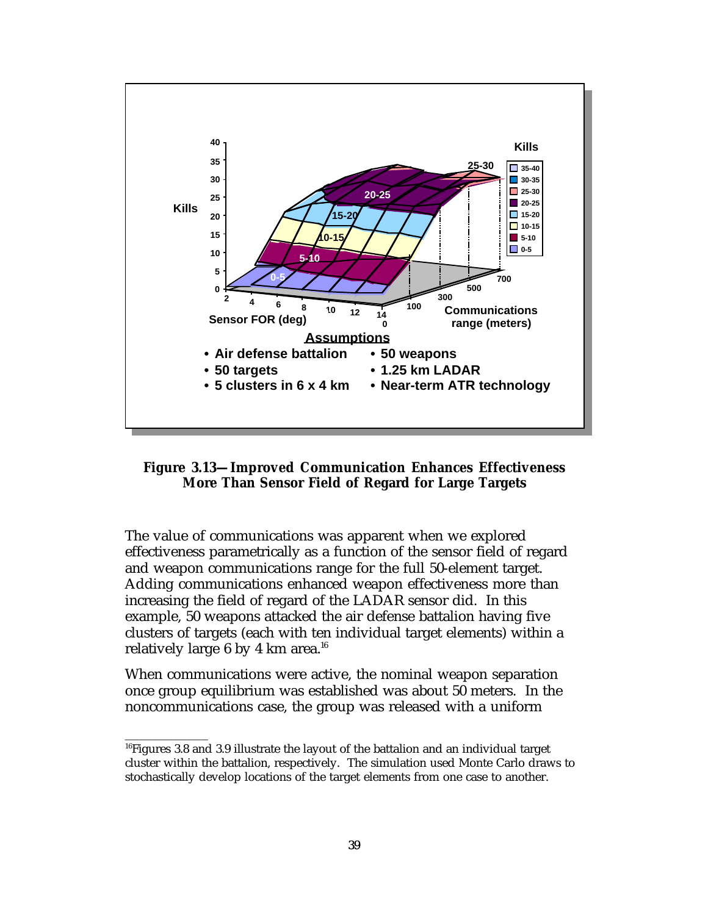**Figure 3.13—Improved Communication Enhances Effectiveness More Than Sensor Field of Regard for Large Targets**

The value of communications was apparent when we explored effectiveness parametrically as a function of the sensor field of regard and weapon communications range for the full 50-element target. Adding communications enhanced weapon effectiveness more than increasing the field of regard of the LADAR sensor did. In this example, 50 weapons attacked the air defense battalion having five clusters of targets (each with ten individual target elements) within a relatively large 6 by 4 km area.[16]

When communications were active, the nominal weapon separation once group equilibrium was established was about 50 meters. In the noncommunications case, the group was released with a uniform

---

[16]Figures 3.8 and 3.9 illustrate the layout of the battalion and an individual target cluster within the battalion, respectively. The simulation used Monte Carlo draws to stochastically develop locations of the target elements from one case to another.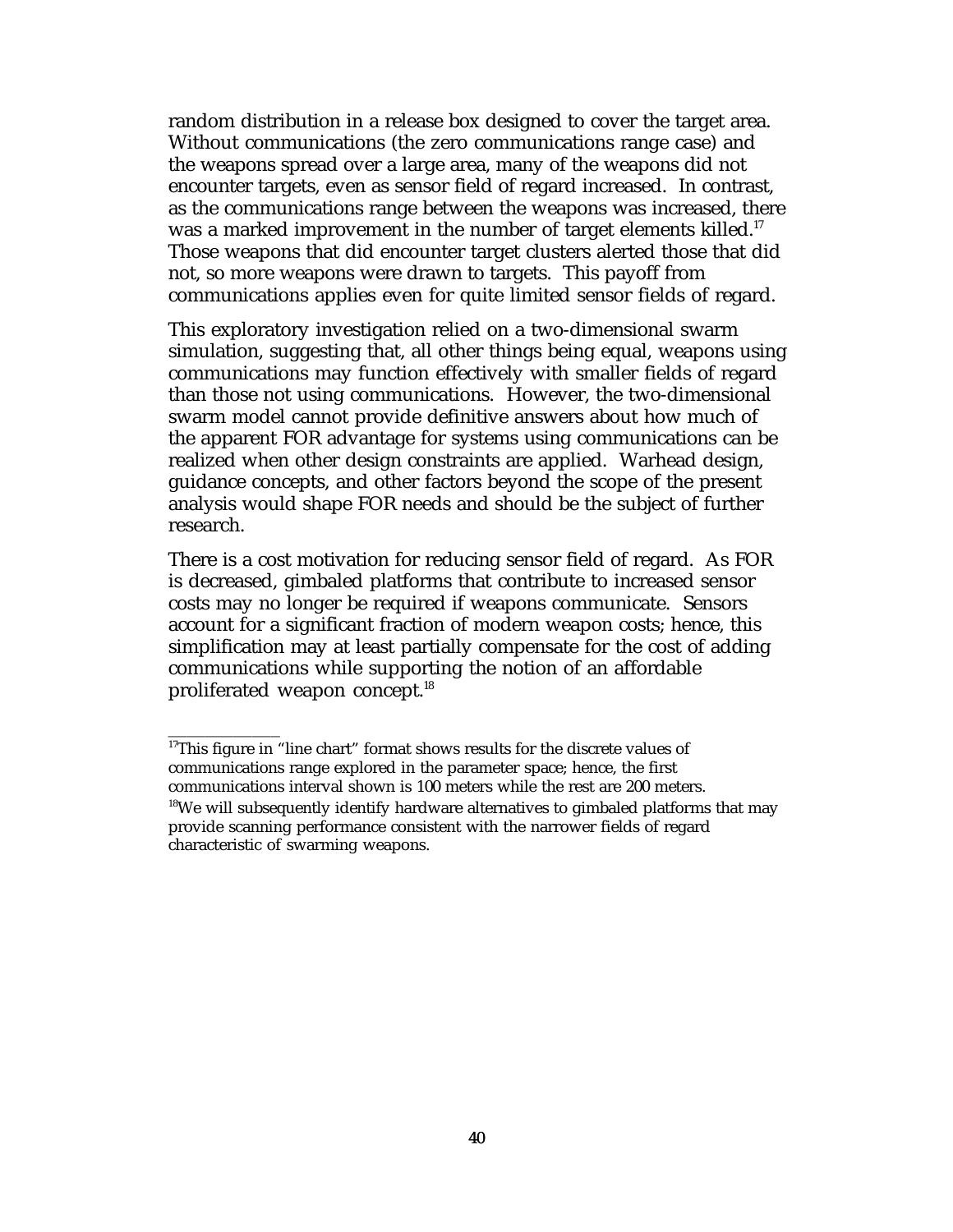random distribution in a release box designed to cover the target area. Without communications (the zero communications range case) and the weapons spread over a large area, many of the weapons did not encounter targets, even as sensor field of regard increased. In contrast, as the communications range between the weapons was increased, there was a marked improvement in the number of target elements killed.[17] Those weapons that did encounter target clusters alerted those that did not, so more weapons were drawn to targets. This payoff from communications applies even for quite limited sensor fields of regard.

This exploratory investigation relied on a two-dimensional swarm simulation, suggesting that, all other things being equal, weapons using communications may function effectively with smaller fields of regard than those not using communications. However, the two-dimensional swarm model cannot provide definitive answers about how much of the apparent FOR advantage for systems using communications can be realized when other design constraints are applied. Warhead design, guidance concepts, and other factors beyond the scope of the present analysis would shape FOR needs and should be the subject of further research.

There is a cost motivation for reducing sensor field of regard. As FOR is decreased, gimbaled platforms that contribute to increased sensor costs may no longer be required if weapons communicate. Sensors account for a significant fraction of modern weapon costs; hence, this simplification may at least partially compensate for the cost of adding communications while supporting the notion of an affordable proliferated weapon concept.[18]

---

[17]This figure in "line chart" format shows results for the discrete values of communications range explored in the parameter space; hence, the first communications interval shown is 100 meters while the rest are 200 meters.

[18]We will subsequently identify hardware alternatives to gimbaled platforms that may provide scanning performance consistent with the narrower fields of regard characteristic of swarming weapons.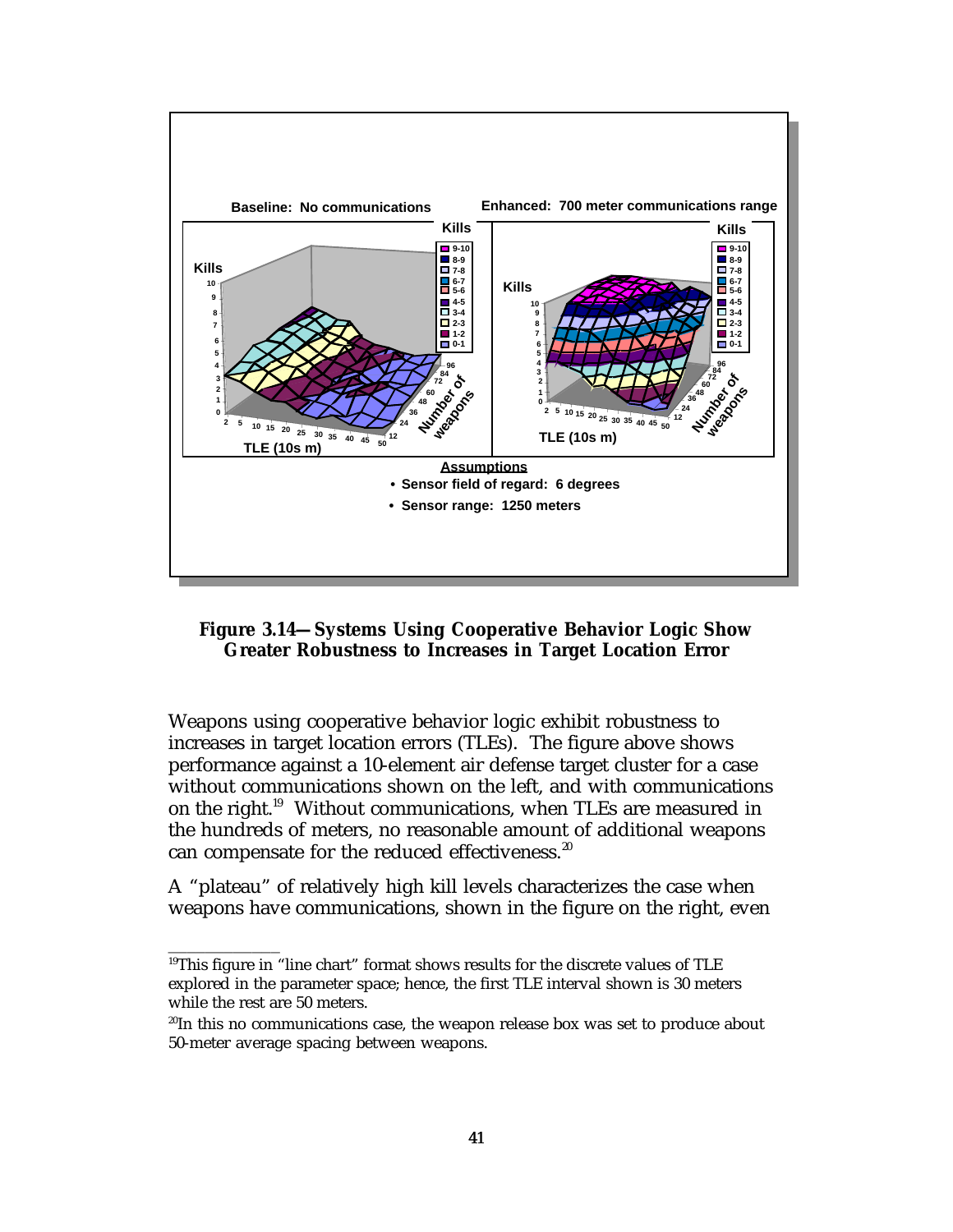Figure 3.14—Systems Using Cooperative Behavior Logic Show Greater Robustness to Increases in Target Location Error

Weapons using cooperative behavior logic exhibit robustness to increases in target location errors (TLEs). The figure above shows performance against a 10-element air defense target cluster for a case without communications shown on the left, and with communications on the right.[19] Without communications, when TLEs are measured in the hundreds of meters, no reasonable amount of additional weapons can compensate for the reduced effectiveness.[20]

A "plateau" of relatively high kill levels characterizes the case when weapons have communications, shown in the figure on the right, even

---

[19]This figure in "line chart" format shows results for the discrete values of TLE explored in the parameter space; hence, the first TLE interval shown is 30 meters while the rest are 50 meters.

[20]In this no communications case, the weapon release box was set to produce about 50-meter average spacing between weapons.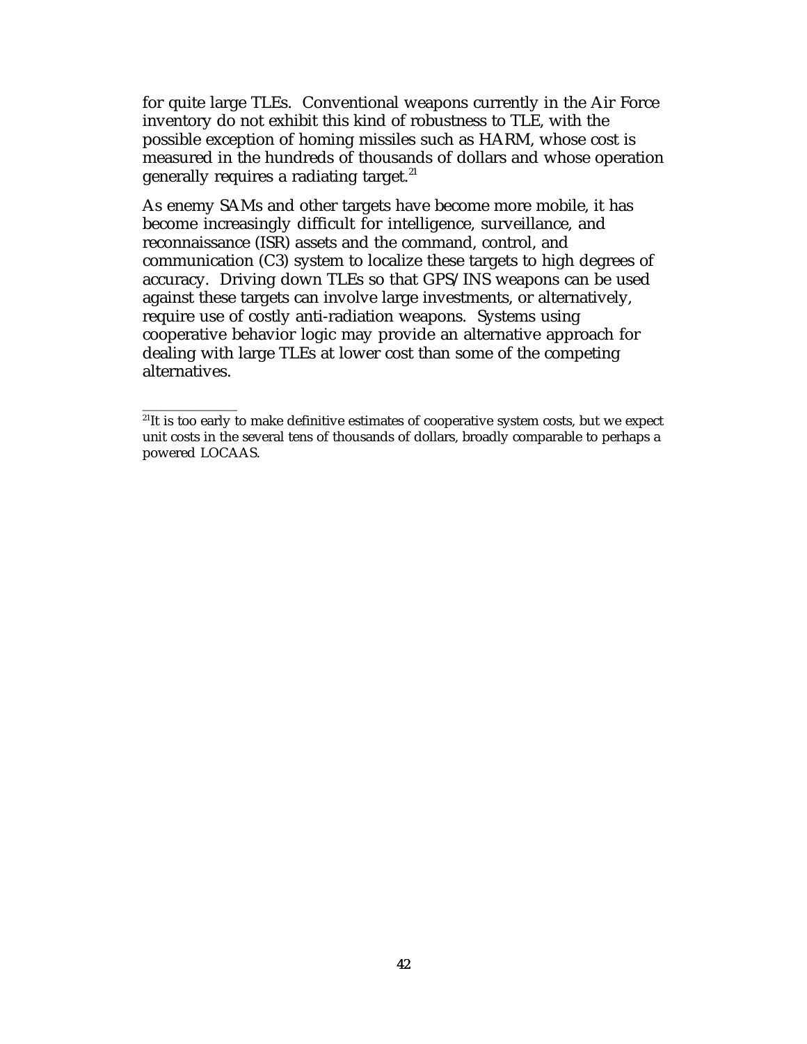for quite large TLEs. Conventional weapons currently in the Air Force inventory do not exhibit this kind of robustness to TLE, with the possible exception of homing missiles such as HARM, whose cost is measured in the hundreds of thousands of dollars and whose operation generally requires a radiating target.[21]

As enemy SAMs and other targets have become more mobile, it has become increasingly difficult for intelligence, surveillance, and reconnaissance (ISR) assets and the command, control, and communication (C3) system to localize these targets to high degrees of accuracy. Driving down TLEs so that GPS/INS weapons can be used against these targets can involve large investments, or alternatively, require use of costly anti-radiation weapons. Systems using cooperative behavior logic may provide an alternative approach for dealing with large TLEs at lower cost than some of the competing alternatives.

---

[21]It is too early to make definitive estimates of cooperative system costs, but we expect unit costs in the several tens of thousands of dollars, broadly comparable to perhaps a powered LOCAAS.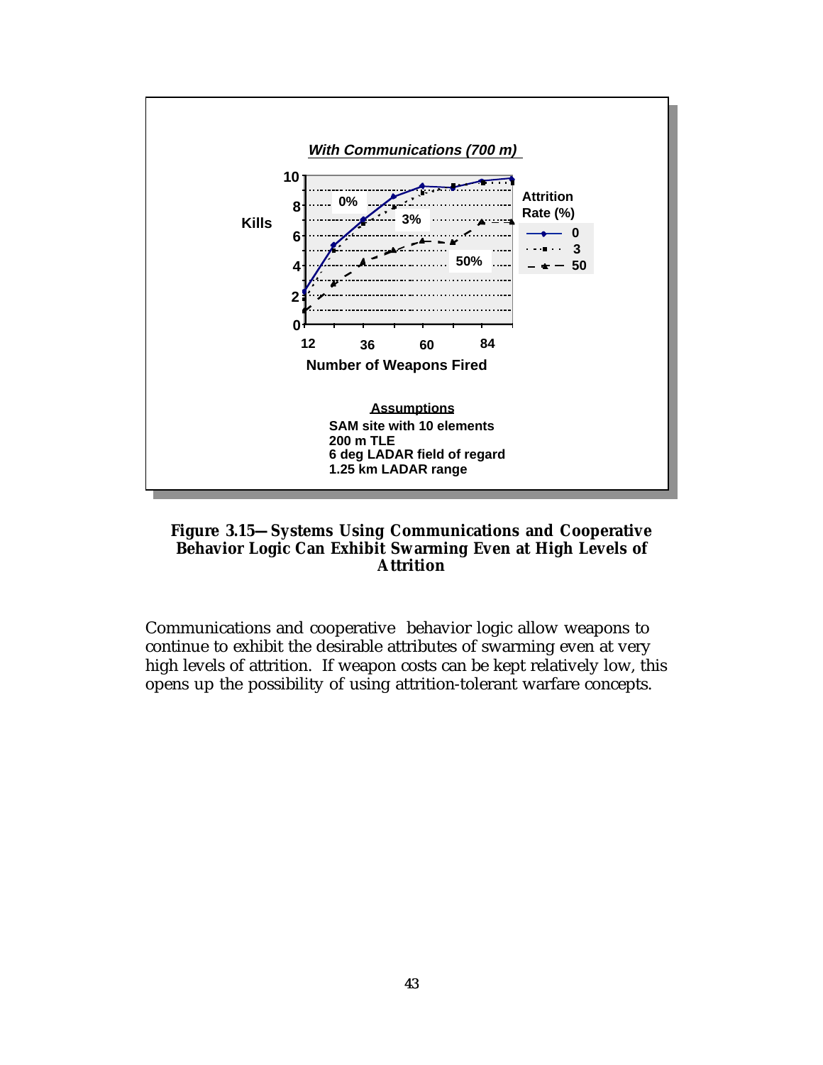**With Communications (700 m)**

Kills

Number of Weapons Fired

Attrition Rate (%)

- 0
- 3
- 50

**Assumptions**

SAM site with 10 elements
200 m TLE
6 deg LADAR field of regard
1.25 km LADAR range

**Figure 3.15—Systems Using Communications and Cooperative Behavior Logic Can Exhibit Swarming Even at High Levels of Attrition**

Communications and cooperative behavior logic allow weapons to continue to exhibit the desirable attributes of swarming even at very high levels of attrition. If weapon costs can be kept relatively low, this opens up the possibility of using attrition-tolerant warfare concepts.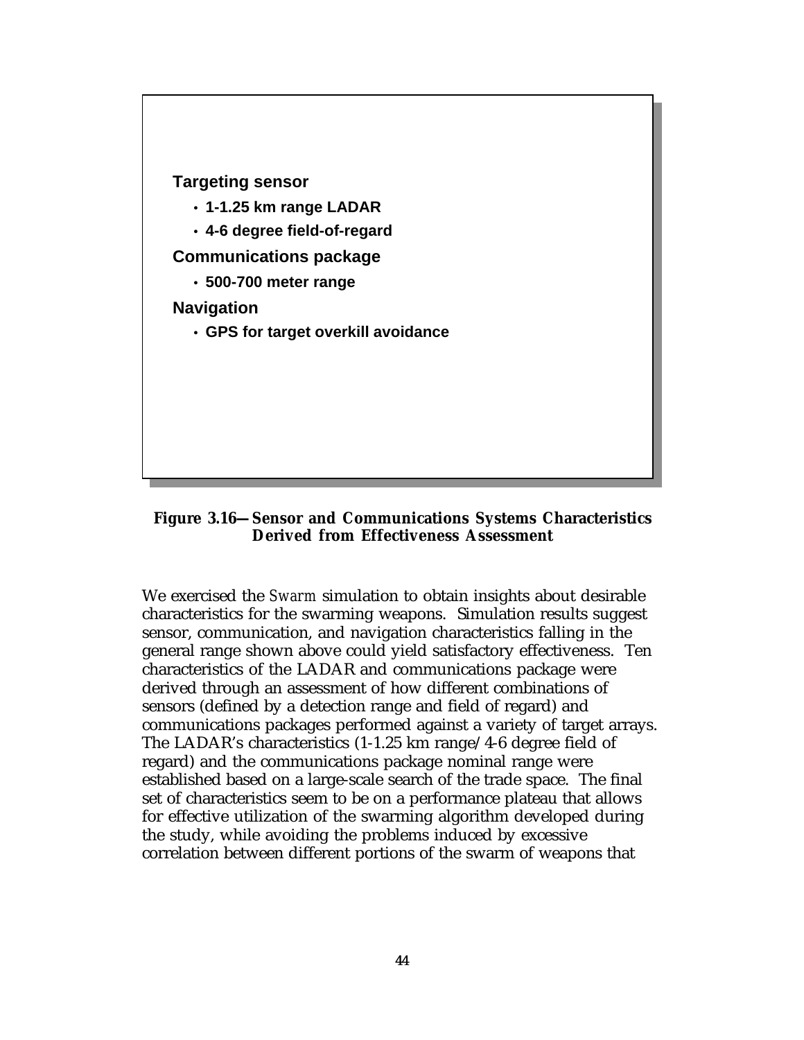**Targeting sensor**

- **1-1.25 km range LADAR**
- **4-6 degree field-of-regard**

**Communications package**

- **500-700 meter range**

**Navigation**

- **GPS for target overkill avoidance**

**Figure 3.16—Sensor and Communications Systems Characteristics Derived from Effectiveness Assessment**

We exercised the *Swarm* simulation to obtain insights about desirable characteristics for the swarming weapons. Simulation results suggest sensor, communication, and navigation characteristics falling in the general range shown above could yield satisfactory effectiveness. Ten characteristics of the LADAR and communications package were derived through an assessment of how different combinations of sensors (defined by a detection range and field of regard) and communications packages performed against a variety of target arrays. The LADAR's characteristics (1-1.25 km range/4-6 degree field of regard) and the communications package nominal range were established based on a large-scale search of the trade space. The final set of characteristics seem to be on a performance plateau that allows for effective utilization of the swarming algorithm developed during the study, while avoiding the problems induced by excessive correlation between different portions of the swarm of weapons that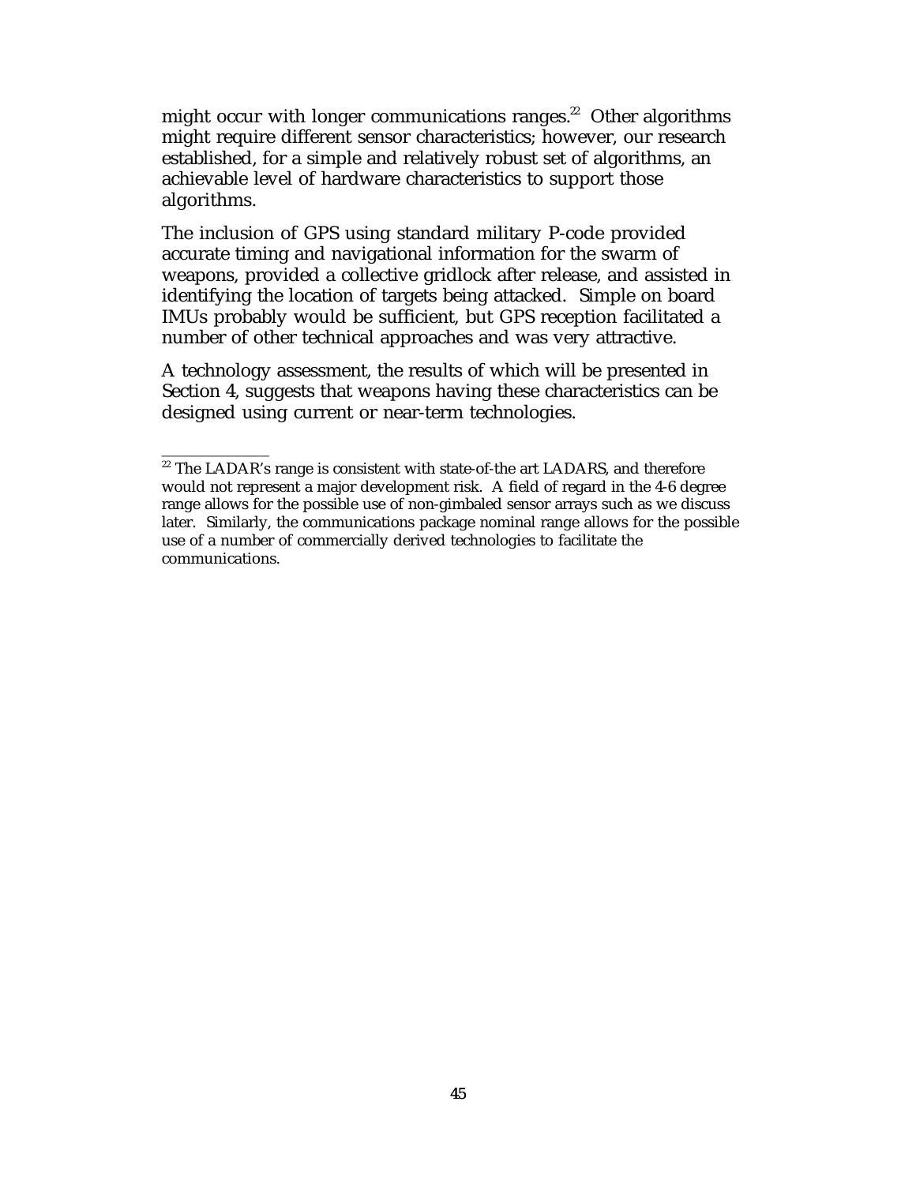might occur with longer communications ranges.[22] Other algorithms might require different sensor characteristics; however, our research established, for a simple and relatively robust set of algorithms, an achievable level of hardware characteristics to support those algorithms.

The inclusion of GPS using standard military P-code provided accurate timing and navigational information for the swarm of weapons, provided a collective gridlock after release, and assisted in identifying the location of targets being attacked. Simple on board IMUs probably would be sufficient, but GPS reception facilitated a number of other technical approaches and was very attractive.

A technology assessment, the results of which will be presented in Section 4, suggests that weapons having these characteristics can be designed using current or near-term technologies.

---

[22] The LADAR's range is consistent with state-of-the art LADARS, and therefore would not represent a major development risk. A field of regard in the 4-6 degree range allows for the possible use of non-gimbaled sensor arrays such as we discuss later. Similarly, the communications package nominal range allows for the possible use of a number of commercially derived technologies to facilitate the communications.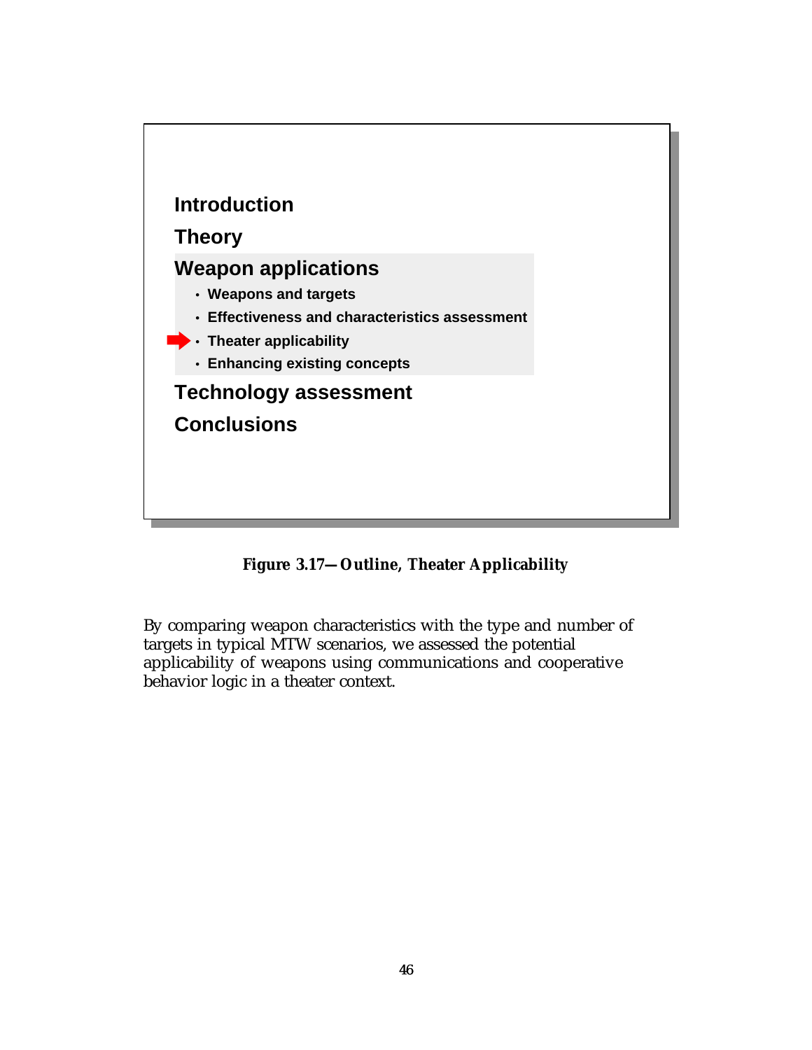Introduction

Theory

Weapon applications

- Weapons and targets
- Effectiveness and characteristics assessment
- Theater applicability
- Enhancing existing concepts

Technology assessment

Conclusions

**Figure 3.17—Outline, Theater Applicability**

By comparing weapon characteristics with the type and number of targets in typical MTW scenarios, we assessed the potential applicability of weapons using communications and cooperative behavior logic in a theater context.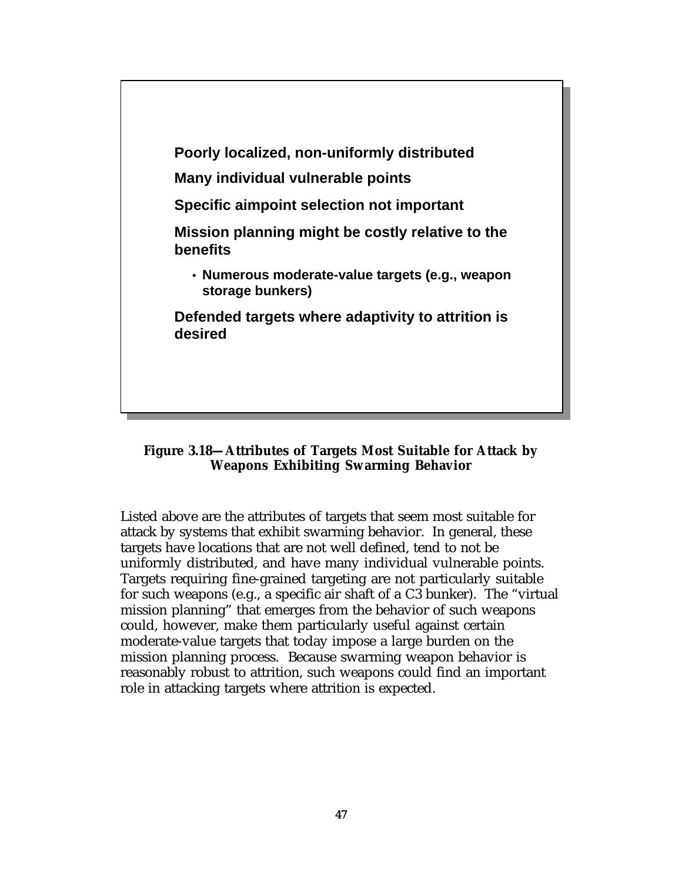**Poorly localized, non-uniformly distributed**

**Many individual vulnerable points**

**Specific aimpoint selection not important**

**Mission planning might be costly relative to the benefits**

- **Numerous moderate-value targets (e.g., weapon storage bunkers)**

**Defended targets where adaptivity to attrition is desired**

**Figure 3.18—Attributes of Targets Most Suitable for Attack by Weapons Exhibiting Swarming Behavior**

Listed above are the attributes of targets that seem most suitable for attack by systems that exhibit swarming behavior. In general, these targets have locations that are not well defined, tend to not be uniformly distributed, and have many individual vulnerable points. Targets requiring fine-grained targeting are not particularly suitable for such weapons (e.g., a specific air shaft of a C3 bunker). The "virtual mission planning" that emerges from the behavior of such weapons could, however, make them particularly useful against certain moderate-value targets that today impose a large burden on the mission planning process. Because swarming weapon behavior is reasonably robust to attrition, such weapons could find an important role in attacking targets where attrition is expected.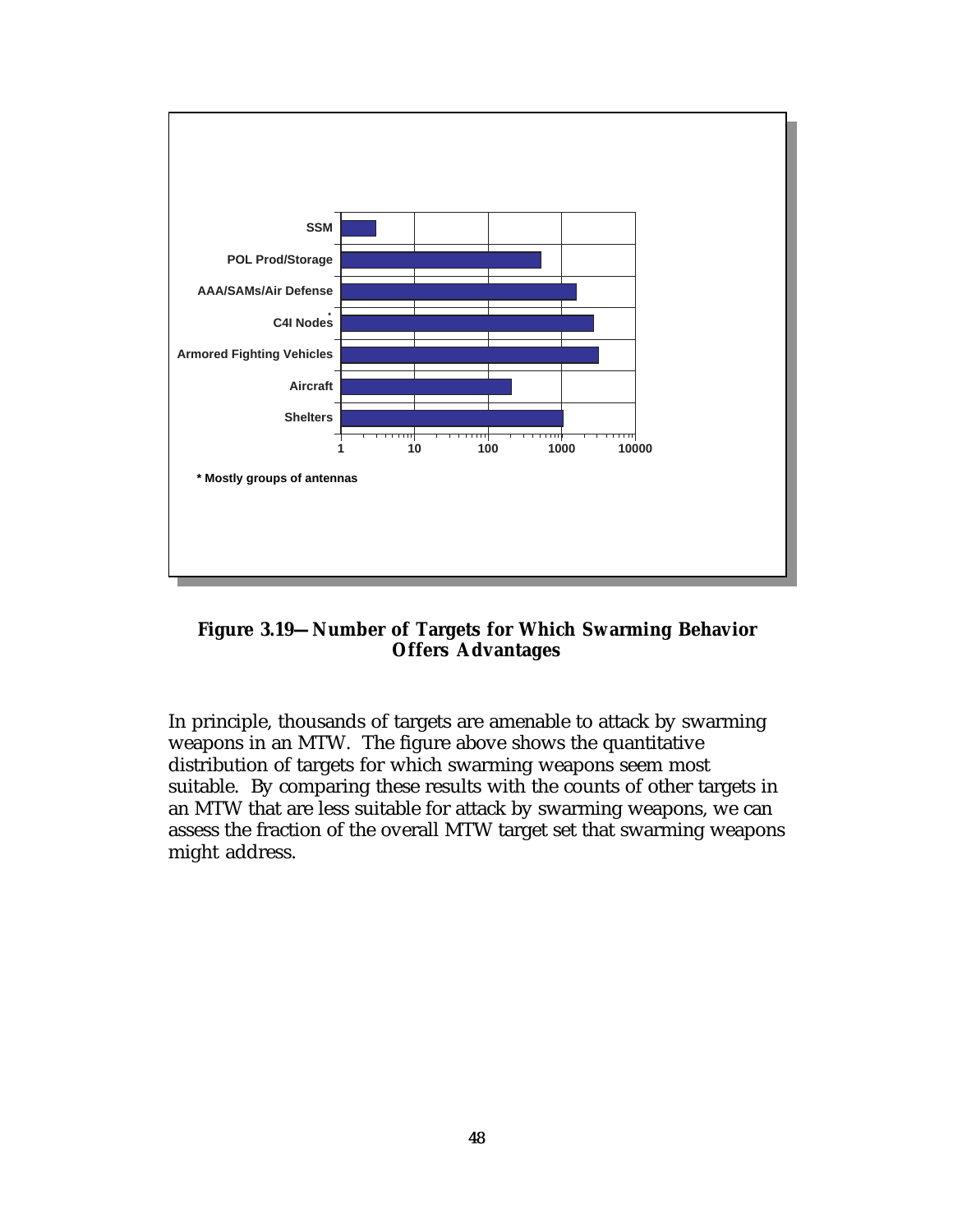SSM

POL Prod/Storage

AAA/SAMs/Air Defense

C4I Nodes*

Armored Fighting Vehicles

Aircraft

Shelters

1 10 100 1000 10000

* Mostly groups of antennas

**Figure 3.19—Number of Targets for Which Swarming Behavior Offers Advantages**

In principle, thousands of targets are amenable to attack by swarming weapons in an MTW. The figure above shows the quantitative distribution of targets for which swarming weapons seem most suitable. By comparing these results with the counts of other targets in an MTW that are less suitable for attack by swarming weapons, we can assess the fraction of the overall MTW target set that swarming weapons might address.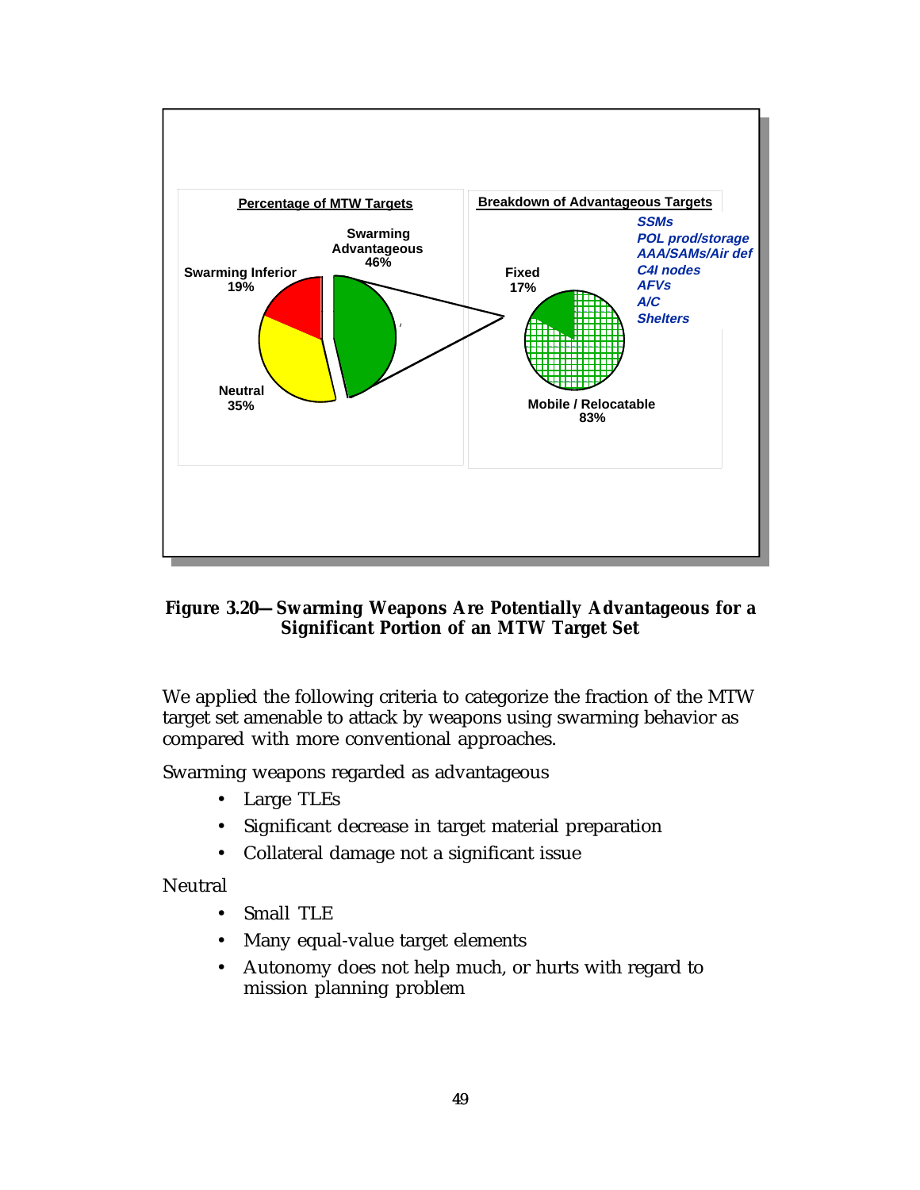**Figure 3.20—Swarming Weapons Are Potentially Advantageous for a Significant Portion of an MTW Target Set**

We applied the following criteria to categorize the fraction of the MTW target set amenable to attack by weapons using swarming behavior as compared with more conventional approaches.

Swarming weapons regarded as advantageous

- Large TLEs
- Significant decrease in target material preparation
- Collateral damage not a significant issue

Neutral

- Small TLE
- Many equal-value target elements
- Autonomy does not help much, or hurts with regard to mission planning problem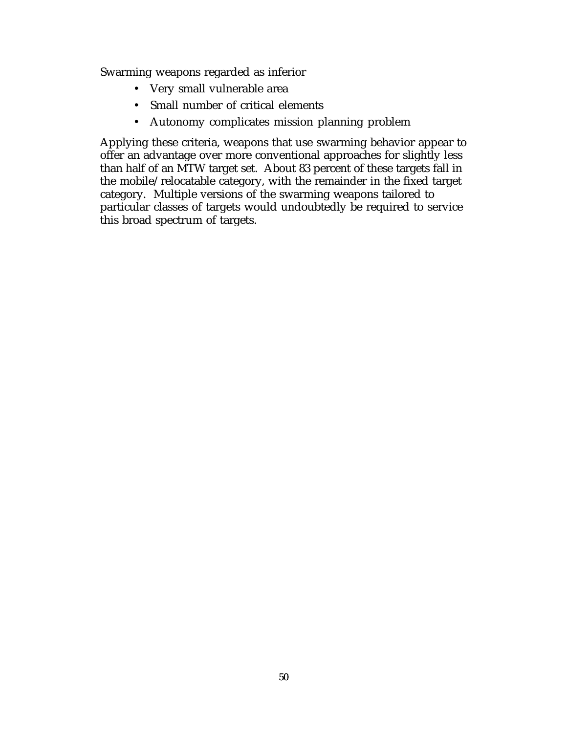Swarming weapons regarded as inferior

- Very small vulnerable area
- Small number of critical elements
- Autonomy complicates mission planning problem

Applying these criteria, weapons that use swarming behavior appear to offer an advantage over more conventional approaches for slightly less than half of an MTW target set. About 83 percent of these targets fall in the mobile/relocatable category, with the remainder in the fixed target category. Multiple versions of the swarming weapons tailored to particular classes of targets would undoubtedly be required to service this broad spectrum of targets.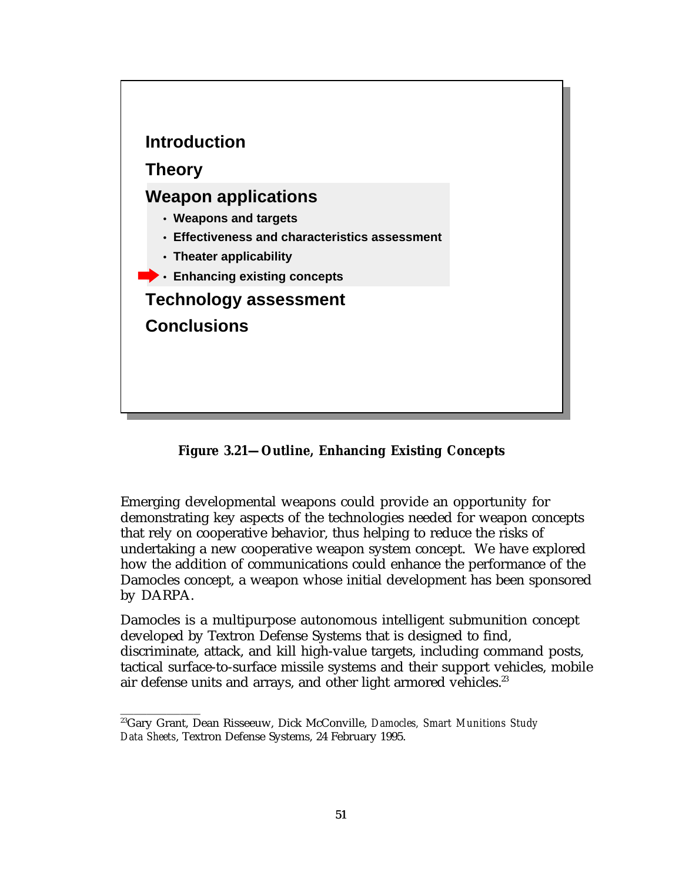Introduction

Theory

Weapon applications

- Weapons and targets
- Effectiveness and characteristics assessment
- Theater applicability
- Enhancing existing concepts

Technology assessment

Conclusions

**Figure 3.21—Outline, Enhancing Existing Concepts**

Emerging developmental weapons could provide an opportunity for demonstrating key aspects of the technologies needed for weapon concepts that rely on cooperative behavior, thus helping to reduce the risks of undertaking a new cooperative weapon system concept. We have explored how the addition of communications could enhance the performance of the Damocles concept, a weapon whose initial development has been sponsored by DARPA.

Damocles is a multipurpose autonomous intelligent submunition concept developed by Textron Defense Systems that is designed to find, discriminate, attack, and kill high-value targets, including command posts, tactical surface-to-surface missile systems and their support vehicles, mobile air defense units and arrays, and other light armored vehicles.[23]

---

[23]Gary Grant, Dean Risseeuw, Dick McConville, *Damocles, Smart Munitions Study Data Sheets*, Textron Defense Systems, 24 February 1995.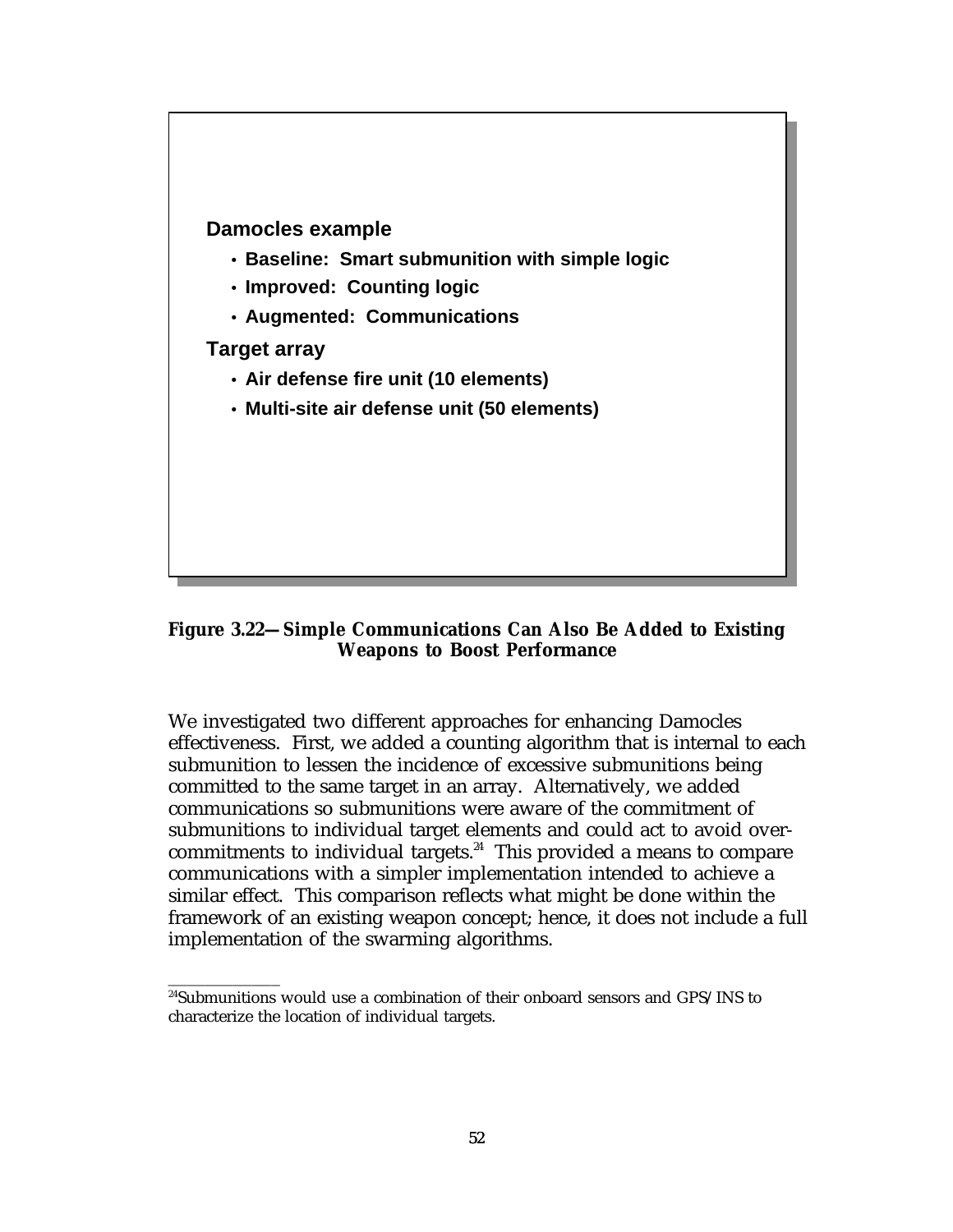**Damocles example**

- **Baseline: Smart submunition with simple logic**
- **Improved: Counting logic**
- **Augmented: Communications**

**Target array**

- **Air defense fire unit (10 elements)**
- **Multi-site air defense unit (50 elements)**

**Figure 3.22—Simple Communications Can Also Be Added to Existing Weapons to Boost Performance**

We investigated two different approaches for enhancing Damocles effectiveness. First, we added a counting algorithm that is internal to each submunition to lessen the incidence of excessive submunitions being committed to the same target in an array. Alternatively, we added communications so submunitions were aware of the commitment of submunitions to individual target elements and could act to avoid over-commitments to individual targets.[24] This provided a means to compare communications with a simpler implementation intended to achieve a similar effect. This comparison reflects what might be done within the framework of an existing weapon concept; hence, it does not include a full implementation of the swarming algorithms.

---

[24]Submunitions would use a combination of their onboard sensors and GPS/INS to characterize the location of individual targets.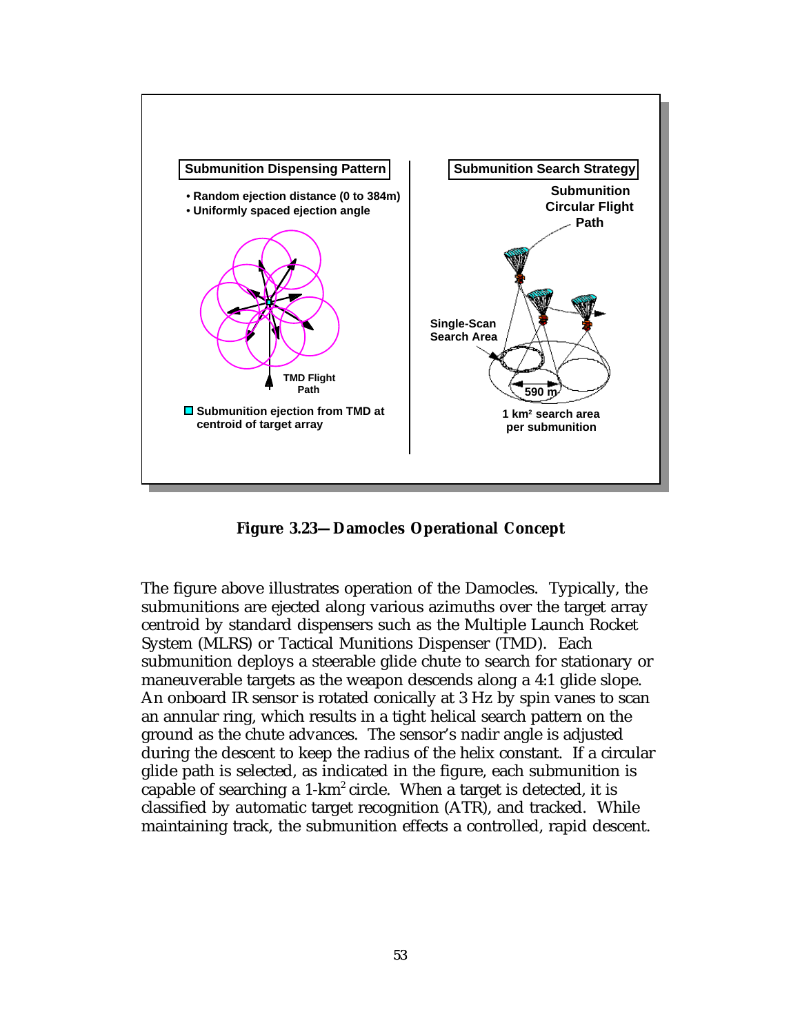**Figure 3.23—Damocles Operational Concept**

The figure above illustrates operation of the Damocles. Typically, the submunitions are ejected along various azimuths over the target array centroid by standard dispensers such as the Multiple Launch Rocket System (MLRS) or Tactical Munitions Dispenser (TMD). Each submunition deploys a steerable glide chute to search for stationary or maneuverable targets as the weapon descends along a 4:1 glide slope. An onboard IR sensor is rotated conically at 3 Hz by spin vanes to scan an annular ring, which results in a tight helical search pattern on the ground as the chute advances. The sensor's nadir angle is adjusted during the descent to keep the radius of the helix constant. If a circular glide path is selected, as indicated in the figure, each submunition is capable of searching a 1-$km^2$ circle. When a target is detected, it is classified by automatic target recognition (ATR), and tracked. While maintaining track, the submunition effects a controlled, rapid descent.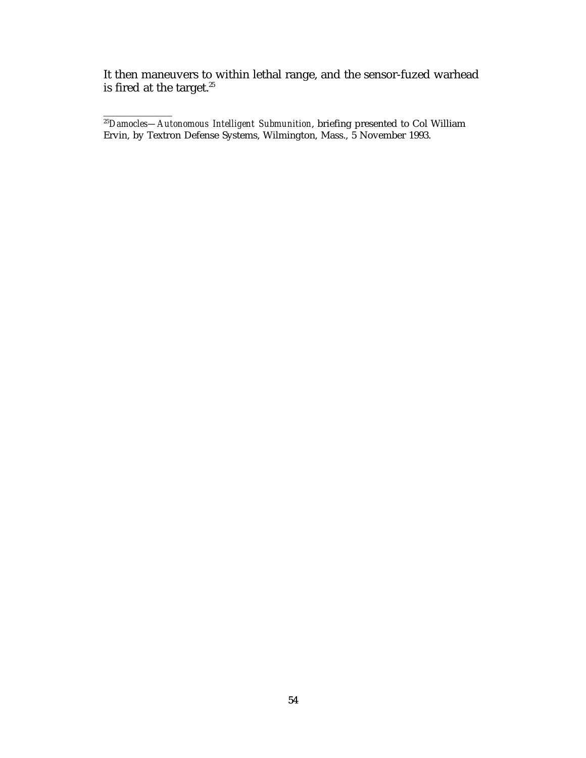It then maneuvers to within lethal range, and the sensor-fuzed warhead is fired at the target.[25]

---

[25]*Damocles—Autonomous Intelligent Submunition*, briefing presented to Col William Ervin, by Textron Defense Systems, Wilmington, Mass., 5 November 1993.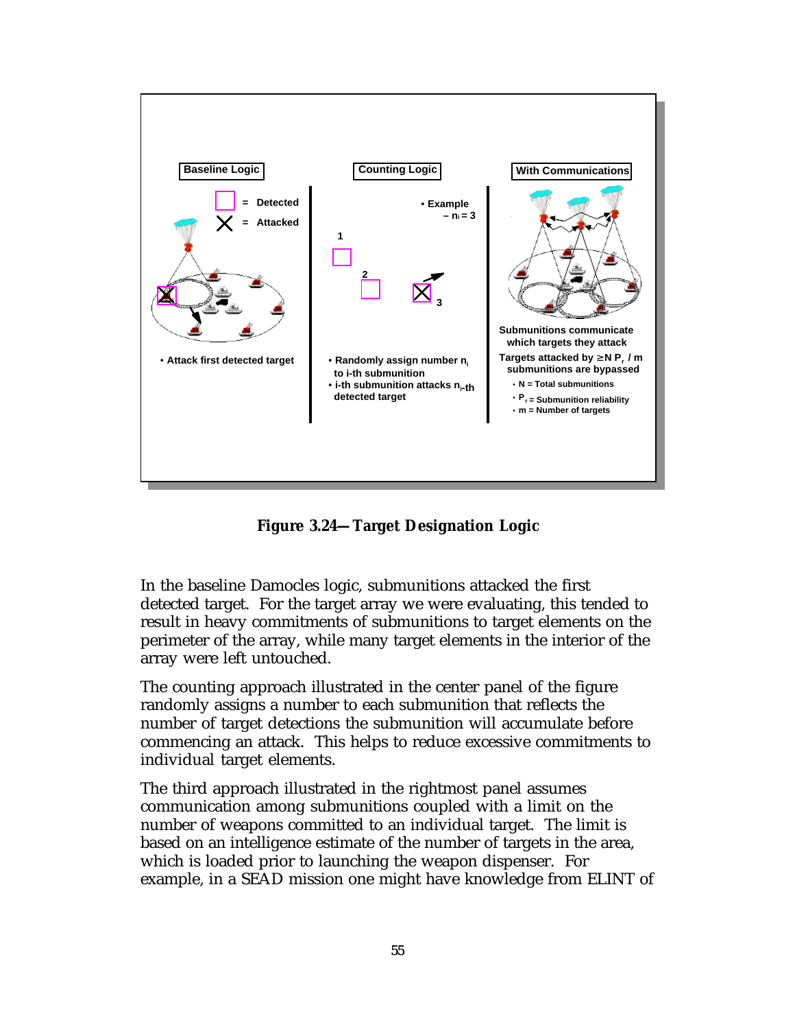**Baseline Logic**

- Attack first detected target

**Counting Logic**

- Example
  - $n_i = 3$
- Randomly assign number $n_i$ to i-th submunition
- i-th submunition attacks $n_i$-th detected target

**With Communications**

Submunitions communicate which targets they attack

Targets attacked by $\geq N P_r / m$ submunitions are bypassed

- N = Total submunitions
- $P_r$ = Submunition reliability
- m = Number of targets

**Figure 3.24—Target Designation Logic**

In the baseline Damocles logic, submunitions attacked the first detected target. For the target array we were evaluating, this tended to result in heavy commitments of submunitions to target elements on the perimeter of the array, while many target elements in the interior of the array were left untouched.

The counting approach illustrated in the center panel of the figure randomly assigns a number to each submunition that reflects the number of target detections the submunition will accumulate before commencing an attack. This helps to reduce excessive commitments to individual target elements.

The third approach illustrated in the rightmost panel assumes communication among submunitions coupled with a limit on the number of weapons committed to an individual target. The limit is based on an intelligence estimate of the number of targets in the area, which is loaded prior to launching the weapon dispenser. For example, in a SEAD mission one might have knowledge from ELINT of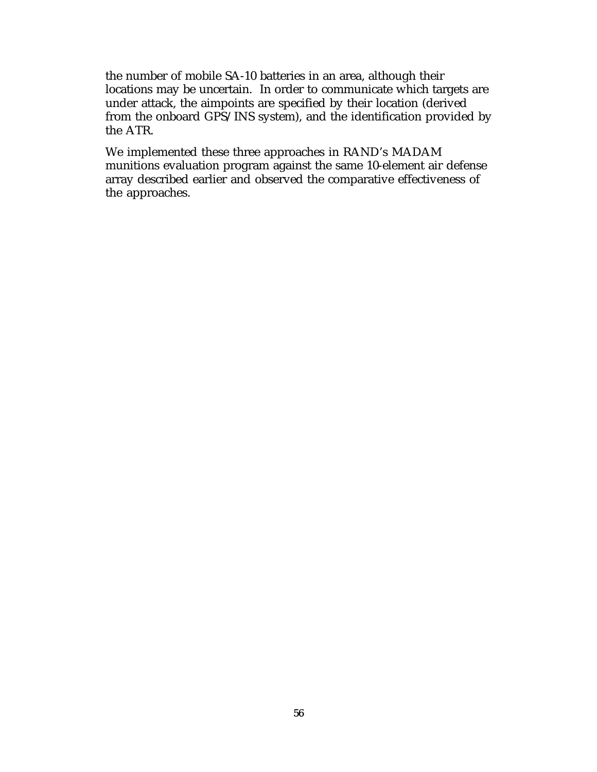the number of mobile SA-10 batteries in an area, although their locations may be uncertain. In order to communicate which targets are under attack, the aimpoints are specified by their location (derived from the onboard GPS/INS system), and the identification provided by the ATR.

We implemented these three approaches in RAND's MADAM munitions evaluation program against the same 10-element air defense array described earlier and observed the comparative effectiveness of the approaches.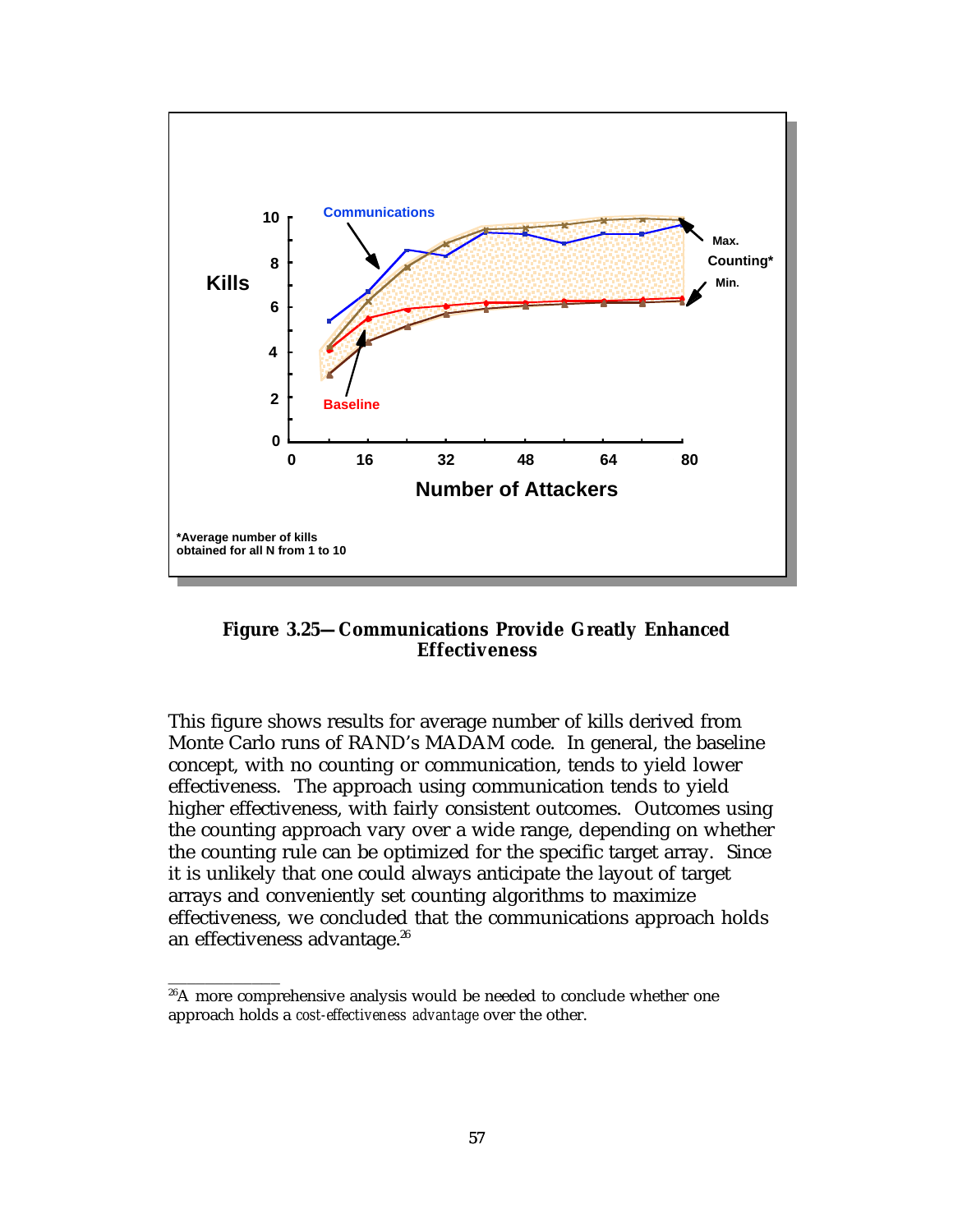Kills

10
8
6
4
2
0

0 16 32 48 64 80

Number of Attackers

Communications

Baseline

Max.
Counting*
Min.

*Average number of kills obtained for all N from 1 to 10

**Figure 3.25—Communications Provide Greatly Enhanced Effectiveness**

This figure shows results for average number of kills derived from Monte Carlo runs of RAND's MADAM code. In general, the baseline concept, with no counting or communication, tends to yield lower effectiveness. The approach using communication tends to yield higher effectiveness, with fairly consistent outcomes. Outcomes using the counting approach vary over a wide range, depending on whether the counting rule can be optimized for the specific target array. Since it is unlikely that one could always anticipate the layout of target arrays and conveniently set counting algorithms to maximize effectiveness, we concluded that the communications approach holds an effectiveness advantage.[26]

---

[26]A more comprehensive analysis would be needed to conclude whether one approach holds a *cost-effectiveness advantage* over the other.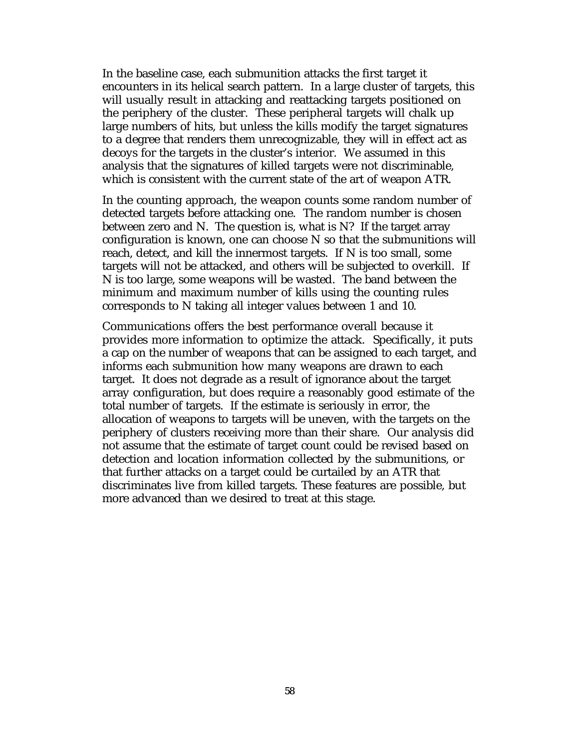In the baseline case, each submunition attacks the first target it encounters in its helical search pattern. In a large cluster of targets, this will usually result in attacking and reattacking targets positioned on the periphery of the cluster. These peripheral targets will chalk up large numbers of hits, but unless the kills modify the target signatures to a degree that renders them unrecognizable, they will in effect act as decoys for the targets in the cluster's interior. We assumed in this analysis that the signatures of killed targets were not discriminable, which is consistent with the current state of the art of weapon ATR.

In the counting approach, the weapon counts some random number of detected targets before attacking one. The random number is chosen between zero and N. The question is, what is N? If the target array configuration is known, one can choose N so that the submunitions will reach, detect, and kill the innermost targets. If N is too small, some targets will not be attacked, and others will be subjected to overkill. If N is too large, some weapons will be wasted. The band between the minimum and maximum number of kills using the counting rules corresponds to N taking all integer values between 1 and 10.

Communications offers the best performance overall because it provides more information to optimize the attack. Specifically, it puts a cap on the number of weapons that can be assigned to each target, and informs each submunition how many weapons are drawn to each target. It does not degrade as a result of ignorance about the target array configuration, but does require a reasonably good estimate of the total number of targets. If the estimate is seriously in error, the allocation of weapons to targets will be uneven, with the targets on the periphery of clusters receiving more than their share. Our analysis did not assume that the estimate of target count could be revised based on detection and location information collected by the submunitions, or that further attacks on a target could be curtailed by an ATR that discriminates live from killed targets. These features are possible, but more advanced than we desired to treat at this stage.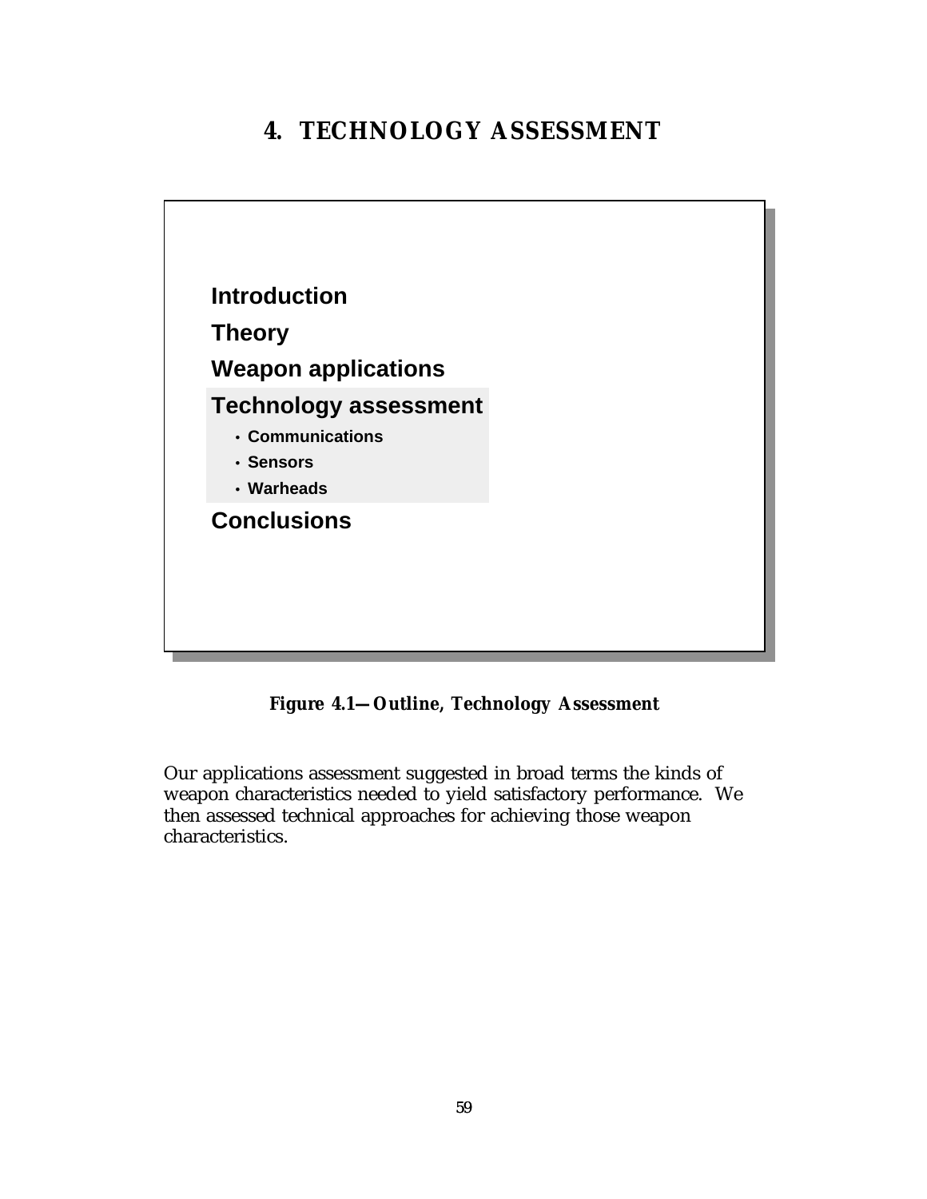# 4. TECHNOLOGY ASSESSMENT

**Introduction**

**Theory**

**Weapon applications**

**Technology assessment**

- **Communications**
- **Sensors**
- **Warheads**

**Conclusions**

***Figure 4.1—Outline, Technology Assessment***

Our applications assessment suggested in broad terms the kinds of weapon characteristics needed to yield satisfactory performance. We then assessed technical approaches for achieving those weapon characteristics.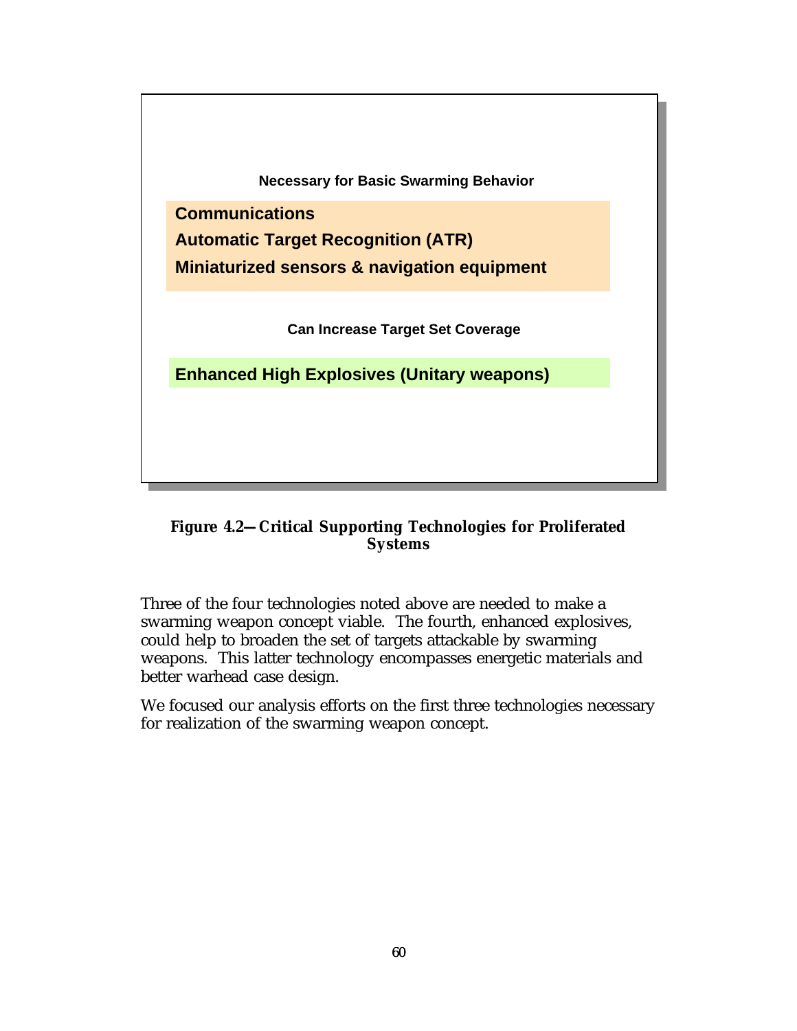**Necessary for Basic Swarming Behavior**

- **Communications**
- **Automatic Target Recognition (ATR)**
- **Miniaturized sensors & navigation equipment**

**Can Increase Target Set Coverage**

- **Enhanced High Explosives (Unitary weapons)**

**Figure 4.2—Critical Supporting Technologies for Proliferated Systems**

Three of the four technologies noted above are needed to make a swarming weapon concept viable. The fourth, enhanced explosives, could help to broaden the set of targets attackable by swarming weapons. This latter technology encompasses energetic materials and better warhead case design.

We focused our analysis efforts on the first three technologies necessary for realization of the swarming weapon concept.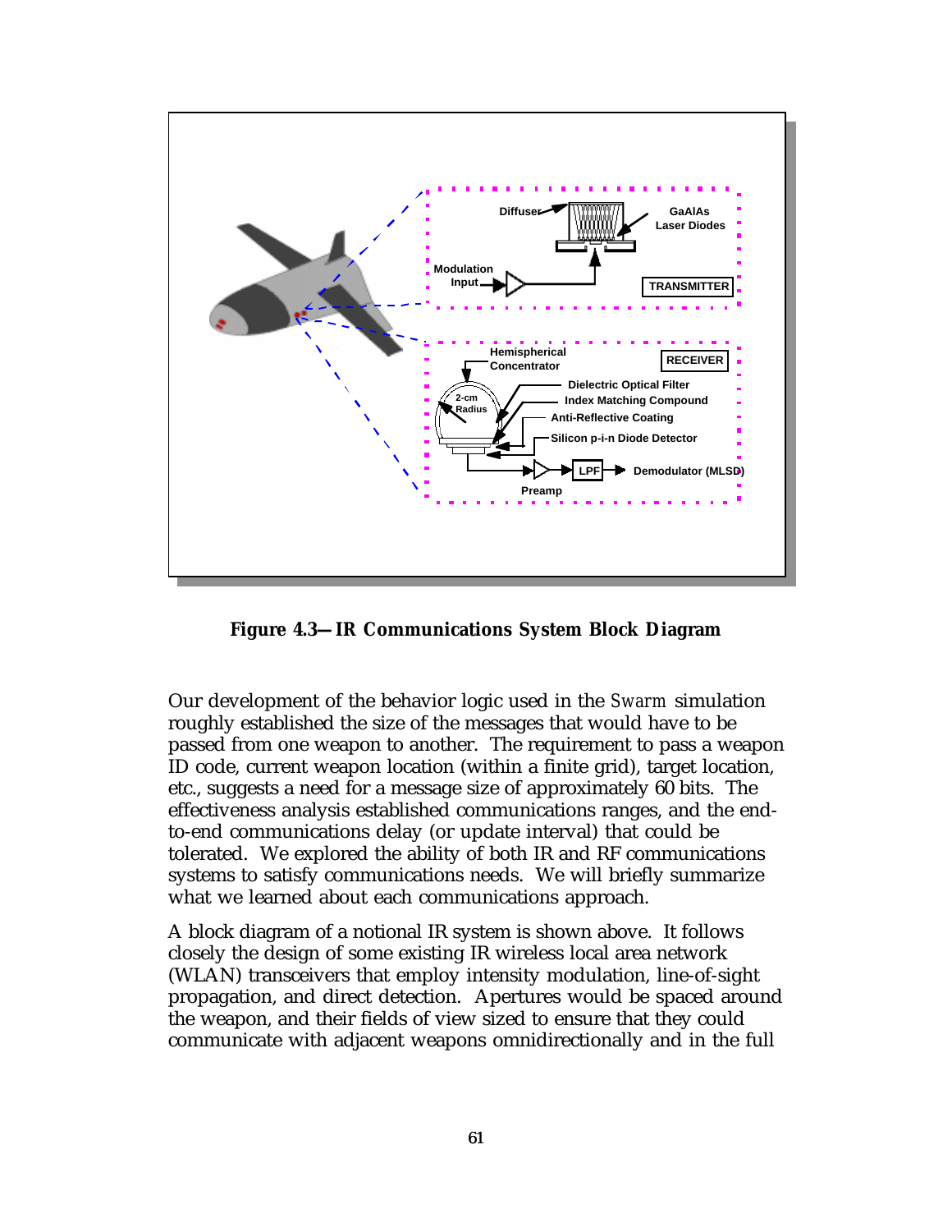**Figure 4.3—IR Communications System Block Diagram**

Our development of the behavior logic used in the *Swarm* simulation roughly established the size of the messages that would have to be passed from one weapon to another. The requirement to pass a weapon ID code, current weapon location (within a finite grid), target location, etc., suggests a need for a message size of approximately 60 bits. The effectiveness analysis established communications ranges, and the end-to-end communications delay (or update interval) that could be tolerated. We explored the ability of both IR and RF communications systems to satisfy communications needs. We will briefly summarize what we learned about each communications approach.

A block diagram of a notional IR system is shown above. It follows closely the design of some existing IR wireless local area network (WLAN) transceivers that employ intensity modulation, line-of-sight propagation, and direct detection. Apertures would be spaced around the weapon, and their fields of view sized to ensure that they could communicate with adjacent weapons omnidirectionally and in the full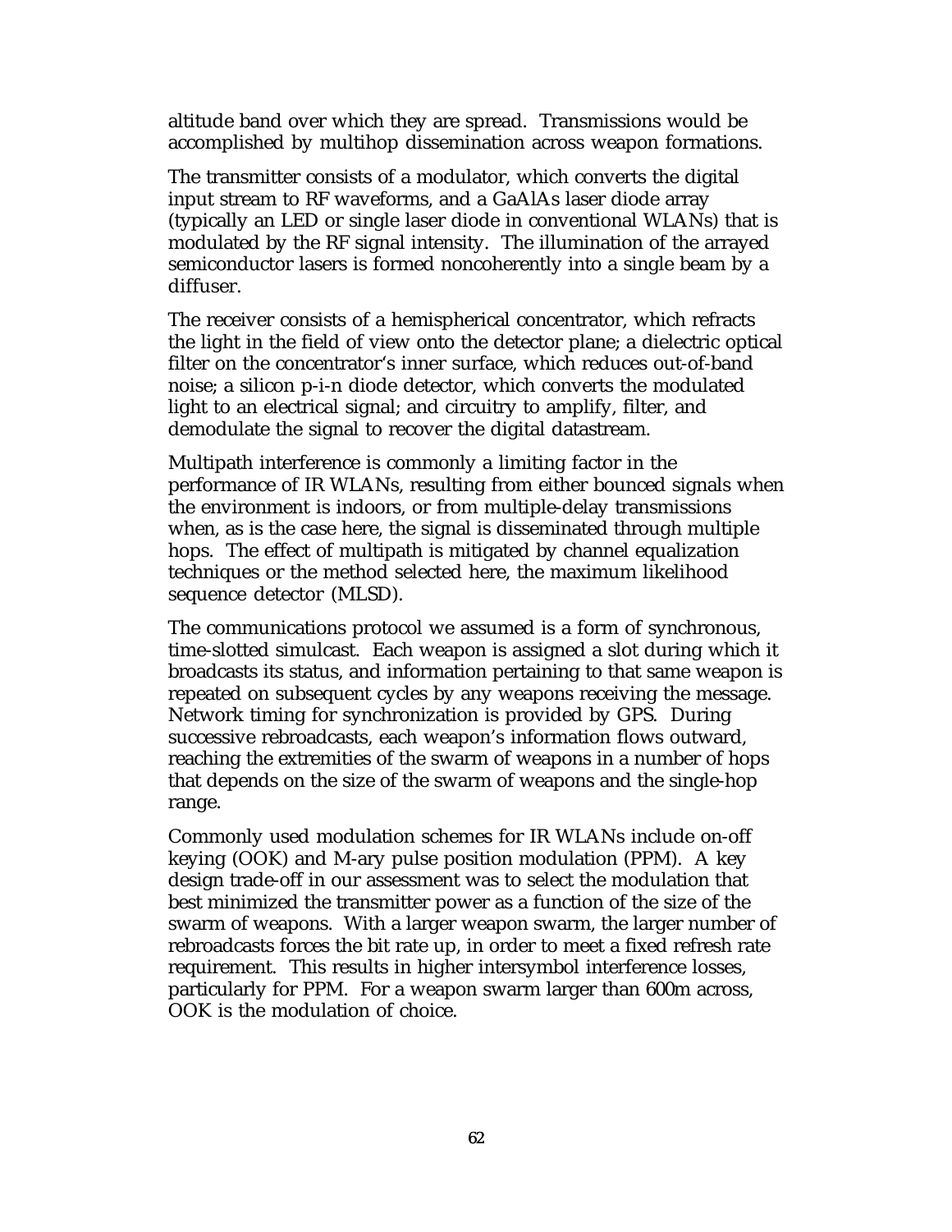altitude band over which they are spread. Transmissions would be accomplished by multihop dissemination across weapon formations.

The transmitter consists of a modulator, which converts the digital input stream to RF waveforms, and a GaAlAs laser diode array (typically an LED or single laser diode in conventional WLANs) that is modulated by the RF signal intensity. The illumination of the arrayed semiconductor lasers is formed noncoherently into a single beam by a diffuser.

The receiver consists of a hemispherical concentrator, which refracts the light in the field of view onto the detector plane; a dielectric optical filter on the concentrator's inner surface, which reduces out-of-band noise; a silicon p-i-n diode detector, which converts the modulated light to an electrical signal; and circuitry to amplify, filter, and demodulate the signal to recover the digital datastream.

Multipath interference is commonly a limiting factor in the performance of IR WLANs, resulting from either bounced signals when the environment is indoors, or from multiple-delay transmissions when, as is the case here, the signal is disseminated through multiple hops. The effect of multipath is mitigated by channel equalization techniques or the method selected here, the maximum likelihood sequence detector (MLSD).

The communications protocol we assumed is a form of synchronous, time-slotted simulcast. Each weapon is assigned a slot during which it broadcasts its status, and information pertaining to that same weapon is repeated on subsequent cycles by any weapons receiving the message. Network timing for synchronization is provided by GPS. During successive rebroadcasts, each weapon's information flows outward, reaching the extremities of the swarm of weapons in a number of hops that depends on the size of the swarm of weapons and the single-hop range.

Commonly used modulation schemes for IR WLANs include on-off keying (OOK) and M-ary pulse position modulation (PPM). A key design trade-off in our assessment was to select the modulation that best minimized the transmitter power as a function of the size of the swarm of weapons. With a larger weapon swarm, the larger number of rebroadcasts forces the bit rate up, in order to meet a fixed refresh rate requirement. This results in higher intersymbol interference losses, particularly for PPM. For a weapon swarm larger than 600m across, OOK is the modulation of choice.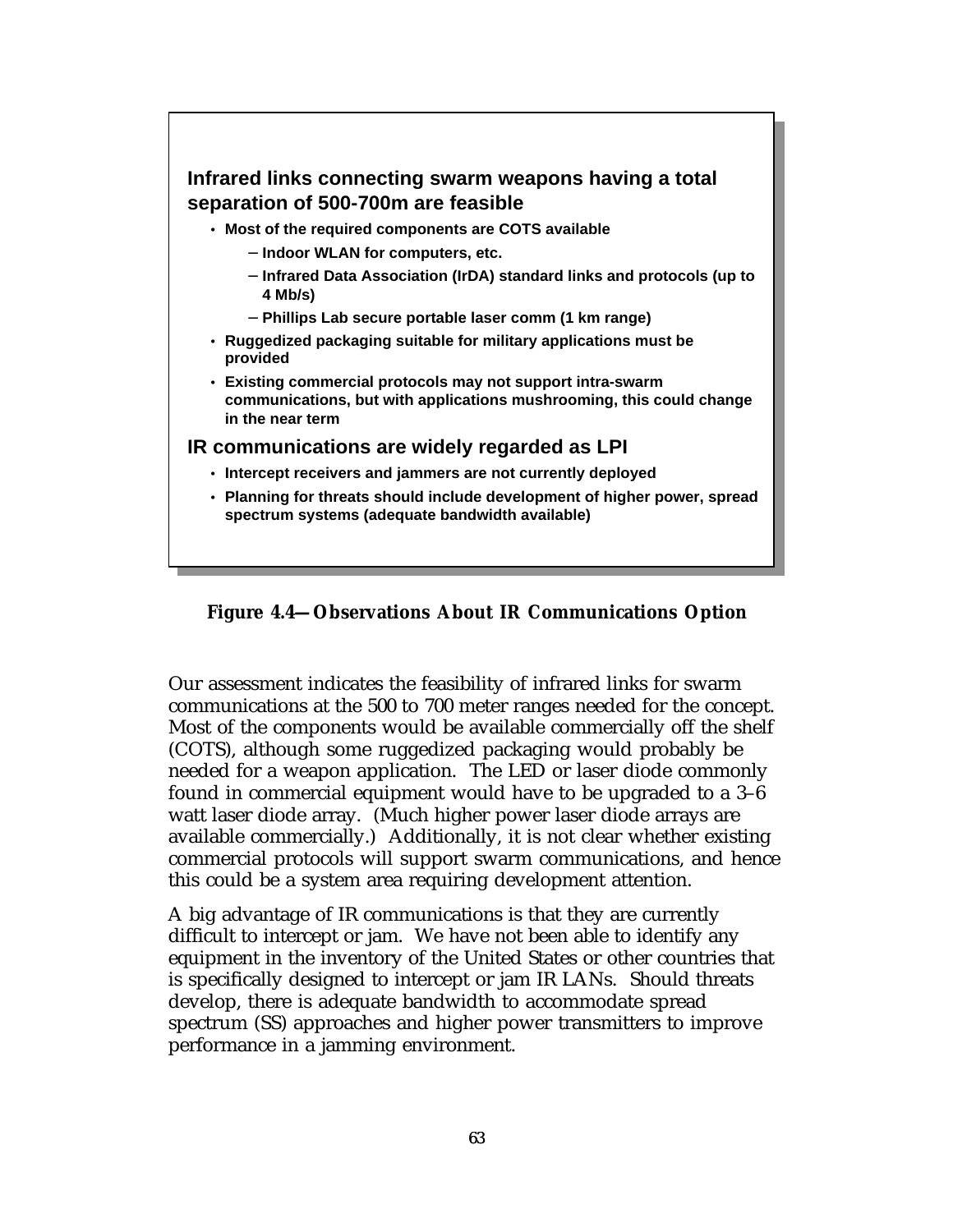**Infrared links connecting swarm weapons having a total separation of 500-700m are feasible**

- Most of the required components are COTS available
  - Indoor WLAN for computers, etc.
  - Infrared Data Association (IrDA) standard links and protocols (up to 4 Mb/s)
  - Phillips Lab secure portable laser comm (1 km range)
- Ruggedized packaging suitable for military applications must be provided
- Existing commercial protocols may not support intra-swarm communications, but with applications mushrooming, this could change in the near term

**IR communications are widely regarded as LPI**

- Intercept receivers and jammers are not currently deployed
- Planning for threats should include development of higher power, spread spectrum systems (adequate bandwidth available)

**Figure 4.4—Observations About IR Communications Option**

Our assessment indicates the feasibility of infrared links for swarm communications at the 500 to 700 meter ranges needed for the concept. Most of the components would be available commercially off the shelf (COTS), although some ruggedized packaging would probably be needed for a weapon application. The LED or laser diode commonly found in commercial equipment would have to be upgraded to a 3–6 watt laser diode array. (Much higher power laser diode arrays are available commercially.) Additionally, it is not clear whether existing commercial protocols will support swarm communications, and hence this could be a system area requiring development attention.

A big advantage of IR communications is that they are currently difficult to intercept or jam. We have not been able to identify any equipment in the inventory of the United States or other countries that is specifically designed to intercept or jam IR LANs. Should threats develop, there is adequate bandwidth to accommodate spread spectrum (SS) approaches and higher power transmitters to improve performance in a jamming environment.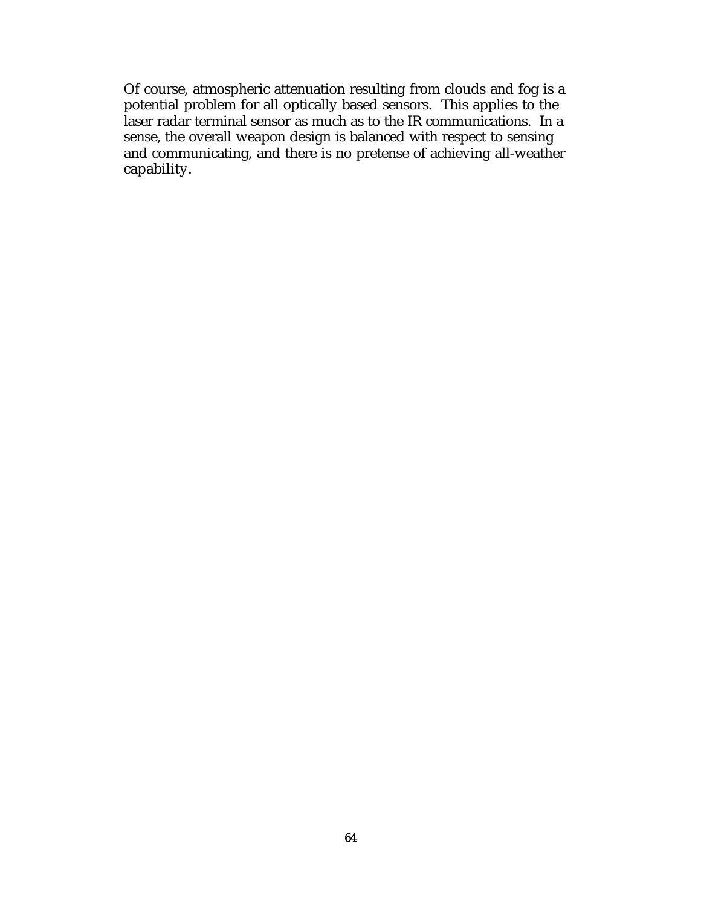Of course, atmospheric attenuation resulting from clouds and fog is a potential problem for all optically based sensors. This applies to the laser radar terminal sensor as much as to the IR communications. In a sense, the overall weapon design is balanced with respect to sensing and communicating, and there is no pretense of achieving all-weather capability.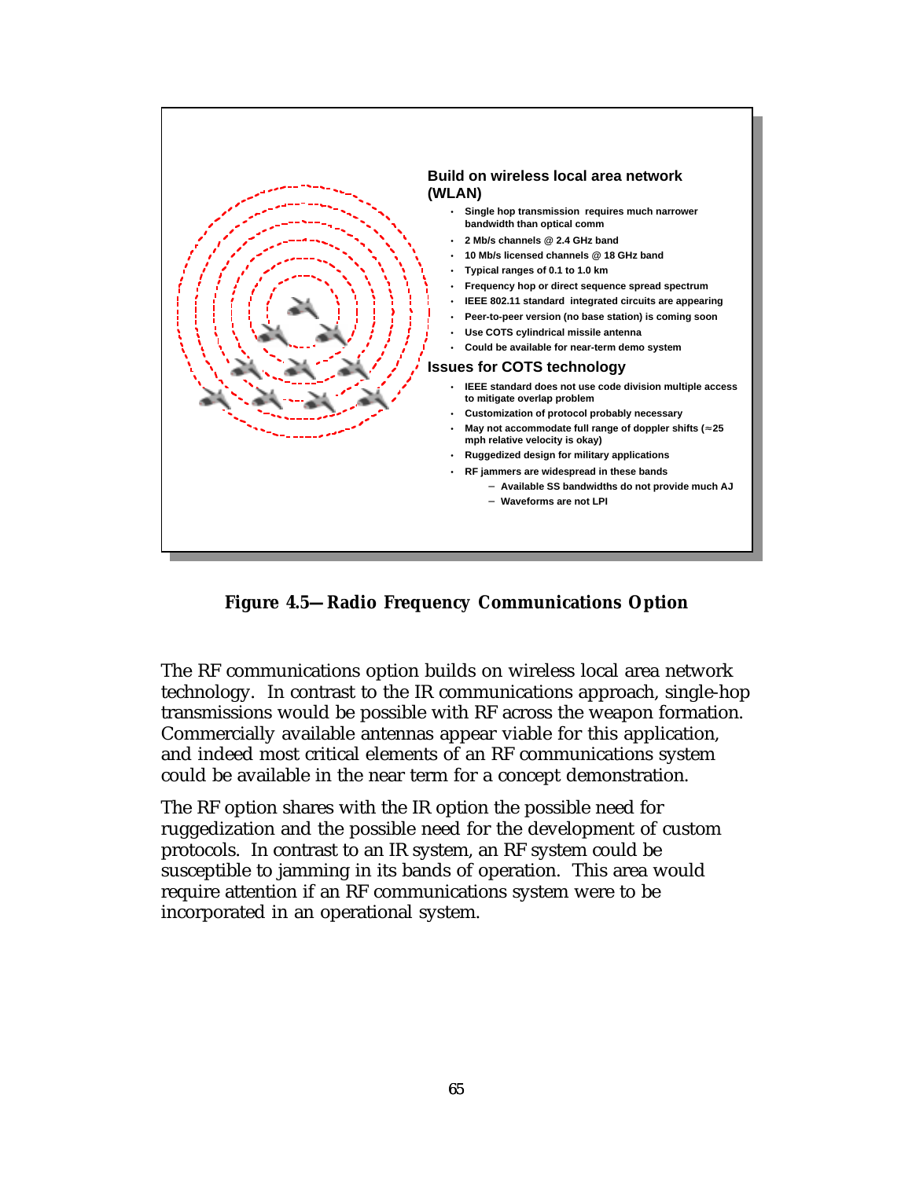**Build on wireless local area network (WLAN)**

- Single hop transmission requires much narrower bandwidth than optical comm
- 2 Mb/s channels @ 2.4 GHz band
- 10 Mb/s licensed channels @ 18 GHz band
- Typical ranges of 0.1 to 1.0 km
- Frequency hop or direct sequence spread spectrum
- IEEE 802.11 standard integrated circuits are appearing
- Peer-to-peer version (no base station) is coming soon
- Use COTS cylindrical missile antenna
- Could be available for near-term demo system

**Issues for COTS technology**

- IEEE standard does not use code division multiple access to mitigate overlap problem
- Customization of protocol probably necessary
- May not accommodate full range of doppler shifts (≈25 mph relative velocity is okay)
- Ruggedized design for military applications
- RF jammers are widespread in these bands
  - Available SS bandwidths do not provide much AJ
  - Waveforms are not LPI

**Figure 4.5—Radio Frequency Communications Option**

The RF communications option builds on wireless local area network technology. In contrast to the IR communications approach, single-hop transmissions would be possible with RF across the weapon formation. Commercially available antennas appear viable for this application, and indeed most critical elements of an RF communications system could be available in the near term for a concept demonstration.

The RF option shares with the IR option the possible need for ruggedization and the possible need for the development of custom protocols. In contrast to an IR system, an RF system could be susceptible to jamming in its bands of operation. This area would require attention if an RF communications system were to be incorporated in an operational system.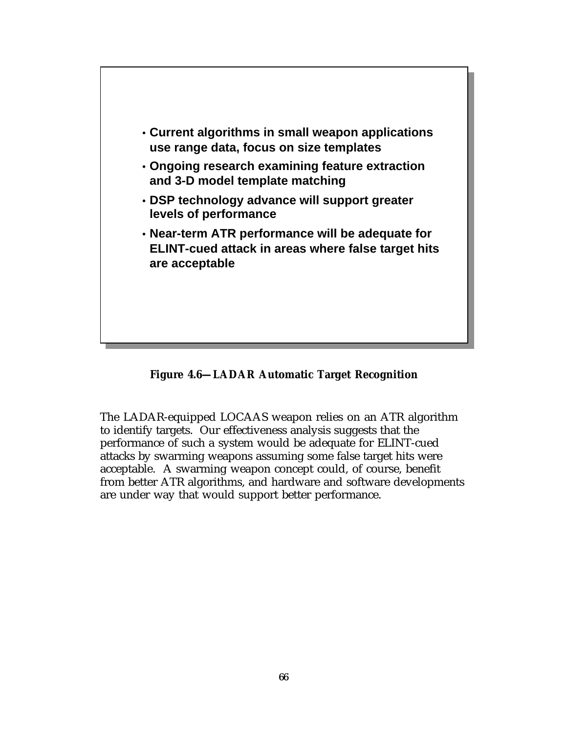- **Current algorithms in small weapon applications use range data, focus on size templates**
- **Ongoing research examining feature extraction and 3-D model template matching**
- **DSP technology advance will support greater levels of performance**
- **Near-term ATR performance will be adequate for ELINT-cued attack in areas where false target hits are acceptable**

**Figure 4.6—LADAR Automatic Target Recognition**

The LADAR-equipped LOCAAS weapon relies on an ATR algorithm to identify targets. Our effectiveness analysis suggests that the performance of such a system would be adequate for ELINT-cued attacks by swarming weapons assuming some false target hits were acceptable. A swarming weapon concept could, of course, benefit from better ATR algorithms, and hardware and software developments are under way that would support better performance.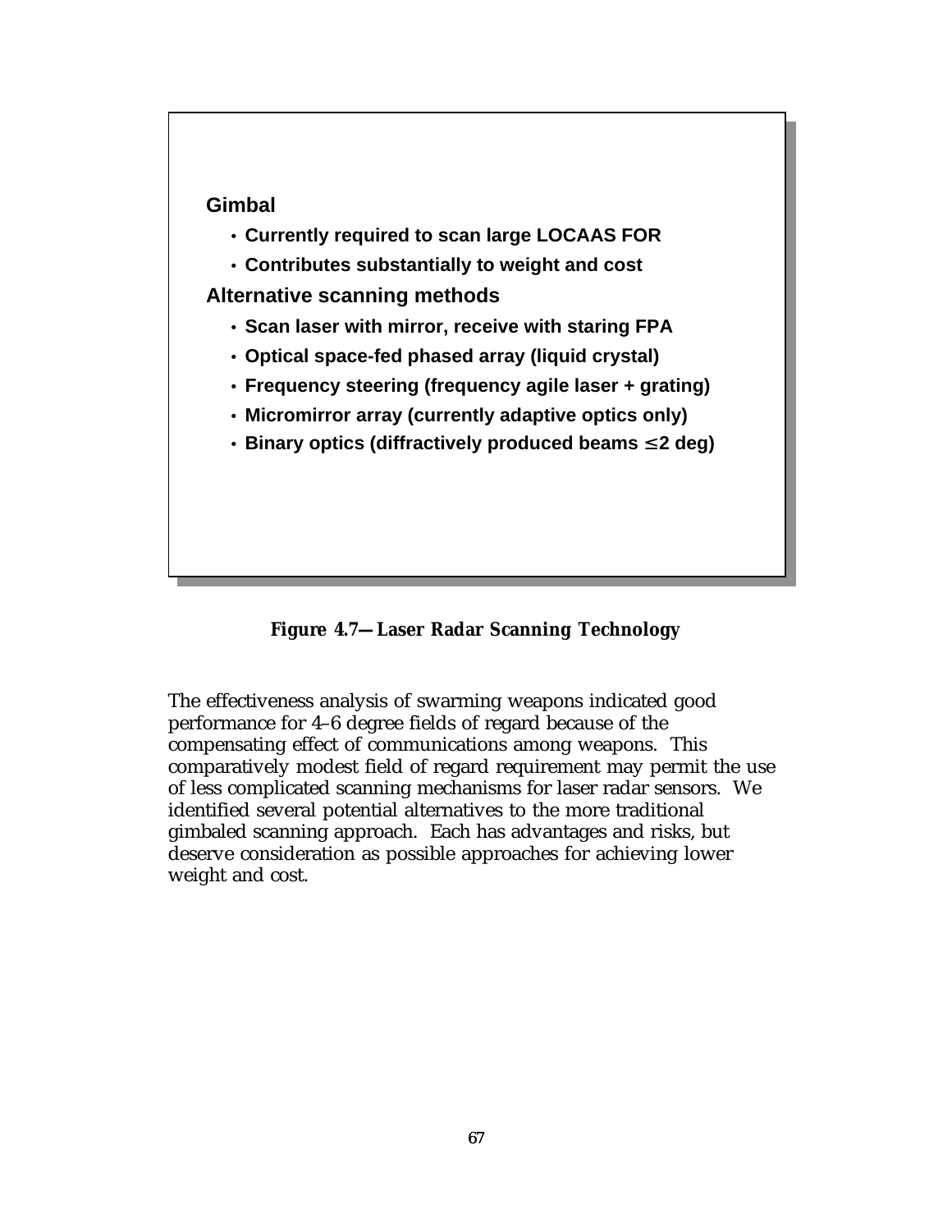**Gimbal**

- Currently required to scan large LOCAAS FOR
- Contributes substantially to weight and cost

**Alternative scanning methods**

- Scan laser with mirror, receive with staring FPA
- Optical space-fed phased array (liquid crystal)
- Frequency steering (frequency agile laser + grating)
- Micromirror array (currently adaptive optics only)
- Binary optics (diffractively produced beams ≤2 deg)

**Figure 4.7—Laser Radar Scanning Technology**

The effectiveness analysis of swarming weapons indicated good performance for 4–6 degree fields of regard because of the compensating effect of communications among weapons. This comparatively modest field of regard requirement may permit the use of less complicated scanning mechanisms for laser radar sensors. We identified several potential alternatives to the more traditional gimbaled scanning approach. Each has advantages and risks, but deserve consideration as possible approaches for achieving lower weight and cost.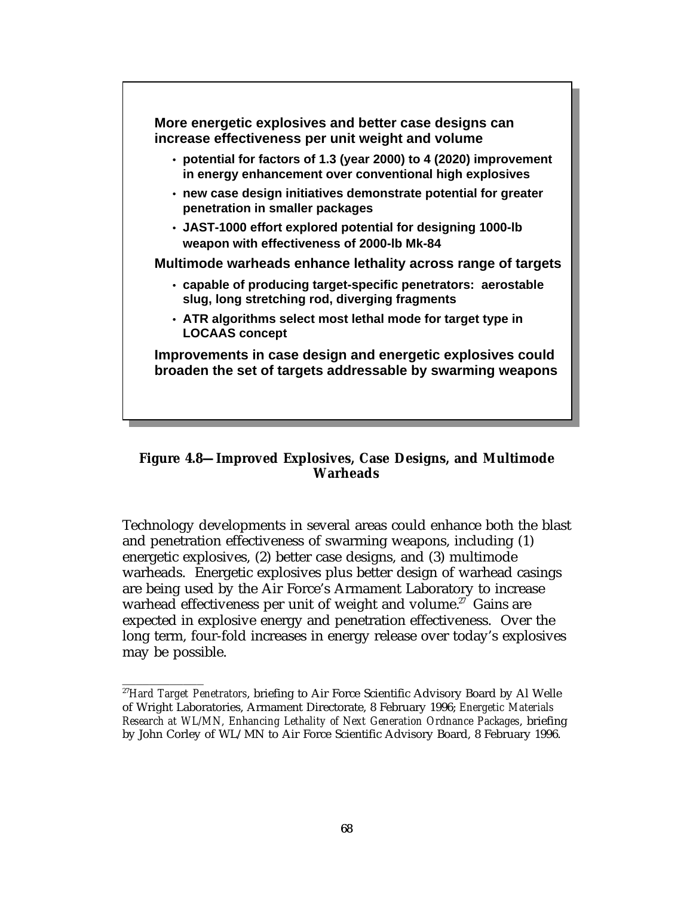**More energetic explosives and better case designs can increase effectiveness per unit weight and volume**

- **potential for factors of 1.3 (year 2000) to 4 (2020) improvement in energy enhancement over conventional high explosives**
- **new case design initiatives demonstrate potential for greater penetration in smaller packages**
- **JAST-1000 effort explored potential for designing 1000-lb weapon with effectiveness of 2000-lb Mk-84**

**Multimode warheads enhance lethality across range of targets**

- **capable of producing target-specific penetrators: aerostable slug, long stretching rod, diverging fragments**
- **ATR algorithms select most lethal mode for target type in LOCAAS concept**

**Improvements in case design and energetic explosives could broaden the set of targets addressable by swarming weapons**

**Figure 4.8—Improved Explosives, Case Designs, and Multimode Warheads**

Technology developments in several areas could enhance both the blast and penetration effectiveness of swarming weapons, including (1) energetic explosives, (2) better case designs, and (3) multimode warheads. Energetic explosives plus better design of warhead casings are being used by the Air Force's Armament Laboratory to increase warhead effectiveness per unit of weight and volume.[27] Gains are expected in explosive energy and penetration effectiveness. Over the long term, four-fold increases in energy release over today's explosives may be possible.

---

[27]*Hard Target Penetrators*, briefing to Air Force Scientific Advisory Board by Al Welle of Wright Laboratories, Armament Directorate, 8 February 1996; *Energetic Materials Research at WL/MN, Enhancing Lethality of Next Generation Ordnance Packages*, briefing by John Corley of WL/MN to Air Force Scientific Advisory Board, 8 February 1996.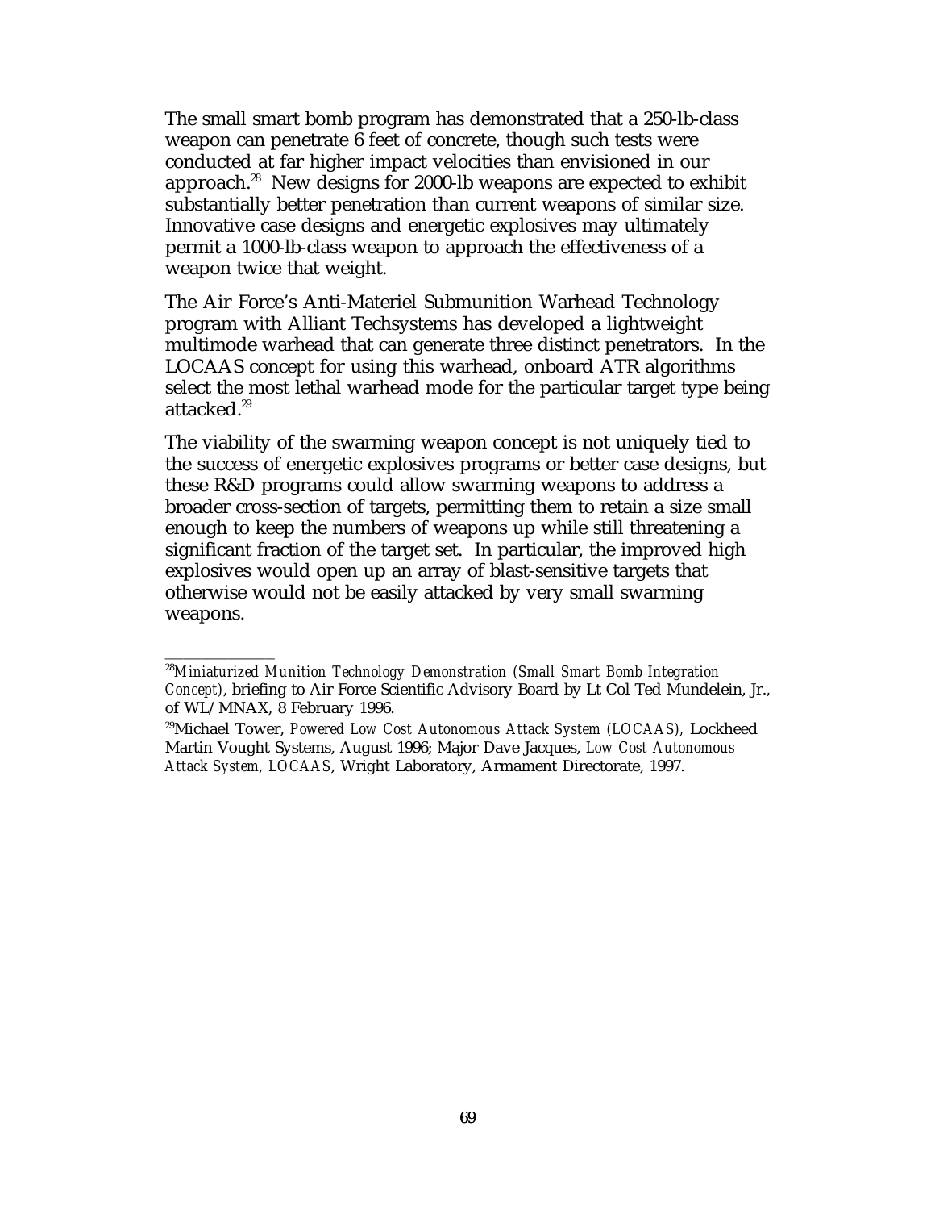The small smart bomb program has demonstrated that a 250-lb-class weapon can penetrate 6 feet of concrete, though such tests were conducted at far higher impact velocities than envisioned in our approach.[28] New designs for 2000-lb weapons are expected to exhibit substantially better penetration than current weapons of similar size. Innovative case designs and energetic explosives may ultimately permit a 1000-lb-class weapon to approach the effectiveness of a weapon twice that weight.

The Air Force's Anti-Materiel Submunition Warhead Technology program with Alliant Techsystems has developed a lightweight multimode warhead that can generate three distinct penetrators. In the LOCAAS concept for using this warhead, onboard ATR algorithms select the most lethal warhead mode for the particular target type being attacked.[29]

The viability of the swarming weapon concept is not uniquely tied to the success of energetic explosives programs or better case designs, but these R&D programs could allow swarming weapons to address a broader cross-section of targets, permitting them to retain a size small enough to keep the numbers of weapons up while still threatening a significant fraction of the target set. In particular, the improved high explosives would open up an array of blast-sensitive targets that otherwise would not be easily attacked by very small swarming weapons.

---

[28]*Miniaturized Munition Technology Demonstration (Small Smart Bomb Integration Concept)*, briefing to Air Force Scientific Advisory Board by Lt Col Ted Mundelein, Jr., of WL/MNAX, 8 February 1996.

[29]Michael Tower, *Powered Low Cost Autonomous Attack System (LOCAAS)*, Lockheed Martin Vought Systems, August 1996; Major Dave Jacques, *Low Cost Autonomous Attack System, LOCAAS*, Wright Laboratory, Armament Directorate, 1997.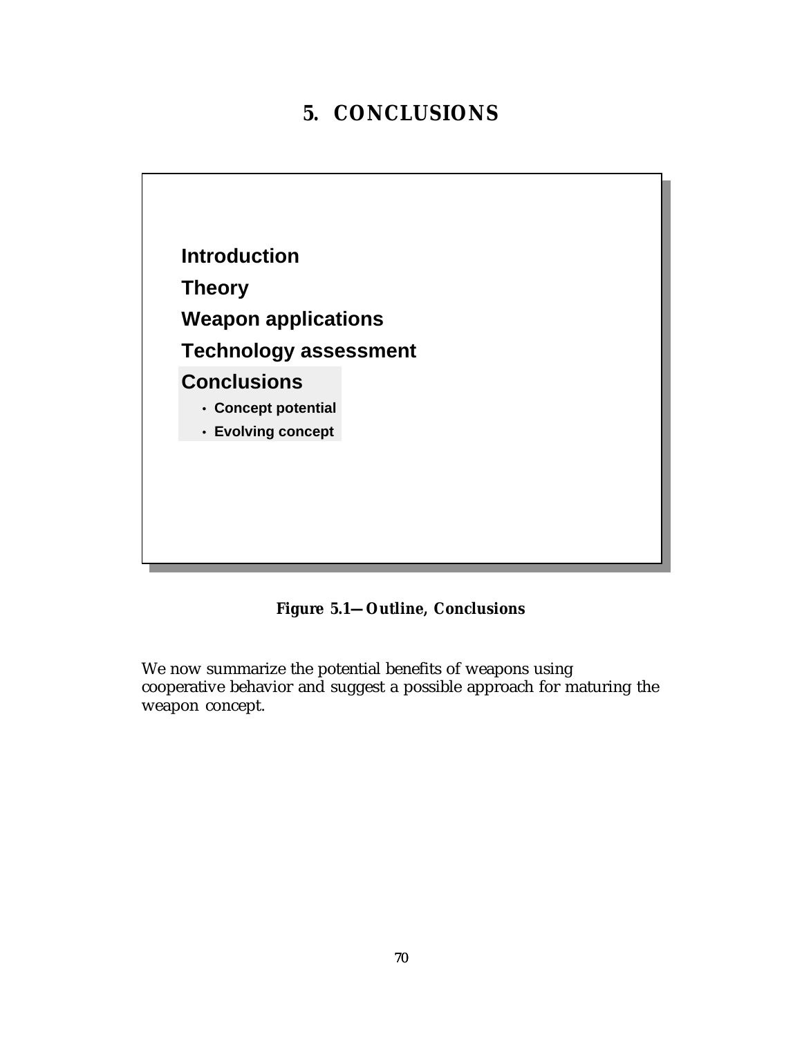# 5. CONCLUSIONS

Introduction

Theory

Weapon applications

Technology assessment

**Conclusions**

- Concept potential
- Evolving concept

**Figure 5.1—Outline, Conclusions**

We now summarize the potential benefits of weapons using cooperative behavior and suggest a possible approach for maturing the weapon concept.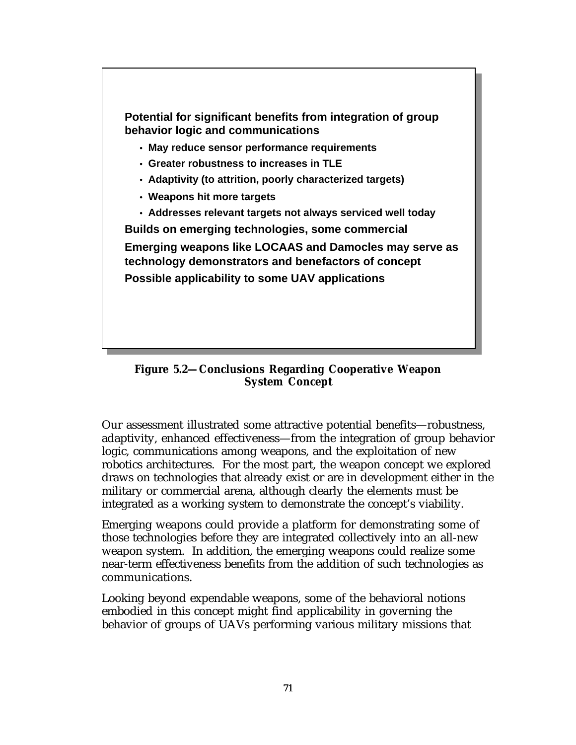**Potential for significant benefits from integration of group behavior logic and communications**

- May reduce sensor performance requirements
- Greater robustness to increases in TLE
- Adaptivity (to attrition, poorly characterized targets)
- Weapons hit more targets
- Addresses relevant targets not always serviced well today

**Builds on emerging technologies, some commercial**

**Emerging weapons like LOCAAS and Damocles may serve as technology demonstrators and benefactors of concept**

**Possible applicability to some UAV applications**

**Figure 5.2—Conclusions Regarding Cooperative Weapon System Concept**

Our assessment illustrated some attractive potential benefits—robustness, adaptivity, enhanced effectiveness—from the integration of group behavior logic, communications among weapons, and the exploitation of new robotics architectures. For the most part, the weapon concept we explored draws on technologies that already exist or are in development either in the military or commercial arena, although clearly the elements must be integrated as a working system to demonstrate the concept's viability.

Emerging weapons could provide a platform for demonstrating some of those technologies before they are integrated collectively into an all-new weapon system. In addition, the emerging weapons could realize some near-term effectiveness benefits from the addition of such technologies as communications.

Looking beyond expendable weapons, some of the behavioral notions embodied in this concept might find applicability in governing the behavior of groups of UAVs performing various military missions that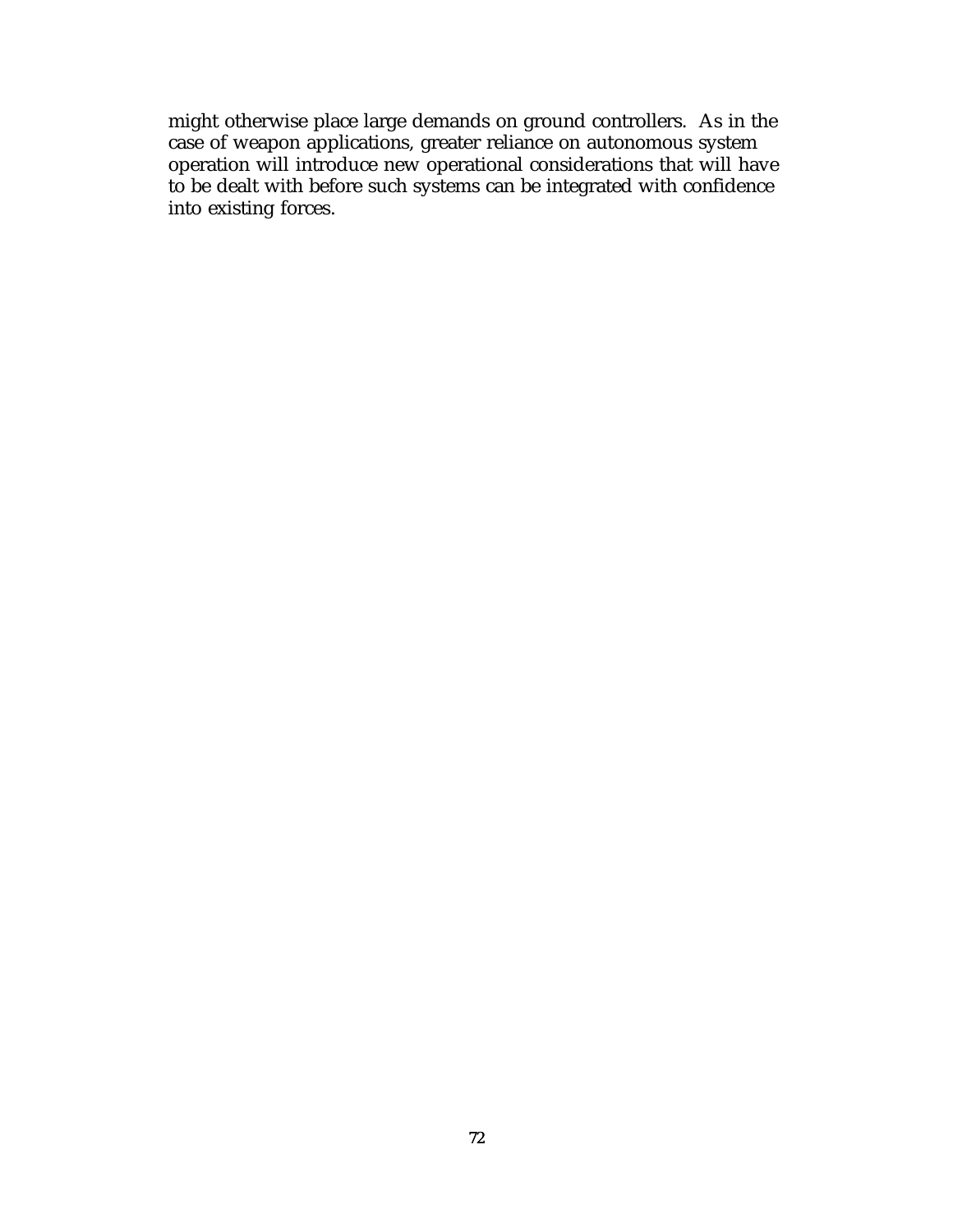might otherwise place large demands on ground controllers. As in the case of weapon applications, greater reliance on autonomous system operation will introduce new operational considerations that will have to be dealt with before such systems can be integrated with confidence into existing forces.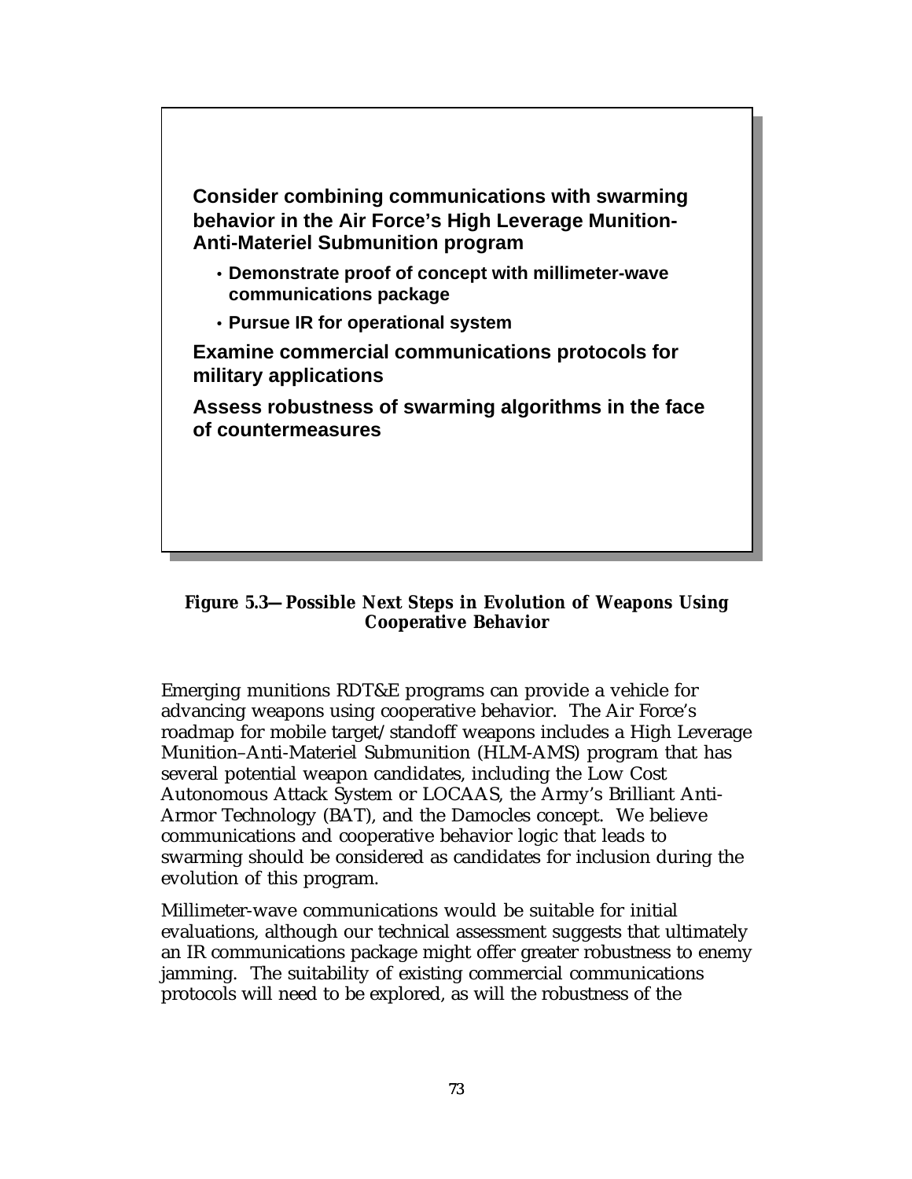**Consider combining communications with swarming behavior in the Air Force's High Leverage Munition-Anti-Materiel Submunition program**

- **Demonstrate proof of concept with millimeter-wave communications package**
- **Pursue IR for operational system**

**Examine commercial communications protocols for military applications**

**Assess robustness of swarming algorithms in the face of countermeasures**

**Figure 5.3—Possible Next Steps in Evolution of Weapons Using Cooperative Behavior**

Emerging munitions RDT&E programs can provide a vehicle for advancing weapons using cooperative behavior. The Air Force's roadmap for mobile target/standoff weapons includes a High Leverage Munition–Anti-Materiel Submunition (HLM-AMS) program that has several potential weapon candidates, including the Low Cost Autonomous Attack System or LOCAAS, the Army's Brilliant Anti-Armor Technology (BAT), and the Damocles concept. We believe communications and cooperative behavior logic that leads to swarming should be considered as candidates for inclusion during the evolution of this program.

Millimeter-wave communications would be suitable for initial evaluations, although our technical assessment suggests that ultimately an IR communications package might offer greater robustness to enemy jamming. The suitability of existing commercial communications protocols will need to be explored, as will the robustness of the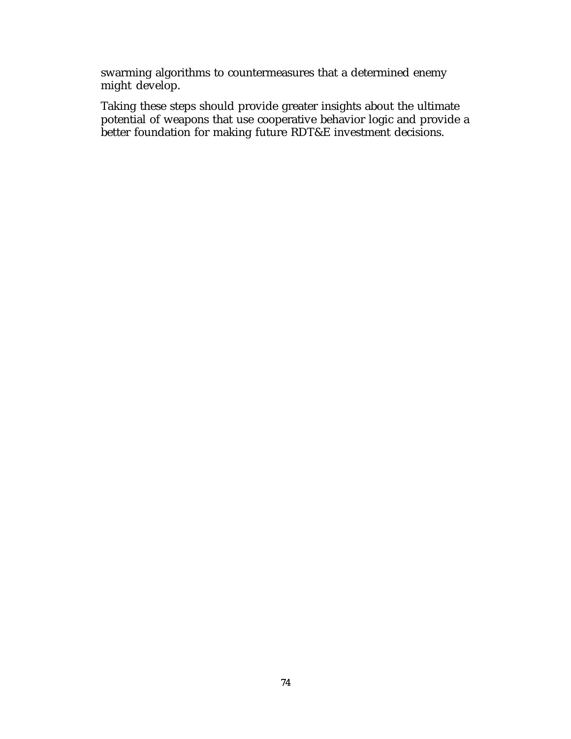swarming algorithms to countermeasures that a determined enemy might develop.

Taking these steps should provide greater insights about the ultimate potential of weapons that use cooperative behavior logic and provide a better foundation for making future RDT&E investment decisions.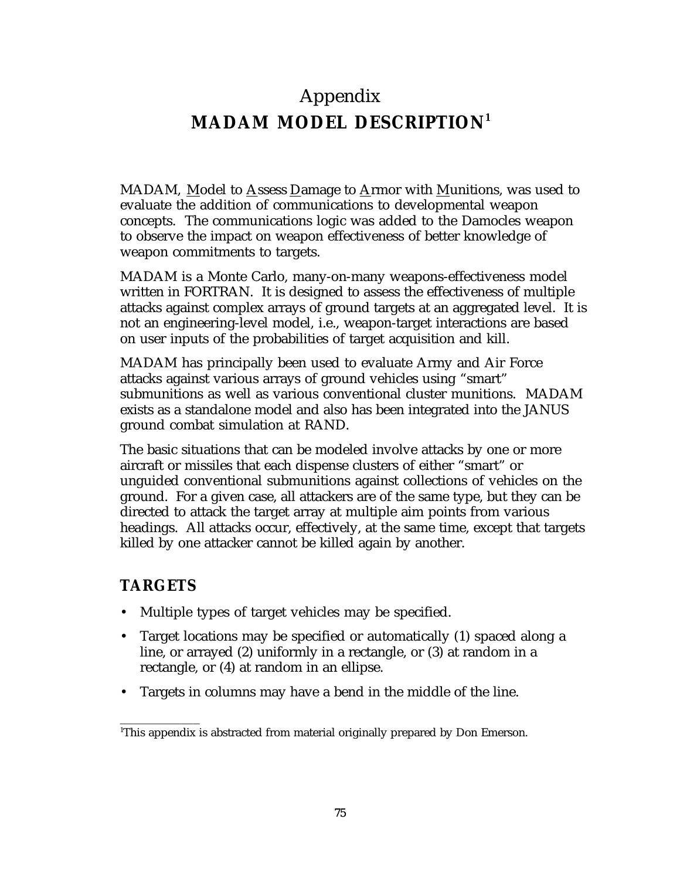# Appendix
# MADAM MODEL DESCRIPTION[1]

MADAM, Model to Assess Damage to Armor with Munitions, was used to evaluate the addition of communications to developmental weapon concepts. The communications logic was added to the Damocles weapon to observe the impact on weapon effectiveness of better knowledge of weapon commitments to targets.

MADAM is a Monte Carlo, many-on-many weapons-effectiveness model written in FORTRAN. It is designed to assess the effectiveness of multiple attacks against complex arrays of ground targets at an aggregated level. It is not an engineering-level model, i.e., weapon-target interactions are based on user inputs of the probabilities of target acquisition and kill.

MADAM has principally been used to evaluate Army and Air Force attacks against various arrays of ground vehicles using "smart" submunitions as well as various conventional cluster munitions. MADAM exists as a standalone model and also has been integrated into the JANUS ground combat simulation at RAND.

The basic situations that can be modeled involve attacks by one or more aircraft or missiles that each dispense clusters of either "smart" or unguided conventional submunitions against collections of vehicles on the ground. For a given case, all attackers are of the same type, but they can be directed to attack the target array at multiple aim points from various headings. All attacks occur, effectively, at the same time, except that targets killed by one attacker cannot be killed again by another.

## TARGETS

- Multiple types of target vehicles may be specified.
- Target locations may be specified or automatically (1) spaced along a line, or arrayed (2) uniformly in a rectangle, or (3) at random in a rectangle, or (4) at random in an ellipse.
- Targets in columns may have a bend in the middle of the line.

---

[1]This appendix is abstracted from material originally prepared by Don Emerson.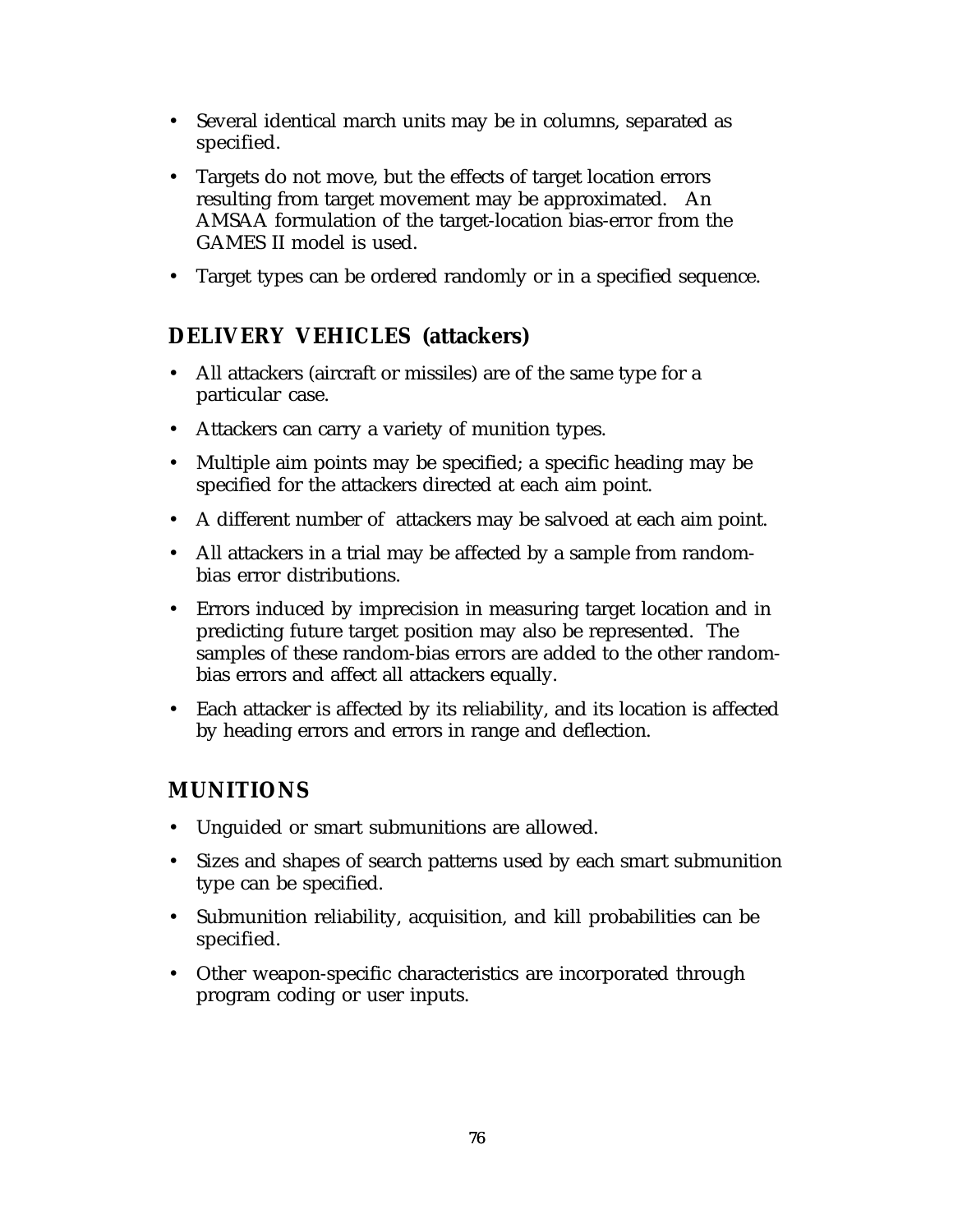- Several identical march units may be in columns, separated as specified.
- Targets do not move, but the effects of target location errors resulting from target movement may be approximated. An AMSAA formulation of the target-location bias-error from the GAMES II model is used.
- Target types can be ordered randomly or in a specified sequence.

## DELIVERY VEHICLES (attackers)

- All attackers (aircraft or missiles) are of the same type for a particular case.
- Attackers can carry a variety of munition types.
- Multiple aim points may be specified; a specific heading may be specified for the attackers directed at each aim point.
- A different number of attackers may be salvoed at each aim point.
- All attackers in a trial may be affected by a sample from random-bias error distributions.
- Errors induced by imprecision in measuring target location and in predicting future target position may also be represented. The samples of these random-bias errors are added to the other random-bias errors and affect all attackers equally.
- Each attacker is affected by its reliability, and its location is affected by heading errors and errors in range and deflection.

## MUNITIONS

- Unguided or smart submunitions are allowed.
- Sizes and shapes of search patterns used by each smart submunition type can be specified.
- Submunition reliability, acquisition, and kill probabilities can be specified.
- Other weapon-specific characteristics are incorporated through program coding or user inputs.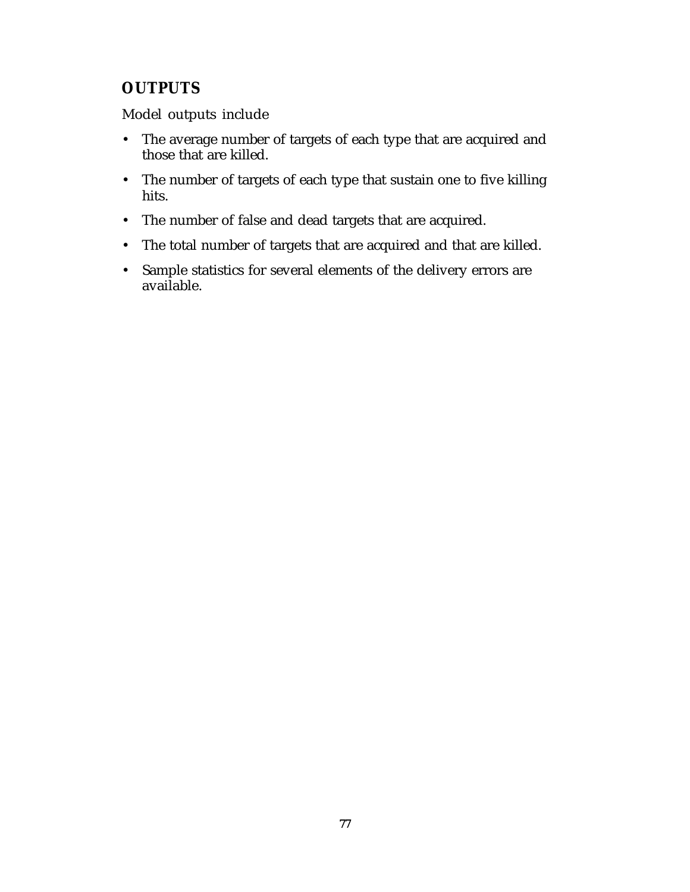## OUTPUTS

Model outputs include

- The average number of targets of each type that are acquired and those that are killed.
- The number of targets of each type that sustain one to five killing hits.
- The number of false and dead targets that are acquired.
- The total number of targets that are acquired and that are killed.
- Sample statistics for several elements of the delivery errors are available.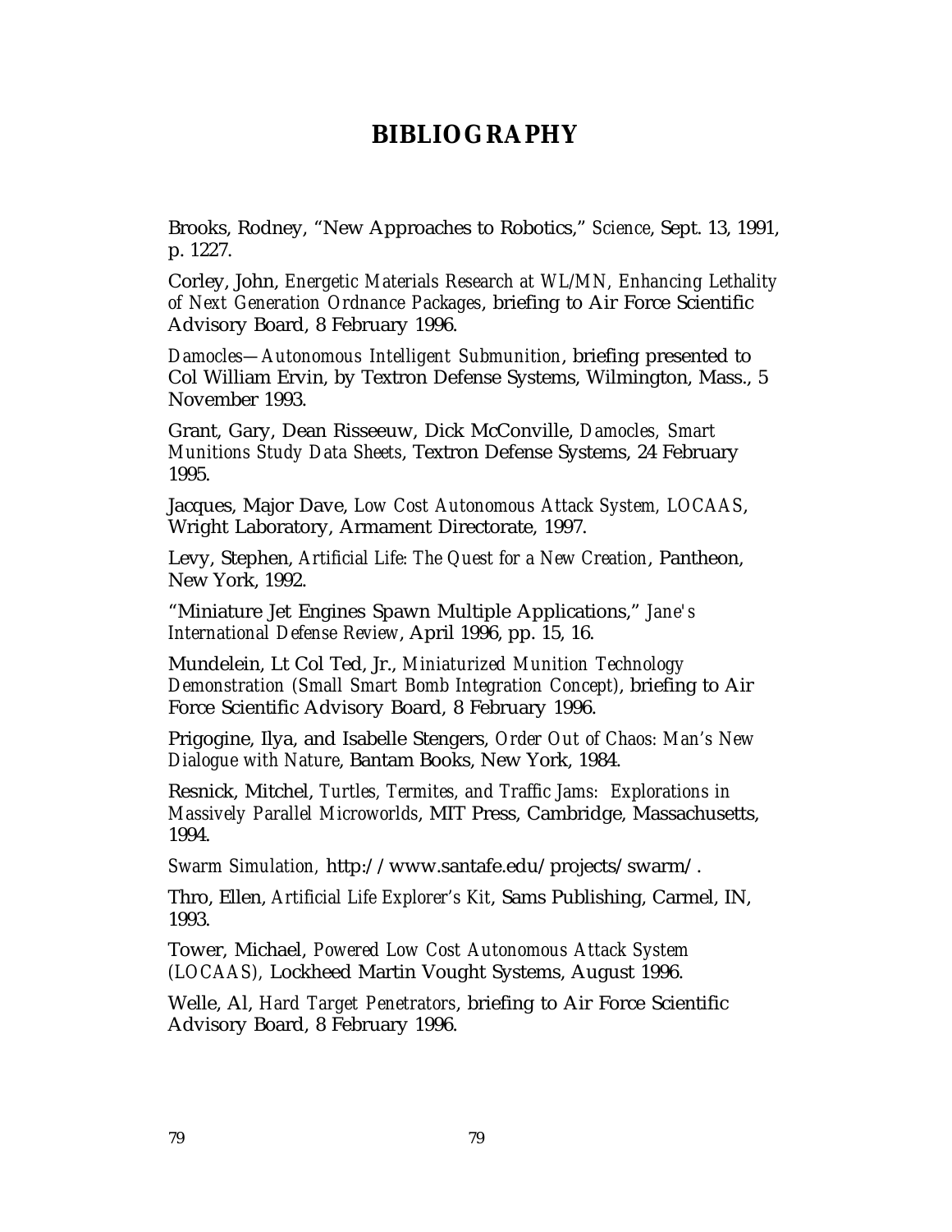# BIBLIOGRAPHY

Brooks, Rodney, "New Approaches to Robotics," *Science*, Sept. 13, 1991, p. 1227.

Corley, John, *Energetic Materials Research at WL/MN, Enhancing Lethality of Next Generation Ordnance Packages*, briefing to Air Force Scientific Advisory Board, 8 February 1996.

*Damocles—Autonomous Intelligent Submunition*, briefing presented to Col William Ervin, by Textron Defense Systems, Wilmington, Mass., 5 November 1993.

Grant, Gary, Dean Risseeuw, Dick McConville, *Damocles, Smart Munitions Study Data Sheets*, Textron Defense Systems, 24 February 1995.

Jacques, Major Dave, *Low Cost Autonomous Attack System, LOCAAS*, Wright Laboratory, Armament Directorate, 1997.

Levy, Stephen, *Artificial Life: The Quest for a New Creation*, Pantheon, New York, 1992.

"Miniature Jet Engines Spawn Multiple Applications," *Jane's International Defense Review*, April 1996, pp. 15, 16.

Mundelein, Lt Col Ted, Jr., *Miniaturized Munition Technology Demonstration (Small Smart Bomb Integration Concept)*, briefing to Air Force Scientific Advisory Board, 8 February 1996.

Prigogine, Ilya, and Isabelle Stengers, *Order Out of Chaos: Man's New Dialogue with Nature*, Bantam Books, New York, 1984.

Resnick, Mitchel, *Turtles, Termites, and Traffic Jams: Explorations in Massively Parallel Microworlds*, MIT Press, Cambridge, Massachusetts, 1994.

*Swarm Simulation,* http://www.santafe.edu/projects/swarm/.

Thro, Ellen, *Artificial Life Explorer's Kit*, Sams Publishing, Carmel, IN, 1993.

Tower, Michael, *Powered Low Cost Autonomous Attack System (LOCAAS),* Lockheed Martin Vought Systems, August 1996.

Welle, Al, *Hard Target Penetrators*, briefing to Air Force Scientific Advisory Board, 8 February 1996.